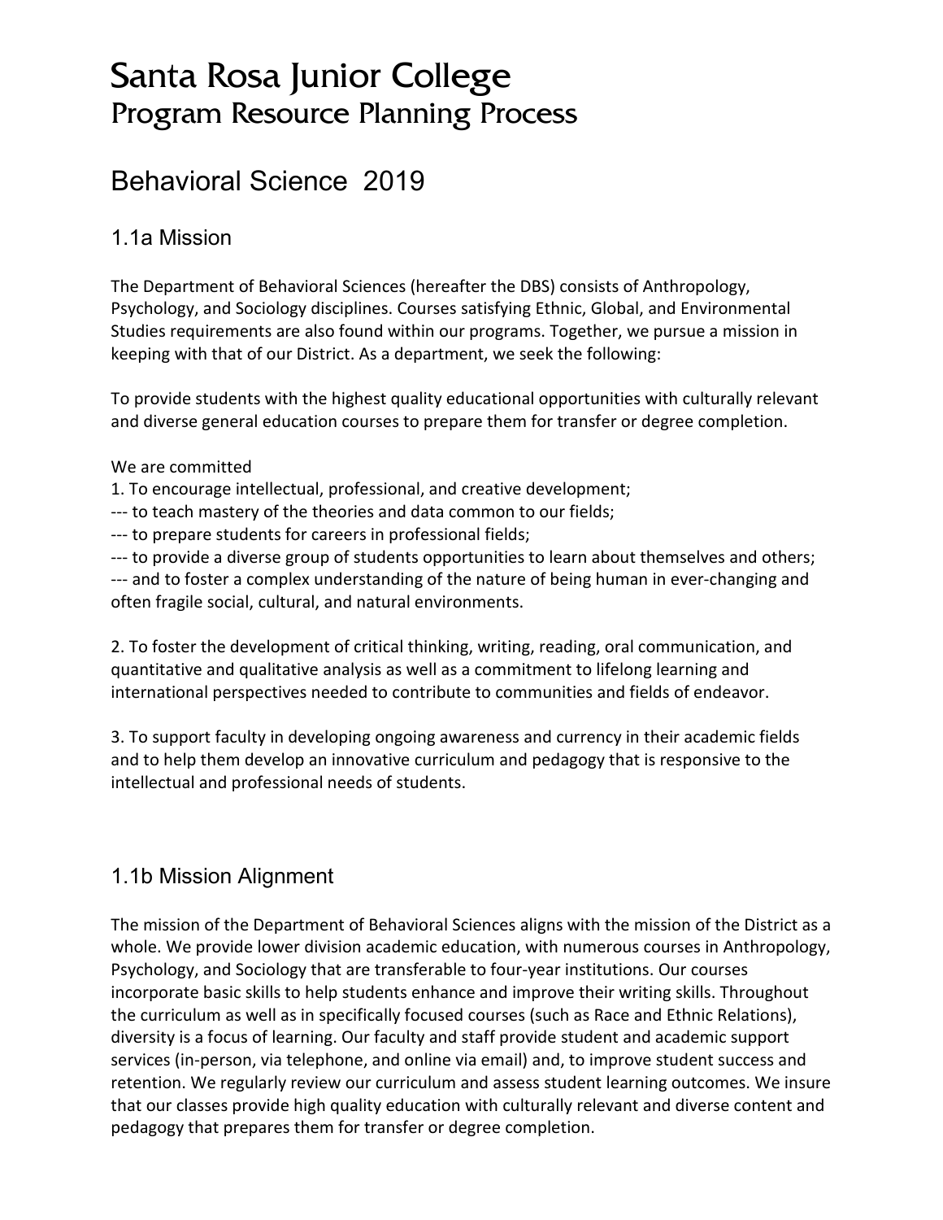# Santa Rosa Junior College
## Program Resource Planning Process

## Behavioral Science 2019

### 1.1a Mission

The Department of Behavioral Sciences (hereafter the DBS) consists of Anthropology, Psychology, and Sociology disciplines. Courses satisfying Ethnic, Global, and Environmental Studies requirements are also found within our programs. Together, we pursue a mission in keeping with that of our District. As a department, we seek the following:

To provide students with the highest quality educational opportunities with culturally relevant and diverse general education courses to prepare them for transfer or degree completion.

We are committed
1. To encourage intellectual, professional, and creative development;
--- to teach mastery of the theories and data common to our fields;
--- to prepare students for careers in professional fields;
--- to provide a diverse group of students opportunities to learn about themselves and others;
--- and to foster a complex understanding of the nature of being human in ever-changing and often fragile social, cultural, and natural environments.

2. To foster the development of critical thinking, writing, reading, oral communication, and quantitative and qualitative analysis as well as a commitment to lifelong learning and international perspectives needed to contribute to communities and fields of endeavor.

3. To support faculty in developing ongoing awareness and currency in their academic fields and to help them develop an innovative curriculum and pedagogy that is responsive to the intellectual and professional needs of students.

### 1.1b Mission Alignment

The mission of the Department of Behavioral Sciences aligns with the mission of the District as a whole. We provide lower division academic education, with numerous courses in Anthropology, Psychology, and Sociology that are transferable to four-year institutions. Our courses incorporate basic skills to help students enhance and improve their writing skills. Throughout the curriculum as well as in specifically focused courses (such as Race and Ethnic Relations), diversity is a focus of learning. Our faculty and staff provide student and academic support services (in-person, via telephone, and online via email) and, to improve student success and retention. We regularly review our curriculum and assess student learning outcomes. We insure that our classes provide high quality education with culturally relevant and diverse content and pedagogy that prepares them for transfer or degree completion.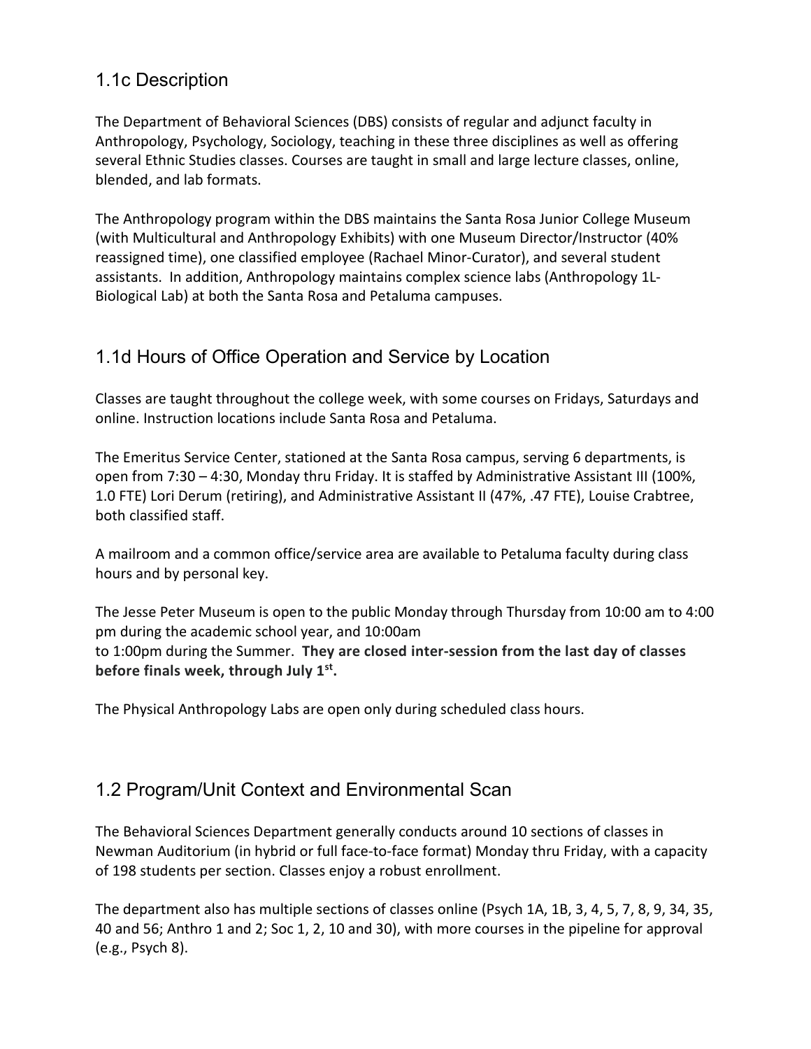## 1.1c Description

The Department of Behavioral Sciences (DBS) consists of regular and adjunct faculty in Anthropology, Psychology, Sociology, teaching in these three disciplines as well as offering several Ethnic Studies classes. Courses are taught in small and large lecture classes, online, blended, and lab formats.

The Anthropology program within the DBS maintains the Santa Rosa Junior College Museum (with Multicultural and Anthropology Exhibits) with one Museum Director/Instructor (40% reassigned time), one classified employee (Rachael Minor-Curator), and several student assistants. In addition, Anthropology maintains complex science labs (Anthropology 1L-Biological Lab) at both the Santa Rosa and Petaluma campuses.

## 1.1d Hours of Office Operation and Service by Location

Classes are taught throughout the college week, with some courses on Fridays, Saturdays and online. Instruction locations include Santa Rosa and Petaluma.

The Emeritus Service Center, stationed at the Santa Rosa campus, serving 6 departments, is open from 7:30 – 4:30, Monday thru Friday. It is staffed by Administrative Assistant III (100%, 1.0 FTE) Lori Derum (retiring), and Administrative Assistant II (47%, .47 FTE), Louise Crabtree, both classified staff.

A mailroom and a common office/service area are available to Petaluma faculty during class hours and by personal key.

The Jesse Peter Museum is open to the public Monday through Thursday from 10:00 am to 4:00 pm during the academic school year, and 10:00am to 1:00pm during the Summer. **They are closed inter-session from the last day of classes before finals week, through July 1st.**

The Physical Anthropology Labs are open only during scheduled class hours.

## 1.2 Program/Unit Context and Environmental Scan

The Behavioral Sciences Department generally conducts around 10 sections of classes in Newman Auditorium (in hybrid or full face-to-face format) Monday thru Friday, with a capacity of 198 students per section. Classes enjoy a robust enrollment.

The department also has multiple sections of classes online (Psych 1A, 1B, 3, 4, 5, 7, 8, 9, 34, 35, 40 and 56; Anthro 1 and 2; Soc 1, 2, 10 and 30), with more courses in the pipeline for approval (e.g., Psych 8).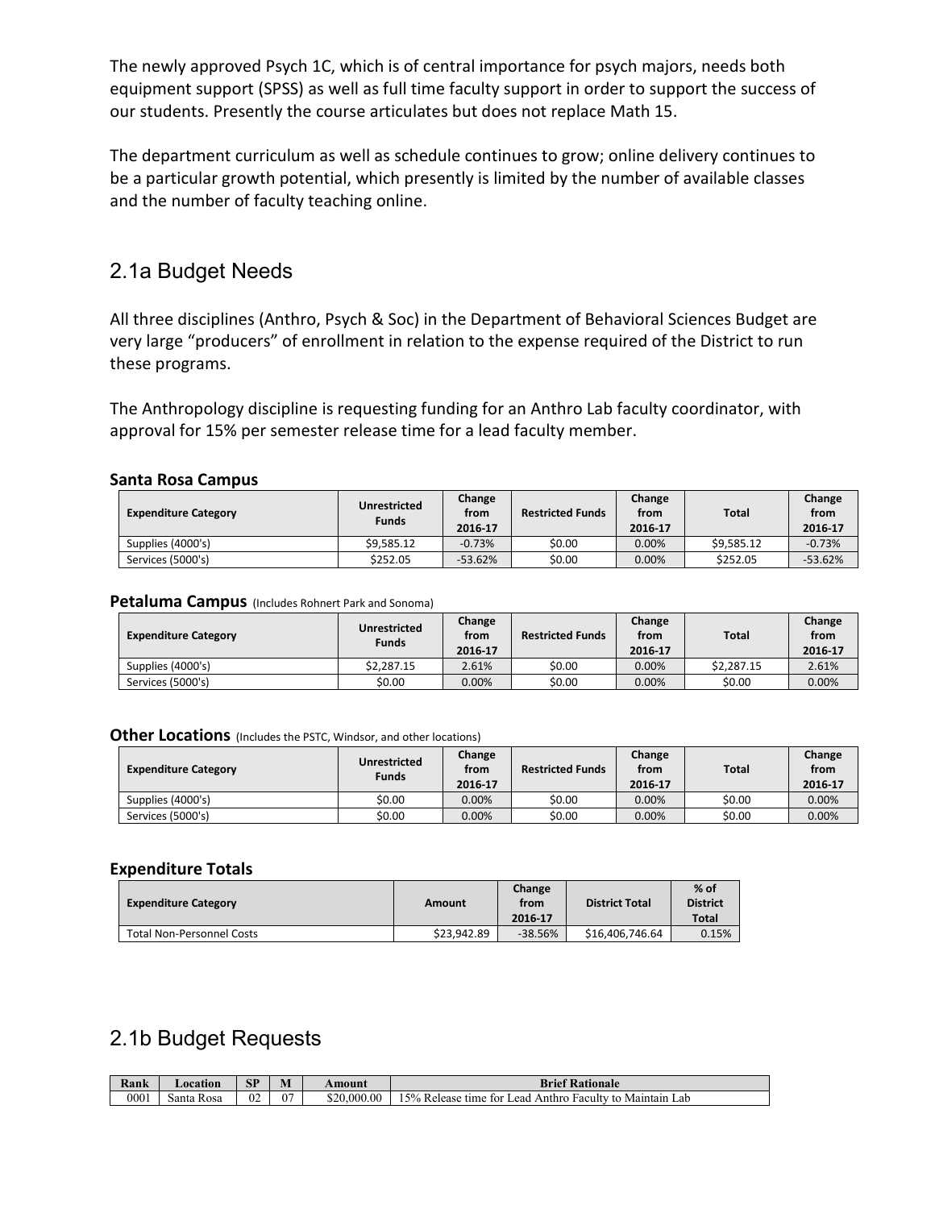The newly approved Psych 1C, which is of central importance for psych majors, needs both equipment support (SPSS) as well as full time faculty support in order to support the success of our students. Presently the course articulates but does not replace Math 15.

The department curriculum as well as schedule continues to grow; online delivery continues to be a particular growth potential, which presently is limited by the number of available classes and the number of faculty teaching online.

## 2.1a Budget Needs

All three disciplines (Anthro, Psych & Soc) in the Department of Behavioral Sciences Budget are very large "producers" of enrollment in relation to the expense required of the District to run these programs.

The Anthropology discipline is requesting funding for an Anthro Lab faculty coordinator, with approval for 15% per semester release time for a lead faculty member.

**Santa Rosa Campus**

| Expenditure Category | Unrestricted Funds | Change from 2016-17 | Restricted Funds | Change from 2016-17 | Total | Change from 2016-17 |
|---|---|---|---|---|---|---|
| Supplies (4000's) | $9,585.12 | -0.73% | $0.00 | 0.00% | $9,585.12 | -0.73% |
| Services (5000's) | $252.05 | -53.62% | $0.00 | 0.00% | $252.05 | -53.62% |

**Petaluma Campus** (Includes Rohnert Park and Sonoma)

| Expenditure Category | Unrestricted Funds | Change from 2016-17 | Restricted Funds | Change from 2016-17 | Total | Change from 2016-17 |
|---|---|---|---|---|---|---|
| Supplies (4000's) | $2,287.15 | 2.61% | $0.00 | 0.00% | $2,287.15 | 2.61% |
| Services (5000's) | $0.00 | 0.00% | $0.00 | 0.00% | $0.00 | 0.00% |

**Other Locations** (Includes the PSTC, Windsor, and other locations)

| Expenditure Category | Unrestricted Funds | Change from 2016-17 | Restricted Funds | Change from 2016-17 | Total | Change from 2016-17 |
|---|---|---|---|---|---|---|
| Supplies (4000's) | $0.00 | 0.00% | $0.00 | 0.00% | $0.00 | 0.00% |
| Services (5000's) | $0.00 | 0.00% | $0.00 | 0.00% | $0.00 | 0.00% |

**Expenditure Totals**

| Expenditure Category | Amount | Change from 2016-17 | District Total | % of District Total |
|---|---|---|---|---|
| Total Non-Personnel Costs | $23,942.89 | -38.56% | $16,406,746.64 | 0.15% |

## 2.1b Budget Requests

| Rank | Location | SP | M | Amount | Brief Rationale |
|---|---|---|---|---|---|
| 0001 | Santa Rosa | 02 | 07 | $20,000.00 | 15% Release time for Lead Anthro Faculty to Maintain Lab |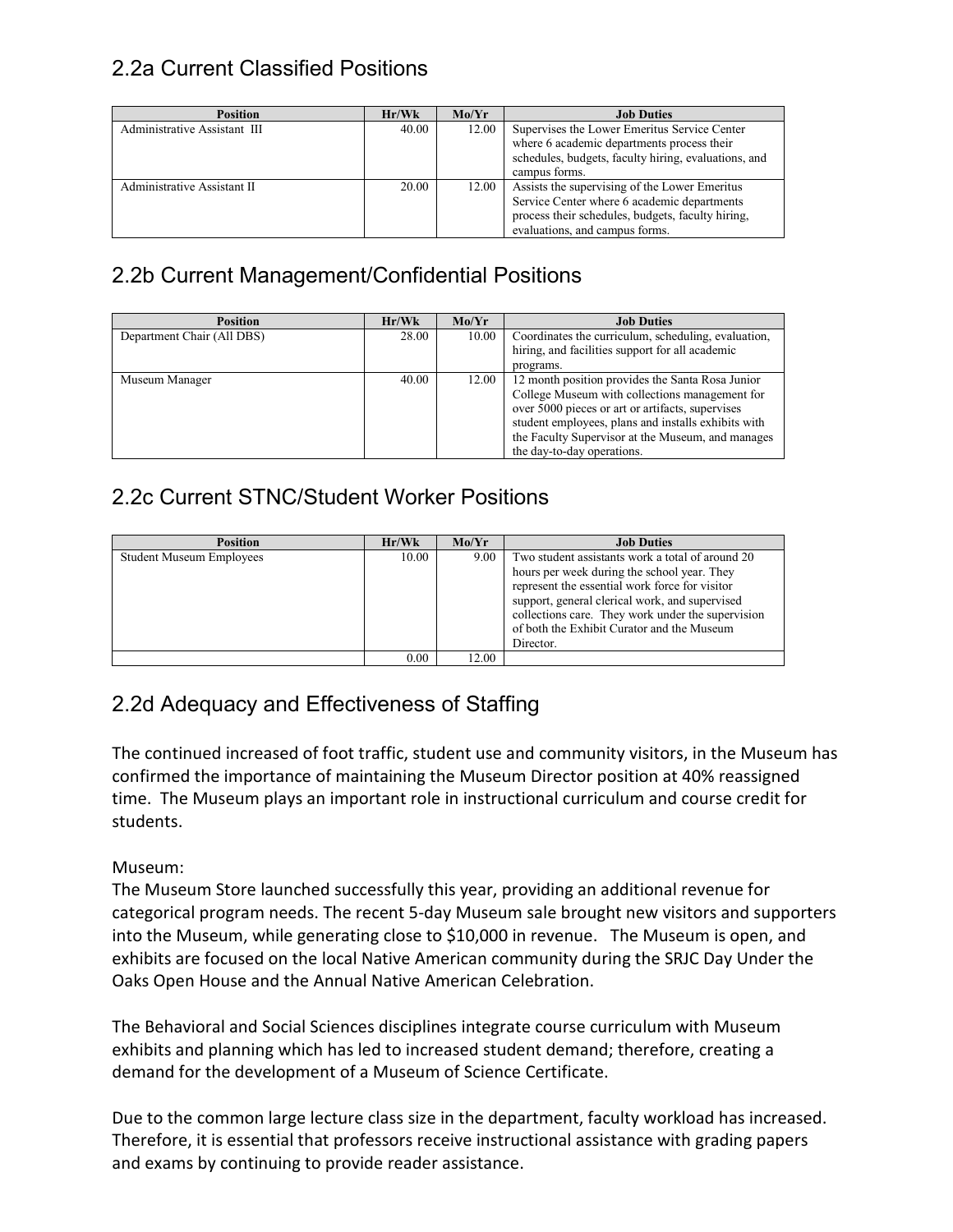## 2.2a Current Classified Positions

| Position | Hr/Wk | Mo/Yr | Job Duties |
|---|---|---|---|
| Administrative Assistant III | 40.00 | 12.00 | Supervises the Lower Emeritus Service Center where 6 academic departments process their schedules, budgets, faculty hiring, evaluations, and campus forms. |
| Administrative Assistant II | 20.00 | 12.00 | Assists the supervising of the Lower Emeritus Service Center where 6 academic departments process their schedules, budgets, faculty hiring, evaluations, and campus forms. |

## 2.2b Current Management/Confidential Positions

| Position | Hr/Wk | Mo/Yr | Job Duties |
|---|---|---|---|
| Department Chair (All DBS) | 28.00 | 10.00 | Coordinates the curriculum, scheduling, evaluation, hiring, and facilities support for all academic programs. |
| Museum Manager | 40.00 | 12.00 | 12 month position provides the Santa Rosa Junior College Museum with collections management for over 5000 pieces or art or artifacts, supervises student employees, plans and installs exhibits with the Faculty Supervisor at the Museum, and manages the day-to-day operations. |

## 2.2c Current STNC/Student Worker Positions

| Position | Hr/Wk | Mo/Yr | Job Duties |
|---|---|---|---|
| Student Museum Employees | 10.00 | 9.00 | Two student assistants work a total of around 20 hours per week during the school year. They represent the essential work force for visitor support, general clerical work, and supervised collections care. They work under the supervision of both the Exhibit Curator and the Museum Director. |
| | 0.00 | 12.00 | |

## 2.2d Adequacy and Effectiveness of Staffing

The continued increased of foot traffic, student use and community visitors, in the Museum has confirmed the importance of maintaining the Museum Director position at 40% reassigned time. The Museum plays an important role in instructional curriculum and course credit for students.

Museum:
The Museum Store launched successfully this year, providing an additional revenue for categorical program needs. The recent 5-day Museum sale brought new visitors and supporters into the Museum, while generating close to $10,000 in revenue. The Museum is open, and exhibits are focused on the local Native American community during the SRJC Day Under the Oaks Open House and the Annual Native American Celebration.

The Behavioral and Social Sciences disciplines integrate course curriculum with Museum exhibits and planning which has led to increased student demand; therefore, creating a demand for the development of a Museum of Science Certificate.

Due to the common large lecture class size in the department, faculty workload has increased. Therefore, it is essential that professors receive instructional assistance with grading papers and exams by continuing to provide reader assistance.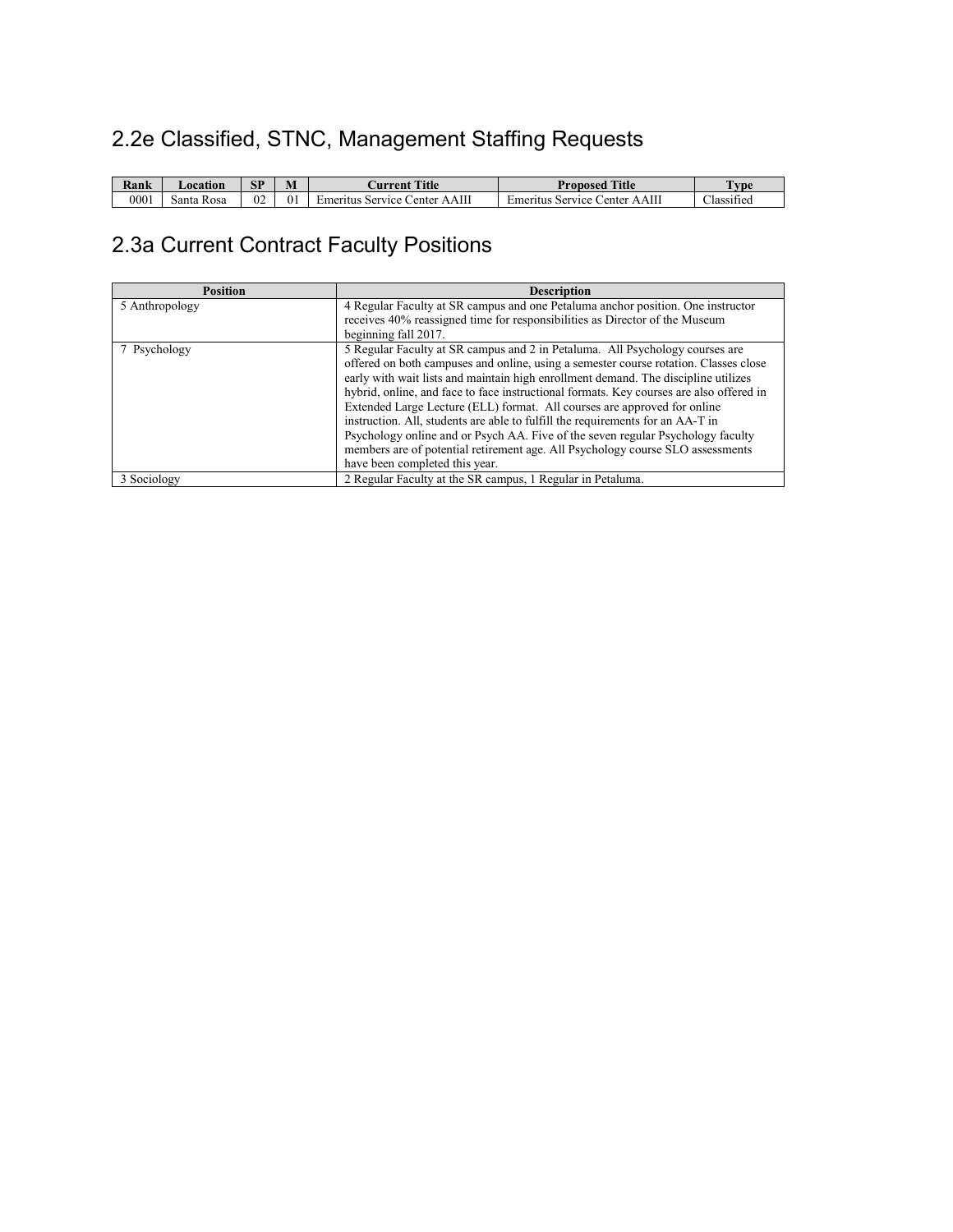## 2.2e Classified, STNC, Management Staffing Requests

| Rank | Location | SP | M | Current Title | Proposed Title | Type |
|---|---|---|---|---|---|---|
| 0001 | Santa Rosa | 02 | 01 | Emeritus Service Center AAIII | Emeritus Service Center AAIII | Classified |

## 2.3a Current Contract Faculty Positions

| Position | Description |
|---|---|
| 5 Anthropology | 4 Regular Faculty at SR campus and one Petaluma anchor position. One instructor receives 40% reassigned time for responsibilities as Director of the Museum beginning fall 2017. |
| 7 Psychology | 5 Regular Faculty at SR campus and 2 in Petaluma. All Psychology courses are offered on both campuses and online, using a semester course rotation. Classes close early with wait lists and maintain high enrollment demand. The discipline utilizes hybrid, online, and face to face instructional formats. Key courses are also offered in Extended Large Lecture (ELL) format. All courses are approved for online instruction. All, students are able to fulfill the requirements for an AA-T in Psychology online and or Psych AA. Five of the seven regular Psychology faculty members are of potential retirement age. All Psychology course SLO assessments have been completed this year. |
| 3 Sociology | 2 Regular Faculty at the SR campus, 1 Regular in Petaluma. |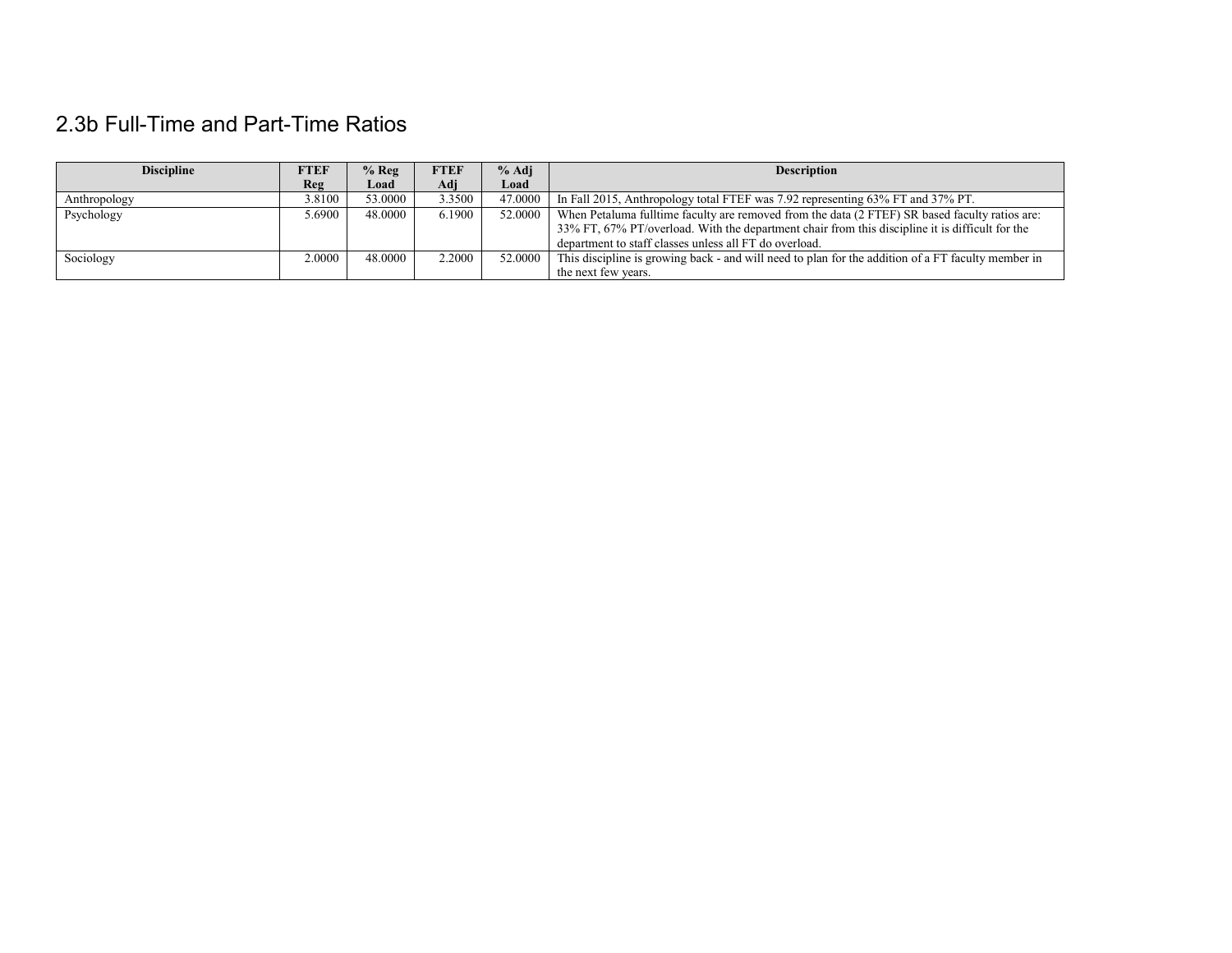## 2.3b Full-Time and Part-Time Ratios

| Discipline | FTEF Reg | % Reg Load | FTEF Adj | % Adj Load | Description |
|---|---|---|---|---|---|
| Anthropology | 3.8100 | 53.0000 | 3.3500 | 47.0000 | In Fall 2015, Anthropology total FTEF was 7.92 representing 63% FT and 37% PT. |
| Psychology | 5.6900 | 48.0000 | 6.1900 | 52.0000 | When Petaluma fulltime faculty are removed from the data (2 FTEF) SR based faculty ratios are: 33% FT, 67% PT/overload. With the department chair from this discipline it is difficult for the department to staff classes unless all FT do overload. |
| Sociology | 2.0000 | 48.0000 | 2.2000 | 52.0000 | This discipline is growing back - and will need to plan for the addition of a FT faculty member in the next few years. |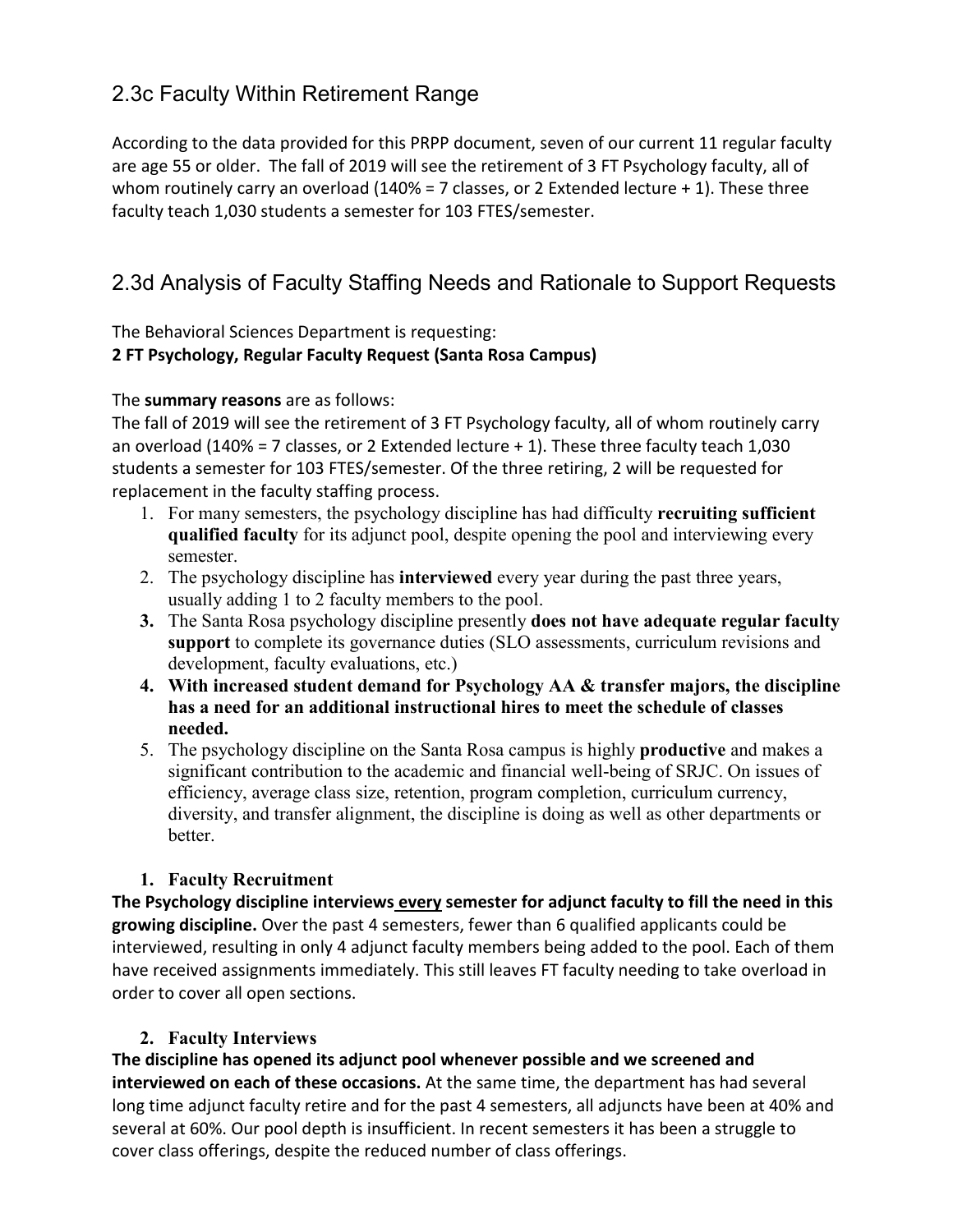## 2.3c Faculty Within Retirement Range

According to the data provided for this PRPP document, seven of our current 11 regular faculty are age 55 or older. The fall of 2019 will see the retirement of 3 FT Psychology faculty, all of whom routinely carry an overload (140% = 7 classes, or 2 Extended lecture + 1). These three faculty teach 1,030 students a semester for 103 FTES/semester.

## 2.3d Analysis of Faculty Staffing Needs and Rationale to Support Requests

The Behavioral Sciences Department is requesting:
**2 FT Psychology, Regular Faculty Request (Santa Rosa Campus)**

The **summary reasons** are as follows:
The fall of 2019 will see the retirement of 3 FT Psychology faculty, all of whom routinely carry an overload (140% = 7 classes, or 2 Extended lecture + 1). These three faculty teach 1,030 students a semester for 103 FTES/semester. Of the three retiring, 2 will be requested for replacement in the faculty staffing process.

1. For many semesters, the psychology discipline has had difficulty **recruiting sufficient qualified faculty** for its adjunct pool, despite opening the pool and interviewing every semester.
2. The psychology discipline has **interviewed** every year during the past three years, usually adding 1 to 2 faculty members to the pool.
3. The Santa Rosa psychology discipline presently **does not have adequate regular faculty support** to complete its governance duties (SLO assessments, curriculum revisions and development, faculty evaluations, etc.)
4. **With increased student demand for Psychology AA & transfer majors, the discipline has a need for an additional instructional hires to meet the schedule of classes needed.**
5. The psychology discipline on the Santa Rosa campus is highly **productive** and makes a significant contribution to the academic and financial well-being of SRJC. On issues of efficiency, average class size, retention, program completion, curriculum currency, diversity, and transfer alignment, the discipline is doing as well as other departments or better.

### 1. Faculty Recruitment

**The Psychology discipline interviews every semester for adjunct faculty to fill the need in this growing discipline.** Over the past 4 semesters, fewer than 6 qualified applicants could be interviewed, resulting in only 4 adjunct faculty members being added to the pool. Each of them have received assignments immediately. This still leaves FT faculty needing to take overload in order to cover all open sections.

### 2. Faculty Interviews

**The discipline has opened its adjunct pool whenever possible and we screened and interviewed on each of these occasions.** At the same time, the department has had several long time adjunct faculty retire and for the past 4 semesters, all adjuncts have been at 40% and several at 60%. Our pool depth is insufficient. In recent semesters it has been a struggle to cover class offerings, despite the reduced number of class offerings.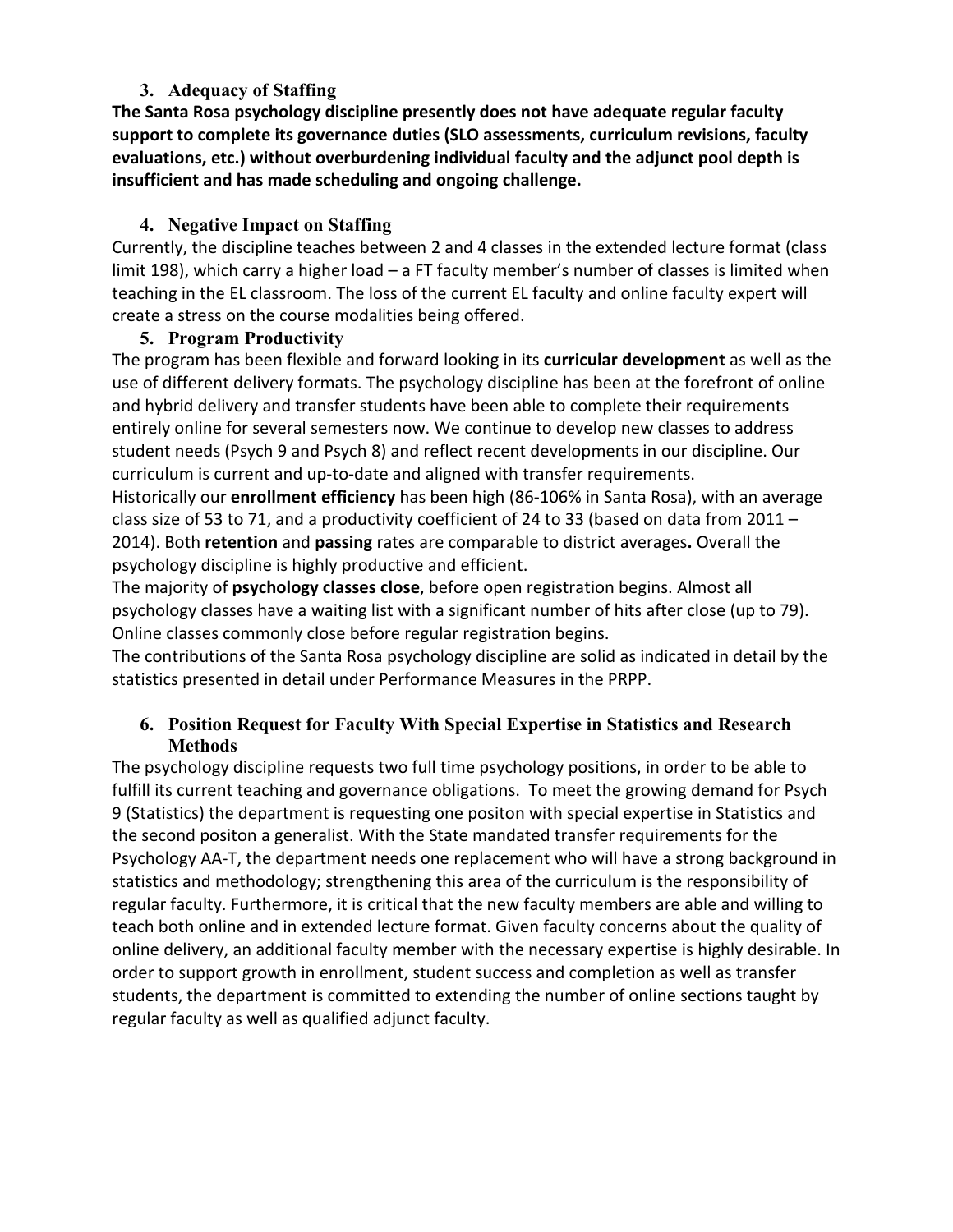### 3. Adequacy of Staffing

**The Santa Rosa psychology discipline presently does not have adequate regular faculty support to complete its governance duties (SLO assessments, curriculum revisions, faculty evaluations, etc.) without overburdening individual faculty and the adjunct pool depth is insufficient and has made scheduling and ongoing challenge.**

### 4. Negative Impact on Staffing

Currently, the discipline teaches between 2 and 4 classes in the extended lecture format (class limit 198), which carry a higher load – a FT faculty member's number of classes is limited when teaching in the EL classroom. The loss of the current EL faculty and online faculty expert will create a stress on the course modalities being offered.

### 5. Program Productivity

The program has been flexible and forward looking in its **curricular development** as well as the use of different delivery formats. The psychology discipline has been at the forefront of online and hybrid delivery and transfer students have been able to complete their requirements entirely online for several semesters now. We continue to develop new classes to address student needs (Psych 9 and Psych 8) and reflect recent developments in our discipline. Our curriculum is current and up-to-date and aligned with transfer requirements.

Historically our **enrollment efficiency** has been high (86-106% in Santa Rosa), with an average class size of 53 to 71, and a productivity coefficient of 24 to 33 (based on data from 2011 – 2014). Both **retention** and **passing** rates are comparable to district averages**.** Overall the psychology discipline is highly productive and efficient.

The majority of **psychology classes close**, before open registration begins. Almost all psychology classes have a waiting list with a significant number of hits after close (up to 79). Online classes commonly close before regular registration begins.

The contributions of the Santa Rosa psychology discipline are solid as indicated in detail by the statistics presented in detail under Performance Measures in the PRPP.

### 6. Position Request for Faculty With Special Expertise in Statistics and Research Methods

The psychology discipline requests two full time psychology positions, in order to be able to fulfill its current teaching and governance obligations. To meet the growing demand for Psych 9 (Statistics) the department is requesting one positon with special expertise in Statistics and the second positon a generalist. With the State mandated transfer requirements for the Psychology AA-T, the department needs one replacement who will have a strong background in statistics and methodology; strengthening this area of the curriculum is the responsibility of regular faculty. Furthermore, it is critical that the new faculty members are able and willing to teach both online and in extended lecture format. Given faculty concerns about the quality of online delivery, an additional faculty member with the necessary expertise is highly desirable. In order to support growth in enrollment, student success and completion as well as transfer students, the department is committed to extending the number of online sections taught by regular faculty as well as qualified adjunct faculty.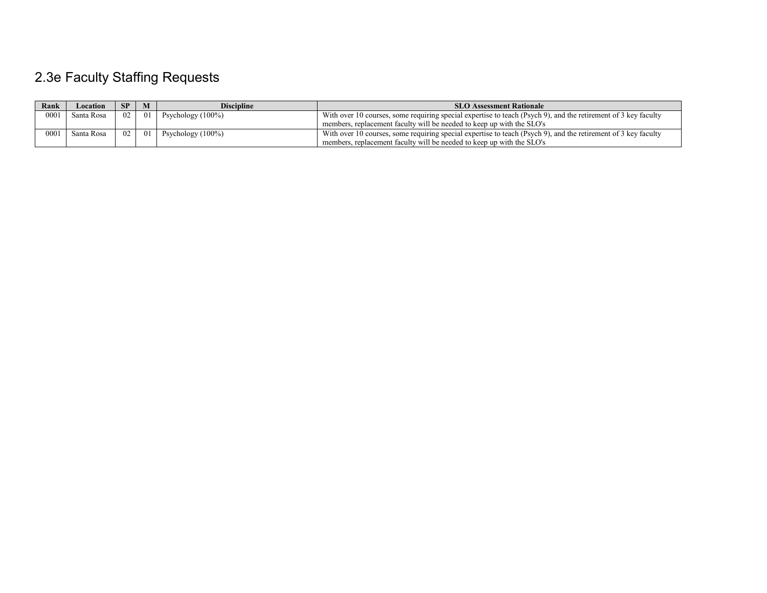## 2.3e Faculty Staffing Requests

| Rank | Location | SP | M | Discipline | SLO Assessment Rationale |
|---|---|---|---|---|---|
| 0001 | Santa Rosa | 02 | 01 | Psychology (100%) | With over 10 courses, some requiring special expertise to teach (Psych 9), and the retirement of 3 key faculty members, replacement faculty will be needed to keep up with the SLO's |
| 0001 | Santa Rosa | 02 | 01 | Psychology (100%) | With over 10 courses, some requiring special expertise to teach (Psych 9), and the retirement of 3 key faculty members, replacement faculty will be needed to keep up with the SLO's |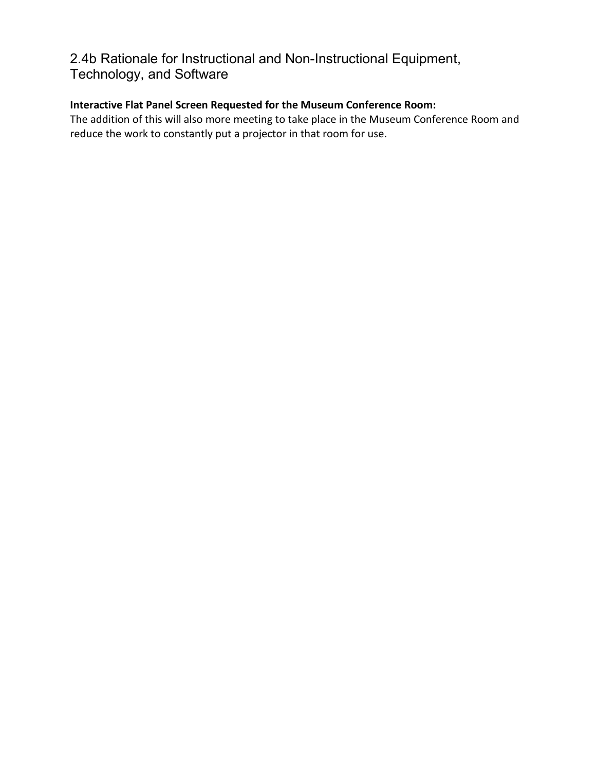## 2.4b Rationale for Instructional and Non-Instructional Equipment, Technology, and Software

**Interactive Flat Panel Screen Requested for the Museum Conference Room:**
The addition of this will also more meeting to take place in the Museum Conference Room and reduce the work to constantly put a projector in that room for use.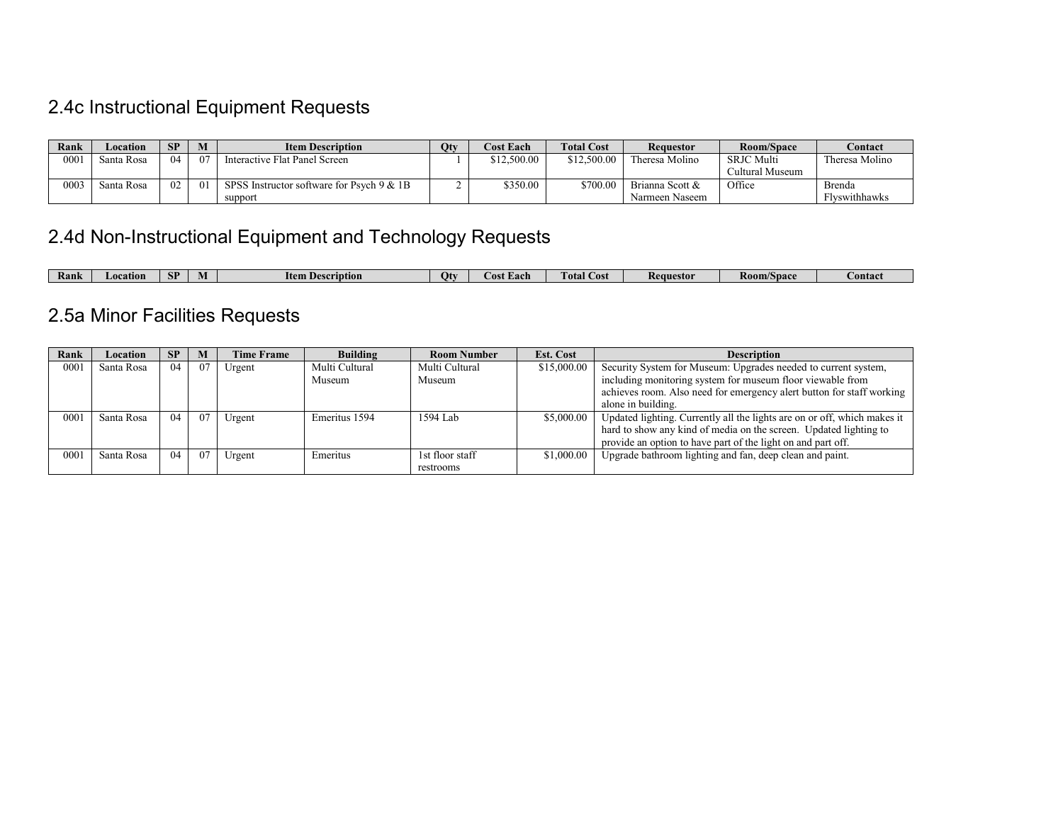## 2.4c Instructional Equipment Requests

| Rank | Location | SP | M | Item Description | Qty | Cost Each | Total Cost | Requestor | Room/Space | Contact |
|---|---|---|---|---|---|---|---|---|---|---|
| 0001 | Santa Rosa | 04 | 07 | Interactive Flat Panel Screen | 1 | $12,500.00 | $12,500.00 | Theresa Molino | SRJC Multi Cultural Museum | Theresa Molino |
| 0003 | Santa Rosa | 02 | 01 | SPSS Instructor software for Psych 9 & 1B support | 2 | $350.00 | $700.00 | Brianna Scott & Narmeen Naseem | Office | Brenda Flyswithhawks |

## 2.4d Non-Instructional Equipment and Technology Requests

| Rank | Location | SP | M | Item Description | Qty | Cost Each | Total Cost | Requestor | Room/Space | Contact |
|---|---|---|---|---|---|---|---|---|---|---|

## 2.5a Minor Facilities Requests

| Rank | Location | SP | M | Time Frame | Building | Room Number | Est. Cost | Description |
|---|---|---|---|---|---|---|---|---|
| 0001 | Santa Rosa | 04 | 07 | Urgent | Multi Cultural Museum | Multi Cultural Museum | $15,000.00 | Security System for Museum: Upgrades needed to current system, including monitoring system for museum floor viewable from achieves room. Also need for emergency alert button for staff working alone in building. |
| 0001 | Santa Rosa | 04 | 07 | Urgent | Emeritus 1594 | 1594 Lab | $5,000.00 | Updated lighting. Currently all the lights are on or off, which makes it hard to show any kind of media on the screen. Updated lighting to provide an option to have part of the light on and part off. |
| 0001 | Santa Rosa | 04 | 07 | Urgent | Emeritus | 1st floor staff restrooms | $1,000.00 | Upgrade bathroom lighting and fan, deep clean and paint. |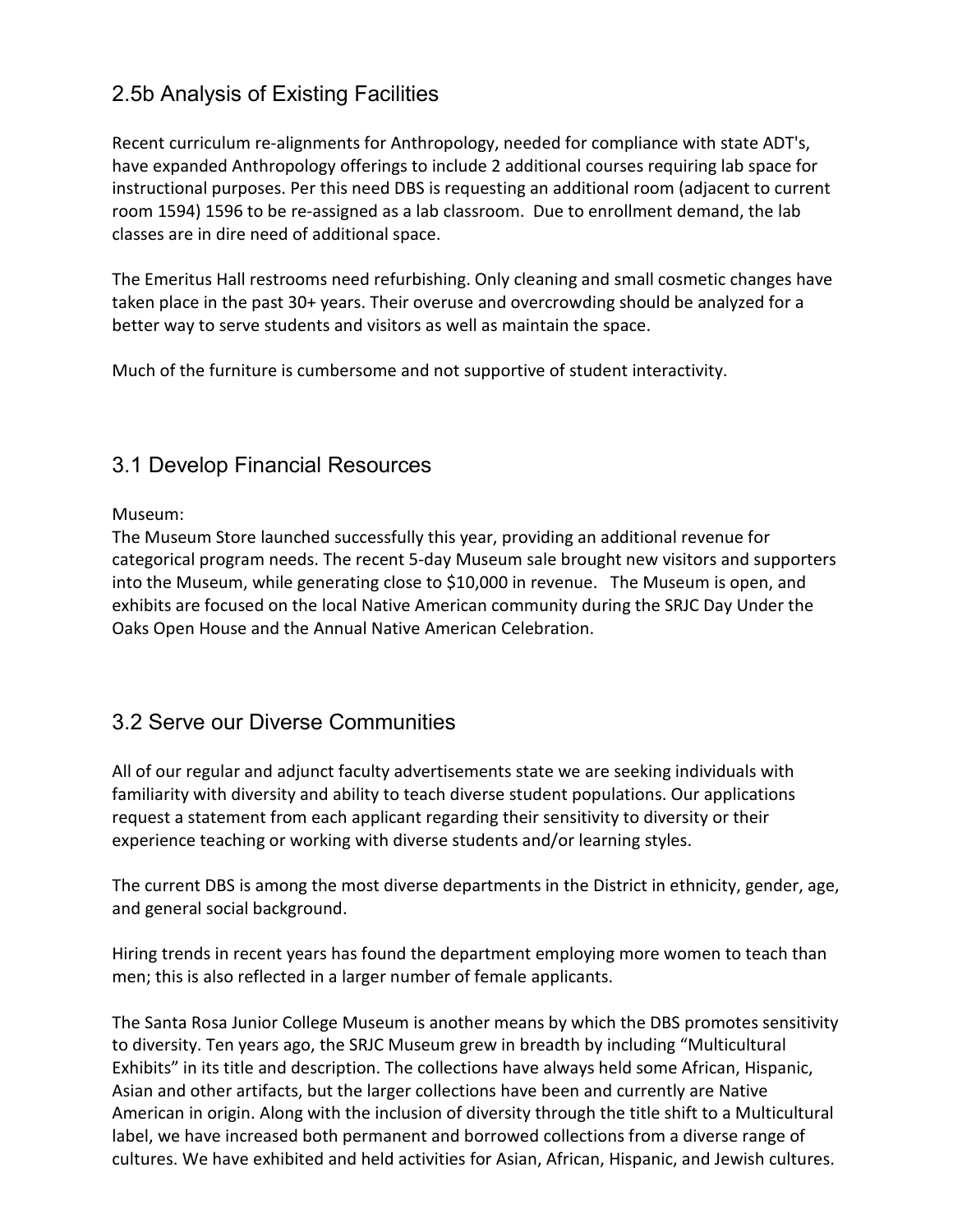## 2.5b Analysis of Existing Facilities

Recent curriculum re-alignments for Anthropology, needed for compliance with state ADT's, have expanded Anthropology offerings to include 2 additional courses requiring lab space for instructional purposes. Per this need DBS is requesting an additional room (adjacent to current room 1594) 1596 to be re-assigned as a lab classroom. Due to enrollment demand, the lab classes are in dire need of additional space.

The Emeritus Hall restrooms need refurbishing. Only cleaning and small cosmetic changes have taken place in the past 30+ years. Their overuse and overcrowding should be analyzed for a better way to serve students and visitors as well as maintain the space.

Much of the furniture is cumbersome and not supportive of student interactivity.

## 3.1 Develop Financial Resources

Museum:
The Museum Store launched successfully this year, providing an additional revenue for categorical program needs. The recent 5-day Museum sale brought new visitors and supporters into the Museum, while generating close to $10,000 in revenue. The Museum is open, and exhibits are focused on the local Native American community during the SRJC Day Under the Oaks Open House and the Annual Native American Celebration.

## 3.2 Serve our Diverse Communities

All of our regular and adjunct faculty advertisements state we are seeking individuals with familiarity with diversity and ability to teach diverse student populations. Our applications request a statement from each applicant regarding their sensitivity to diversity or their experience teaching or working with diverse students and/or learning styles.

The current DBS is among the most diverse departments in the District in ethnicity, gender, age, and general social background.

Hiring trends in recent years has found the department employing more women to teach than men; this is also reflected in a larger number of female applicants.

The Santa Rosa Junior College Museum is another means by which the DBS promotes sensitivity to diversity. Ten years ago, the SRJC Museum grew in breadth by including "Multicultural Exhibits" in its title and description. The collections have always held some African, Hispanic, Asian and other artifacts, but the larger collections have been and currently are Native American in origin. Along with the inclusion of diversity through the title shift to a Multicultural label, we have increased both permanent and borrowed collections from a diverse range of cultures. We have exhibited and held activities for Asian, African, Hispanic, and Jewish cultures.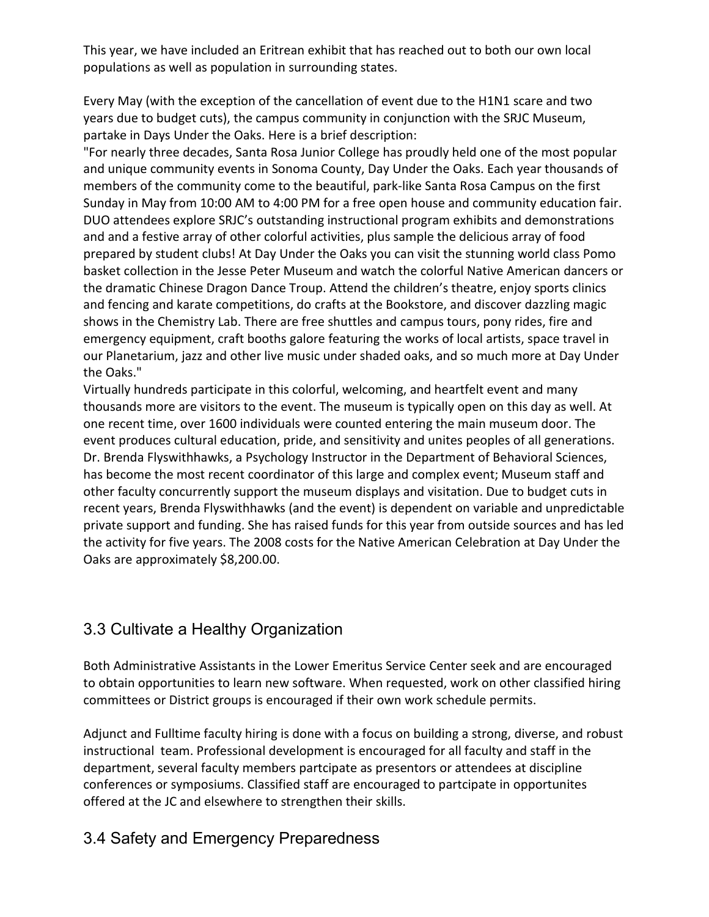This year, we have included an Eritrean exhibit that has reached out to both our own local populations as well as population in surrounding states.

Every May (with the exception of the cancellation of event due to the H1N1 scare and two years due to budget cuts), the campus community in conjunction with the SRJC Museum, partake in Days Under the Oaks. Here is a brief description:
"For nearly three decades, Santa Rosa Junior College has proudly held one of the most popular and unique community events in Sonoma County, Day Under the Oaks. Each year thousands of members of the community come to the beautiful, park-like Santa Rosa Campus on the first Sunday in May from 10:00 AM to 4:00 PM for a free open house and community education fair. DUO attendees explore SRJC's outstanding instructional program exhibits and demonstrations and and a festive array of other colorful activities, plus sample the delicious array of food prepared by student clubs! At Day Under the Oaks you can visit the stunning world class Pomo basket collection in the Jesse Peter Museum and watch the colorful Native American dancers or the dramatic Chinese Dragon Dance Troup. Attend the children's theatre, enjoy sports clinics and fencing and karate competitions, do crafts at the Bookstore, and discover dazzling magic shows in the Chemistry Lab. There are free shuttles and campus tours, pony rides, fire and emergency equipment, craft booths galore featuring the works of local artists, space travel in our Planetarium, jazz and other live music under shaded oaks, and so much more at Day Under the Oaks."
Virtually hundreds participate in this colorful, welcoming, and heartfelt event and many thousands more are visitors to the event. The museum is typically open on this day as well. At one recent time, over 1600 individuals were counted entering the main museum door. The event produces cultural education, pride, and sensitivity and unites peoples of all generations. Dr. Brenda Flyswithhawks, a Psychology Instructor in the Department of Behavioral Sciences, has become the most recent coordinator of this large and complex event; Museum staff and other faculty concurrently support the museum displays and visitation. Due to budget cuts in recent years, Brenda Flyswithhawks (and the event) is dependent on variable and unpredictable private support and funding. She has raised funds for this year from outside sources and has led the activity for five years. The 2008 costs for the Native American Celebration at Day Under the Oaks are approximately $8,200.00.

## 3.3 Cultivate a Healthy Organization

Both Administrative Assistants in the Lower Emeritus Service Center seek and are encouraged to obtain opportunities to learn new software. When requested, work on other classified hiring committees or District groups is encouraged if their own work schedule permits.

Adjunct and Fulltime faculty hiring is done with a focus on building a strong, diverse, and robust instructional team. Professional development is encouraged for all faculty and staff in the department, several faculty members partcipate as presentors or attendees at discipline conferences or symposiums. Classified staff are encouraged to partcipate in opportunites offered at the JC and elsewhere to strengthen their skills.

## 3.4 Safety and Emergency Preparedness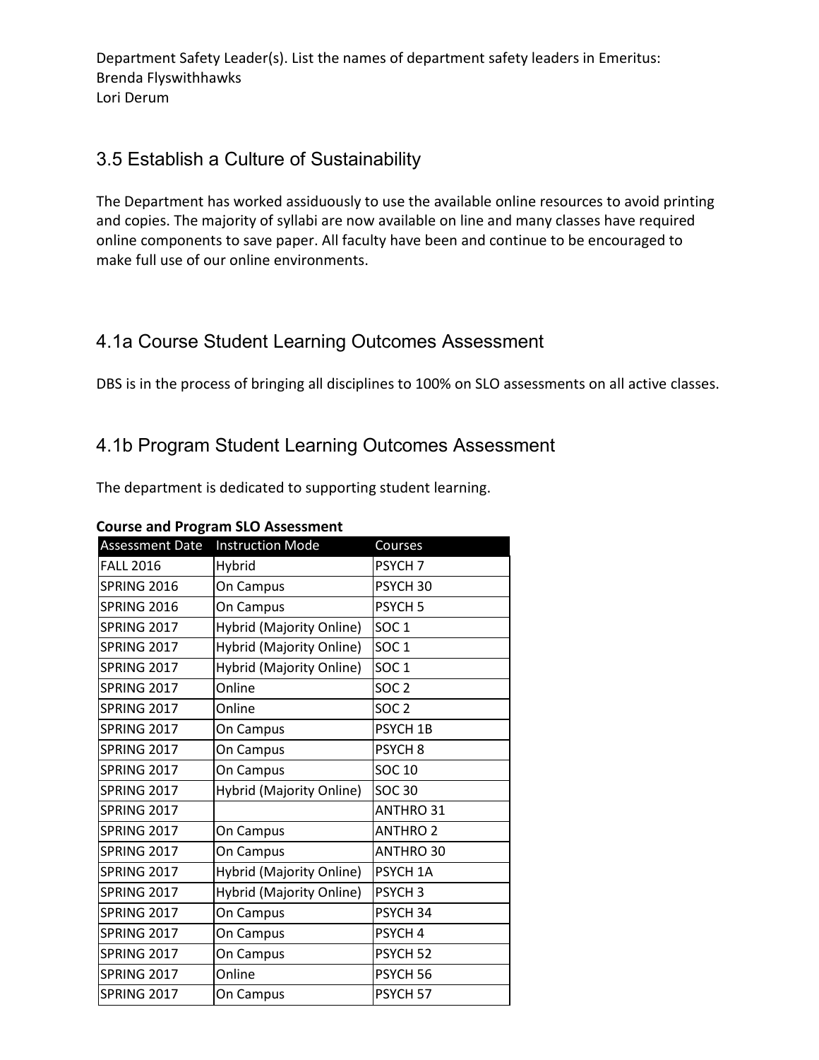Department Safety Leader(s). List the names of department safety leaders in Emeritus:
Brenda Flyswithhawks
Lori Derum

## 3.5 Establish a Culture of Sustainability

The Department has worked assiduously to use the available online resources to avoid printing and copies. The majority of syllabi are now available on line and many classes have required online components to save paper. All faculty have been and continue to be encouraged to make full use of our online environments.

## 4.1a Course Student Learning Outcomes Assessment

DBS is in the process of bringing all disciplines to 100% on SLO assessments on all active classes.

## 4.1b Program Student Learning Outcomes Assessment

The department is dedicated to supporting student learning.

**Course and Program SLO Assessment**

| Assessment Date | Instruction Mode | Courses |
|---|---|---|
| FALL 2016 | Hybrid | PSYCH 7 |
| SPRING 2016 | On Campus | PSYCH 30 |
| SPRING 2016 | On Campus | PSYCH 5 |
| SPRING 2017 | Hybrid (Majority Online) | SOC 1 |
| SPRING 2017 | Hybrid (Majority Online) | SOC 1 |
| SPRING 2017 | Hybrid (Majority Online) | SOC 1 |
| SPRING 2017 | Online | SOC 2 |
| SPRING 2017 | Online | SOC 2 |
| SPRING 2017 | On Campus | PSYCH 1B |
| SPRING 2017 | On Campus | PSYCH 8 |
| SPRING 2017 | On Campus | SOC 10 |
| SPRING 2017 | Hybrid (Majority Online) | SOC 30 |
| SPRING 2017 | | ANTHRO 31 |
| SPRING 2017 | On Campus | ANTHRO 2 |
| SPRING 2017 | On Campus | ANTHRO 30 |
| SPRING 2017 | Hybrid (Majority Online) | PSYCH 1A |
| SPRING 2017 | Hybrid (Majority Online) | PSYCH 3 |
| SPRING 2017 | On Campus | PSYCH 34 |
| SPRING 2017 | On Campus | PSYCH 4 |
| SPRING 2017 | On Campus | PSYCH 52 |
| SPRING 2017 | Online | PSYCH 56 |
| SPRING 2017 | On Campus | PSYCH 57 |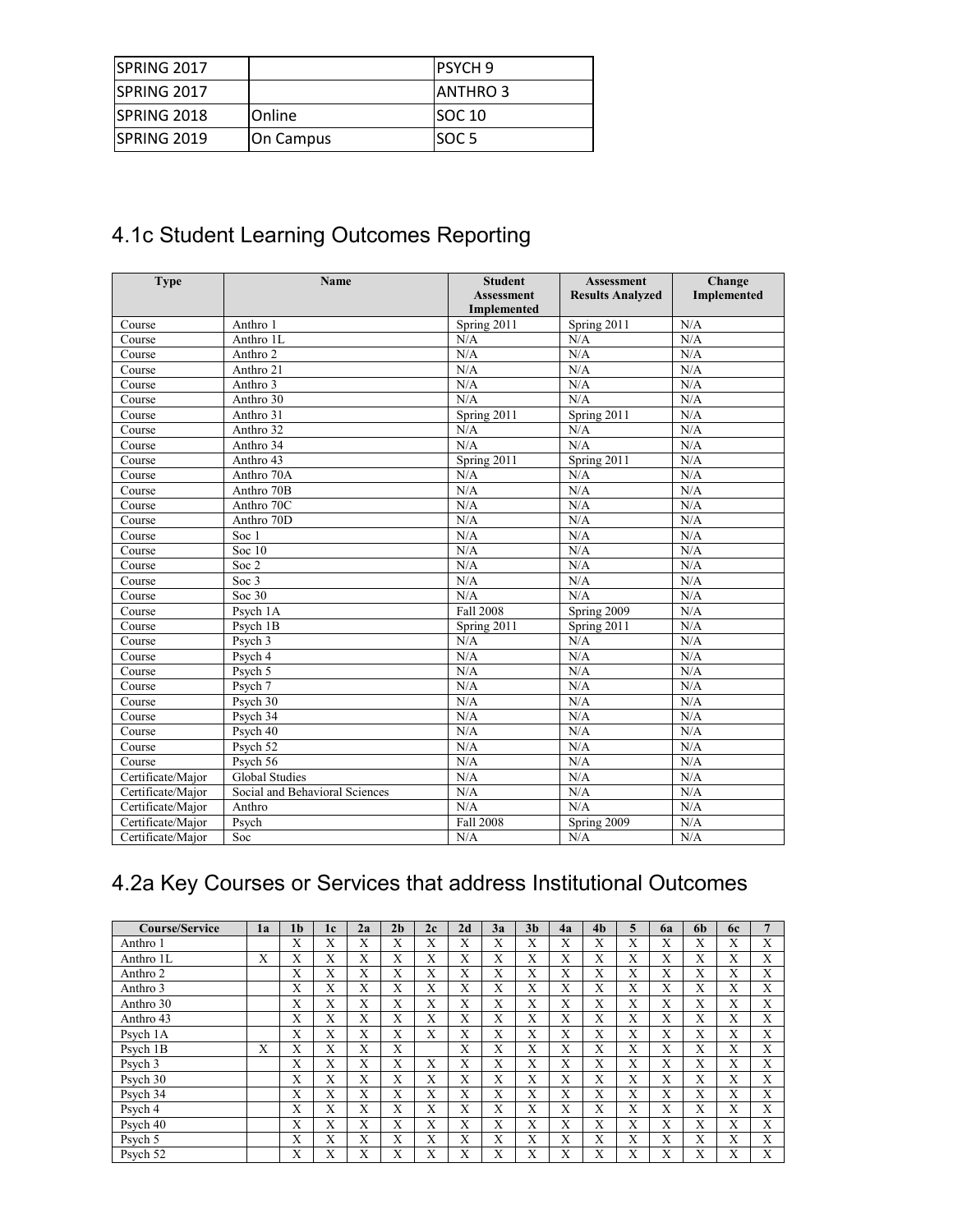| | | |
|---|---|---|
| SPRING 2017 | | PSYCH 9 |
| SPRING 2017 | | ANTHRO 3 |
| SPRING 2018 | Online | SOC 10 |
| SPRING 2019 | On Campus | SOC 5 |

## 4.1c Student Learning Outcomes Reporting

| Type | Name | Student Assessment Implemented | Assessment Results Analyzed | Change Implemented |
|---|---|---|---|---|
| Course | Anthro 1 | Spring 2011 | Spring 2011 | N/A |
| Course | Anthro 1L | N/A | N/A | N/A |
| Course | Anthro 2 | N/A | N/A | N/A |
| Course | Anthro 21 | N/A | N/A | N/A |
| Course | Anthro 3 | N/A | N/A | N/A |
| Course | Anthro 30 | N/A | N/A | N/A |
| Course | Anthro 31 | Spring 2011 | Spring 2011 | N/A |
| Course | Anthro 32 | N/A | N/A | N/A |
| Course | Anthro 34 | N/A | N/A | N/A |
| Course | Anthro 43 | Spring 2011 | Spring 2011 | N/A |
| Course | Anthro 70A | N/A | N/A | N/A |
| Course | Anthro 70B | N/A | N/A | N/A |
| Course | Anthro 70C | N/A | N/A | N/A |
| Course | Anthro 70D | N/A | N/A | N/A |
| Course | Soc 1 | N/A | N/A | N/A |
| Course | Soc 10 | N/A | N/A | N/A |
| Course | Soc 2 | N/A | N/A | N/A |
| Course | Soc 3 | N/A | N/A | N/A |
| Course | Soc 30 | N/A | N/A | N/A |
| Course | Psych 1A | Fall 2008 | Spring 2009 | N/A |
| Course | Psych 1B | Spring 2011 | Spring 2011 | N/A |
| Course | Psych 3 | N/A | N/A | N/A |
| Course | Psych 4 | N/A | N/A | N/A |
| Course | Psych 5 | N/A | N/A | N/A |
| Course | Psych 7 | N/A | N/A | N/A |
| Course | Psych 30 | N/A | N/A | N/A |
| Course | Psych 34 | N/A | N/A | N/A |
| Course | Psych 40 | N/A | N/A | N/A |
| Course | Psych 52 | N/A | N/A | N/A |
| Course | Psych 56 | N/A | N/A | N/A |
| Certificate/Major | Global Studies | N/A | N/A | N/A |
| Certificate/Major | Social and Behavioral Sciences | N/A | N/A | N/A |
| Certificate/Major | Anthro | N/A | N/A | N/A |
| Certificate/Major | Psych | Fall 2008 | Spring 2009 | N/A |
| Certificate/Major | Soc | N/A | N/A | N/A |

## 4.2a Key Courses or Services that address Institutional Outcomes

| Course/Service | 1a | 1b | 1c | 2a | 2b | 2c | 2d | 3a | 3b | 4a | 4b | 5 | 6a | 6b | 6c | 7 |
|---|---|---|---|---|---|---|---|---|---|---|---|---|---|---|---|---|
| Anthro 1 | | X | X | X | X | X | X | X | X | X | X | X | X | X | X | X |
| Anthro 1L | X | X | X | X | X | X | X | X | X | X | X | X | X | X | X | X |
| Anthro 2 | | X | X | X | X | X | X | X | X | X | X | X | X | X | X | X |
| Anthro 3 | | X | X | X | X | X | X | X | X | X | X | X | X | X | X | X |
| Anthro 30 | | X | X | X | X | X | X | X | X | X | X | X | X | X | X | X |
| Anthro 43 | | X | X | X | X | X | X | X | X | X | X | X | X | X | X | X |
| Psych 1A | | X | X | X | X | X | X | X | X | X | X | X | X | X | X | X |
| Psych 1B | X | X | X | X | X | | X | X | X | X | X | X | X | X | X | X |
| Psych 3 | | X | X | X | X | X | X | X | X | X | X | X | X | X | X | X |
| Psych 30 | | X | X | X | X | X | X | X | X | X | X | X | X | X | X | X |
| Psych 34 | | X | X | X | X | X | X | X | X | X | X | X | X | X | X | X |
| Psych 4 | | X | X | X | X | X | X | X | X | X | X | X | X | X | X | X |
| Psych 40 | | X | X | X | X | X | X | X | X | X | X | X | X | X | X | X |
| Psych 5 | | X | X | X | X | X | X | X | X | X | X | X | X | X | X | X |
| Psych 52 | | X | X | X | X | X | X | X | X | X | X | X | X | X | X | X |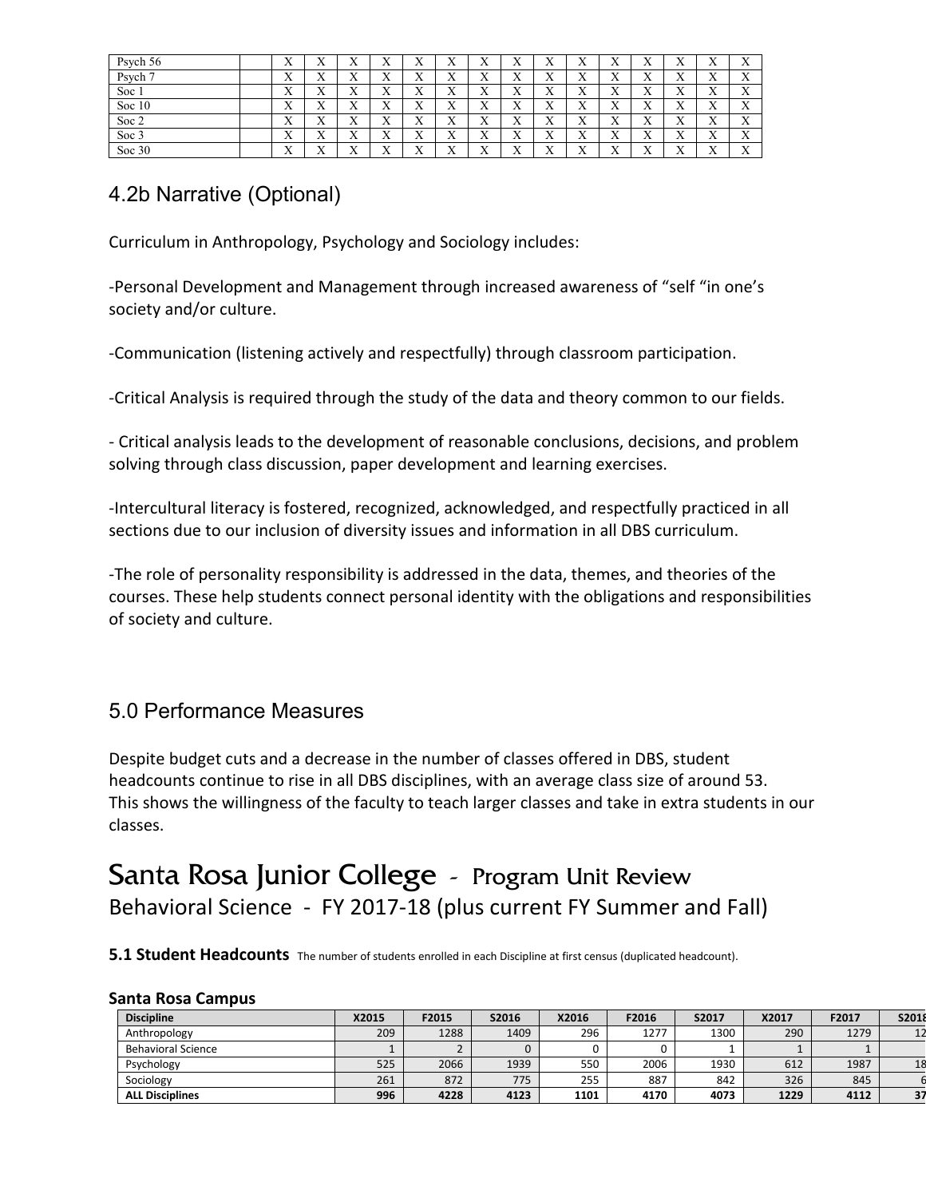| | | | | | | | | | | | | | | | | |
|---|---|---|---|---|---|---|---|---|---|---|---|---|---|---|---|---|
| Psych 56 | | X | X | X | X | X | X | X | X | X | X | X | X | X | X | X |
| Psych 7 | | X | X | X | X | X | X | X | X | X | X | X | X | X | X | X |
| Soc 1 | | X | X | X | X | X | X | X | X | X | X | X | X | X | X | X |
| Soc 10 | | X | X | X | X | X | X | X | X | X | X | X | X | X | X | X |
| Soc 2 | | X | X | X | X | X | X | X | X | X | X | X | X | X | X | X |
| Soc 3 | | X | X | X | X | X | X | X | X | X | X | X | X | X | X | X |
| Soc 30 | | X | X | X | X | X | X | X | X | X | X | X | X | X | X | X |

## 4.2b Narrative (Optional)

Curriculum in Anthropology, Psychology and Sociology includes:

-Personal Development and Management through increased awareness of "self "in one's society and/or culture.

-Communication (listening actively and respectfully) through classroom participation.

-Critical Analysis is required through the study of the data and theory common to our fields.

- Critical analysis leads to the development of reasonable conclusions, decisions, and problem solving through class discussion, paper development and learning exercises.

-Intercultural literacy is fostered, recognized, acknowledged, and respectfully practiced in all sections due to our inclusion of diversity issues and information in all DBS curriculum.

-The role of personality responsibility is addressed in the data, themes, and theories of the courses. These help students connect personal identity with the obligations and responsibilities of society and culture.

## 5.0 Performance Measures

Despite budget cuts and a decrease in the number of classes offered in DBS, student headcounts continue to rise in all DBS disciplines, with an average class size of around 53. This shows the willingness of the faculty to teach larger classes and take in extra students in our classes.

# Santa Rosa Junior College - Program Unit Review

Behavioral Science - FY 2017-18 (plus current FY Summer and Fall)

**5.1 Student Headcounts** The number of students enrolled in each Discipline at first census (duplicated headcount).

**Santa Rosa Campus**

| Discipline | X2015 | F2015 | S2016 | X2016 | F2016 | S2017 | X2017 | F2017 | S2018 |
|---|---|---|---|---|---|---|---|---|---|
| Anthropology | 209 | 1288 | 1409 | 296 | 1277 | 1300 | 290 | 1279 | 12 |
| Behavioral Science | 1 | 2 | 0 | 0 | 0 | 1 | 1 | 1 | |
| Psychology | 525 | 2066 | 1939 | 550 | 2006 | 1930 | 612 | 1987 | 18 |
| Sociology | 261 | 872 | 775 | 255 | 887 | 842 | 326 | 845 | 6 |
| **ALL Disciplines** | **996** | **4228** | **4123** | **1101** | **4170** | **4073** | **1229** | **4112** | **37** |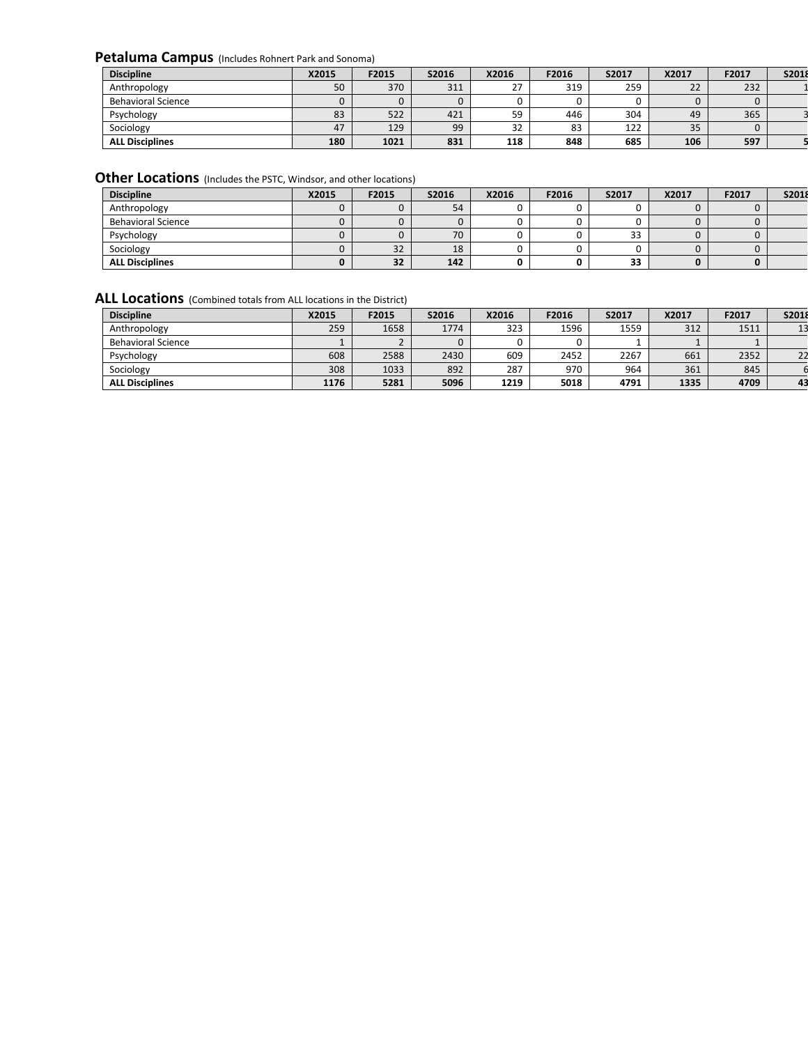## Petaluma Campus (Includes Rohnert Park and Sonoma)

| Discipline | X2015 | F2015 | S2016 | X2016 | F2016 | S2017 | X2017 | F2017 | S2018 |
|---|---|---|---|---|---|---|---|---|---|
| Anthropology | 50 | 370 | 311 | 27 | 319 | 259 | 22 | 232 | 1 |
| Behavioral Science | 0 | 0 | 0 | 0 | 0 | 0 | 0 | 0 | |
| Psychology | 83 | 522 | 421 | 59 | 446 | 304 | 49 | 365 | 3 |
| Sociology | 47 | 129 | 99 | 32 | 83 | 122 | 35 | 0 | |
| **ALL Disciplines** | **180** | **1021** | **831** | **118** | **848** | **685** | **106** | **597** | **5** |

## Other Locations (Includes the PSTC, Windsor, and other locations)

| Discipline | X2015 | F2015 | S2016 | X2016 | F2016 | S2017 | X2017 | F2017 | S2018 |
|---|---|---|---|---|---|---|---|---|---|
| Anthropology | 0 | 0 | 54 | 0 | 0 | 0 | 0 | 0 | |
| Behavioral Science | 0 | 0 | 0 | 0 | 0 | 0 | 0 | 0 | |
| Psychology | 0 | 0 | 70 | 0 | 0 | 33 | 0 | 0 | |
| Sociology | 0 | 32 | 18 | 0 | 0 | 0 | 0 | 0 | |
| **ALL Disciplines** | **0** | **32** | **142** | **0** | **0** | **33** | **0** | **0** | |

## ALL Locations (Combined totals from ALL locations in the District)

| Discipline | X2015 | F2015 | S2016 | X2016 | F2016 | S2017 | X2017 | F2017 | S2018 |
|---|---|---|---|---|---|---|---|---|---|
| Anthropology | 259 | 1658 | 1774 | 323 | 1596 | 1559 | 312 | 1511 | 13 |
| Behavioral Science | 1 | 2 | 0 | 0 | 0 | 1 | 1 | 1 | |
| Psychology | 608 | 2588 | 2430 | 609 | 2452 | 2267 | 661 | 2352 | 22 |
| Sociology | 308 | 1033 | 892 | 287 | 970 | 964 | 361 | 845 | 6 |
| **ALL Disciplines** | **1176** | **5281** | **5096** | **1219** | **5018** | **4791** | **1335** | **4709** | **43** |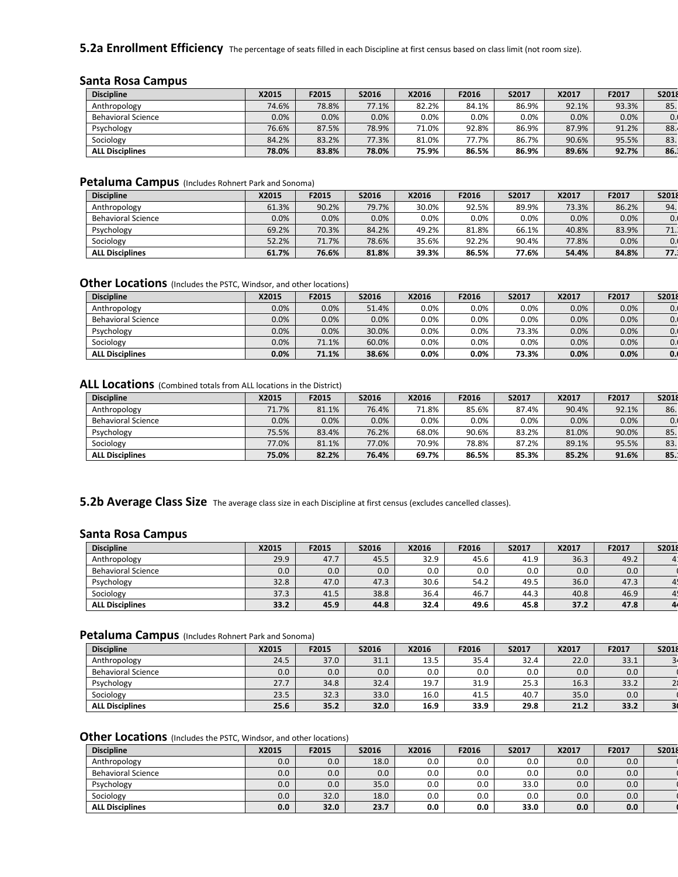## 5.2a Enrollment Efficiency

The percentage of seats filled in each Discipline at first census based on class limit (not room size).

### Santa Rosa Campus

| Discipline | X2015 | F2015 | S2016 | X2016 | F2016 | S2017 | X2017 | F2017 | S2018 |
|---|---|---|---|---|---|---|---|---|---|
| Anthropology | 74.6% | 78.8% | 77.1% | 82.2% | 84.1% | 86.9% | 92.1% | 93.3% | 85. |
| Behavioral Science | 0.0% | 0.0% | 0.0% | 0.0% | 0.0% | 0.0% | 0.0% | 0.0% | 0. |
| Psychology | 76.6% | 87.5% | 78.9% | 71.0% | 92.8% | 86.9% | 87.9% | 91.2% | 88. |
| Sociology | 84.2% | 83.2% | 77.3% | 81.0% | 77.7% | 86.7% | 90.6% | 95.5% | 83. |
| **ALL Disciplines** | **78.0%** | **83.8%** | **78.0%** | **75.9%** | **86.5%** | **86.9%** | **89.6%** | **92.7%** | **86.** |

### Petaluma Campus (Includes Rohnert Park and Sonoma)

| Discipline | X2015 | F2015 | S2016 | X2016 | F2016 | S2017 | X2017 | F2017 | S2018 |
|---|---|---|---|---|---|---|---|---|---|
| Anthropology | 61.3% | 90.2% | 79.7% | 30.0% | 92.5% | 89.9% | 73.3% | 86.2% | 94. |
| Behavioral Science | 0.0% | 0.0% | 0.0% | 0.0% | 0.0% | 0.0% | 0.0% | 0.0% | 0. |
| Psychology | 69.2% | 70.3% | 84.2% | 49.2% | 81.8% | 66.1% | 40.8% | 83.9% | 71. |
| Sociology | 52.2% | 71.7% | 78.6% | 35.6% | 92.2% | 90.4% | 77.8% | 0.0% | 0. |
| **ALL Disciplines** | **61.7%** | **76.6%** | **81.8%** | **39.3%** | **86.5%** | **77.6%** | **54.4%** | **84.8%** | **77.** |

### Other Locations (Includes the PSTC, Windsor, and other locations)

| Discipline | X2015 | F2015 | S2016 | X2016 | F2016 | S2017 | X2017 | F2017 | S2018 |
|---|---|---|---|---|---|---|---|---|---|
| Anthropology | 0.0% | 0.0% | 51.4% | 0.0% | 0.0% | 0.0% | 0.0% | 0.0% | 0. |
| Behavioral Science | 0.0% | 0.0% | 0.0% | 0.0% | 0.0% | 0.0% | 0.0% | 0.0% | 0. |
| Psychology | 0.0% | 0.0% | 30.0% | 0.0% | 0.0% | 73.3% | 0.0% | 0.0% | 0. |
| Sociology | 0.0% | 71.1% | 60.0% | 0.0% | 0.0% | 0.0% | 0.0% | 0.0% | 0. |
| **ALL Disciplines** | **0.0%** | **71.1%** | **38.6%** | **0.0%** | **0.0%** | **73.3%** | **0.0%** | **0.0%** | **0.** |

### ALL Locations (Combined totals from ALL locations in the District)

| Discipline | X2015 | F2015 | S2016 | X2016 | F2016 | S2017 | X2017 | F2017 | S2018 |
|---|---|---|---|---|---|---|---|---|---|
| Anthropology | 71.7% | 81.1% | 76.4% | 71.8% | 85.6% | 87.4% | 90.4% | 92.1% | 86. |
| Behavioral Science | 0.0% | 0.0% | 0.0% | 0.0% | 0.0% | 0.0% | 0.0% | 0.0% | 0. |
| Psychology | 75.5% | 83.4% | 76.2% | 68.0% | 90.6% | 83.2% | 81.0% | 90.0% | 85. |
| Sociology | 77.0% | 81.1% | 77.0% | 70.9% | 78.8% | 87.2% | 89.1% | 95.5% | 83. |
| **ALL Disciplines** | **75.0%** | **82.2%** | **76.4%** | **69.7%** | **86.5%** | **85.3%** | **85.2%** | **91.6%** | **85.** |

## 5.2b Average Class Size

The average class size in each Discipline at first census (excludes cancelled classes).

### Santa Rosa Campus

| Discipline | X2015 | F2015 | S2016 | X2016 | F2016 | S2017 | X2017 | F2017 | S2018 |
|---|---|---|---|---|---|---|---|---|---|
| Anthropology | 29.9 | 47.7 | 45.5 | 32.9 | 45.6 | 41.9 | 36.3 | 49.2 | 4 |
| Behavioral Science | 0.0 | 0.0 | 0.0 | 0.0 | 0.0 | 0.0 | 0.0 | 0.0 | |
| Psychology | 32.8 | 47.0 | 47.3 | 30.6 | 54.2 | 49.5 | 36.0 | 47.3 | 4 |
| Sociology | 37.3 | 41.5 | 38.8 | 36.4 | 46.7 | 44.3 | 40.8 | 46.9 | 4 |
| **ALL Disciplines** | **33.2** | **45.9** | **44.8** | **32.4** | **49.6** | **45.8** | **37.2** | **47.8** | **4** |

### Petaluma Campus (Includes Rohnert Park and Sonoma)

| Discipline | X2015 | F2015 | S2016 | X2016 | F2016 | S2017 | X2017 | F2017 | S2018 |
|---|---|---|---|---|---|---|---|---|---|
| Anthropology | 24.5 | 37.0 | 31.1 | 13.5 | 35.4 | 32.4 | 22.0 | 33.1 | 3 |
| Behavioral Science | 0.0 | 0.0 | 0.0 | 0.0 | 0.0 | 0.0 | 0.0 | 0.0 | |
| Psychology | 27.7 | 34.8 | 32.4 | 19.7 | 31.9 | 25.3 | 16.3 | 33.2 | 2 |
| Sociology | 23.5 | 32.3 | 33.0 | 16.0 | 41.5 | 40.7 | 35.0 | 0.0 | |
| **ALL Disciplines** | **25.6** | **35.2** | **32.0** | **16.9** | **33.9** | **29.8** | **21.2** | **33.2** | **3** |

### Other Locations (Includes the PSTC, Windsor, and other locations)

| Discipline | X2015 | F2015 | S2016 | X2016 | F2016 | S2017 | X2017 | F2017 | S2018 |
|---|---|---|---|---|---|---|---|---|---|
| Anthropology | 0.0 | 0.0 | 18.0 | 0.0 | 0.0 | 0.0 | 0.0 | 0.0 | |
| Behavioral Science | 0.0 | 0.0 | 0.0 | 0.0 | 0.0 | 0.0 | 0.0 | 0.0 | |
| Psychology | 0.0 | 0.0 | 35.0 | 0.0 | 0.0 | 33.0 | 0.0 | 0.0 | |
| Sociology | 0.0 | 32.0 | 18.0 | 0.0 | 0.0 | 0.0 | 0.0 | 0.0 | |
| **ALL Disciplines** | **0.0** | **32.0** | **23.7** | **0.0** | **0.0** | **33.0** | **0.0** | **0.0** | |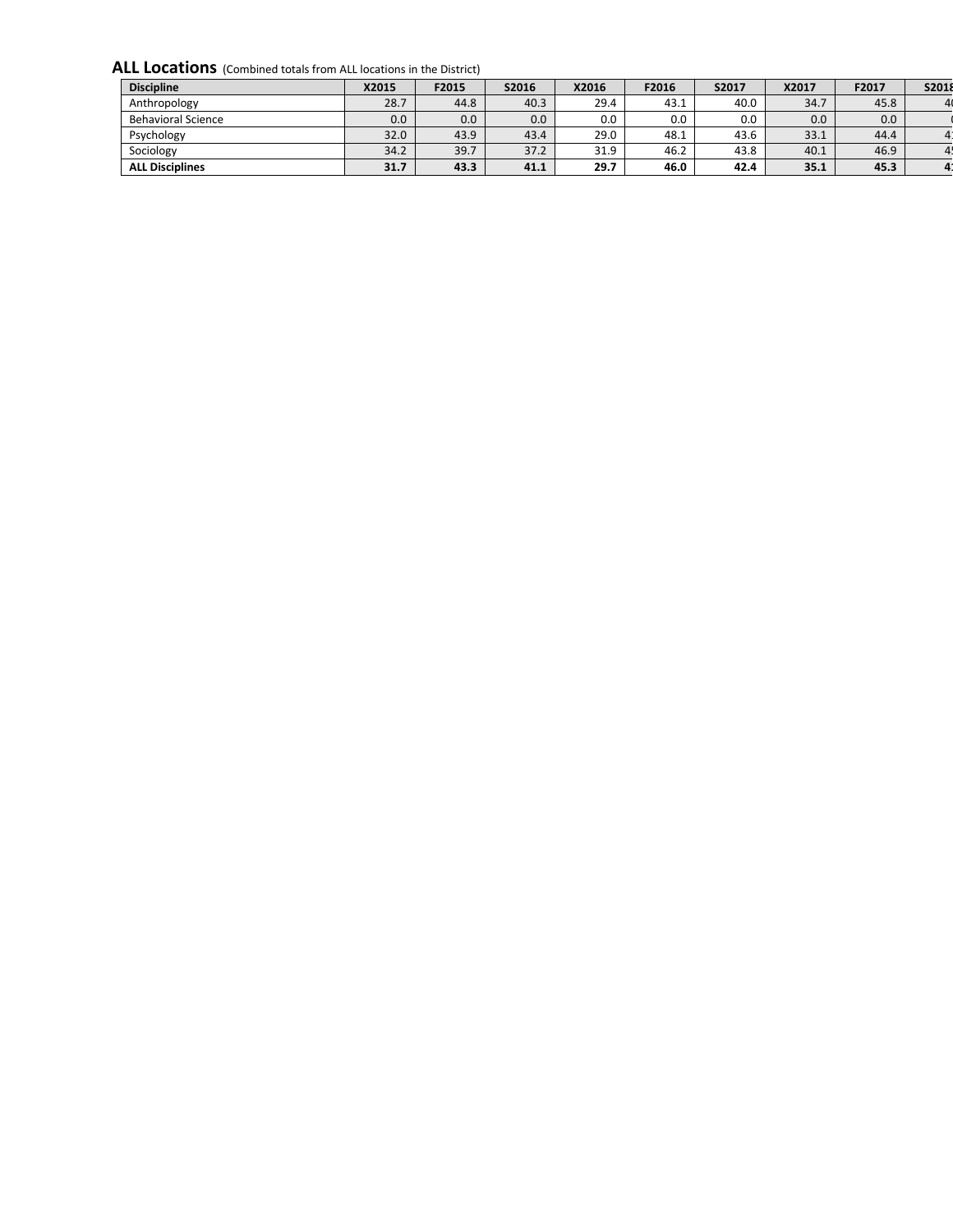## ALL Locations (Combined totals from ALL locations in the District)

| Discipline | X2015 | F2015 | S2016 | X2016 | F2016 | S2017 | X2017 | F2017 | S2018 |
|---|---|---|---|---|---|---|---|---|---|
| Anthropology | 28.7 | 44.8 | 40.3 | 29.4 | 43.1 | 40.0 | 34.7 | 45.8 | 4 |
| Behavioral Science | 0.0 | 0.0 | 0.0 | 0.0 | 0.0 | 0.0 | 0.0 | 0.0 | |
| Psychology | 32.0 | 43.9 | 43.4 | 29.0 | 48.1 | 43.6 | 33.1 | 44.4 | 4 |
| Sociology | 34.2 | 39.7 | 37.2 | 31.9 | 46.2 | 43.8 | 40.1 | 46.9 | 4 |
| **ALL Disciplines** | **31.7** | **43.3** | **41.1** | **29.7** | **46.0** | **42.4** | **35.1** | **45.3** | **4** |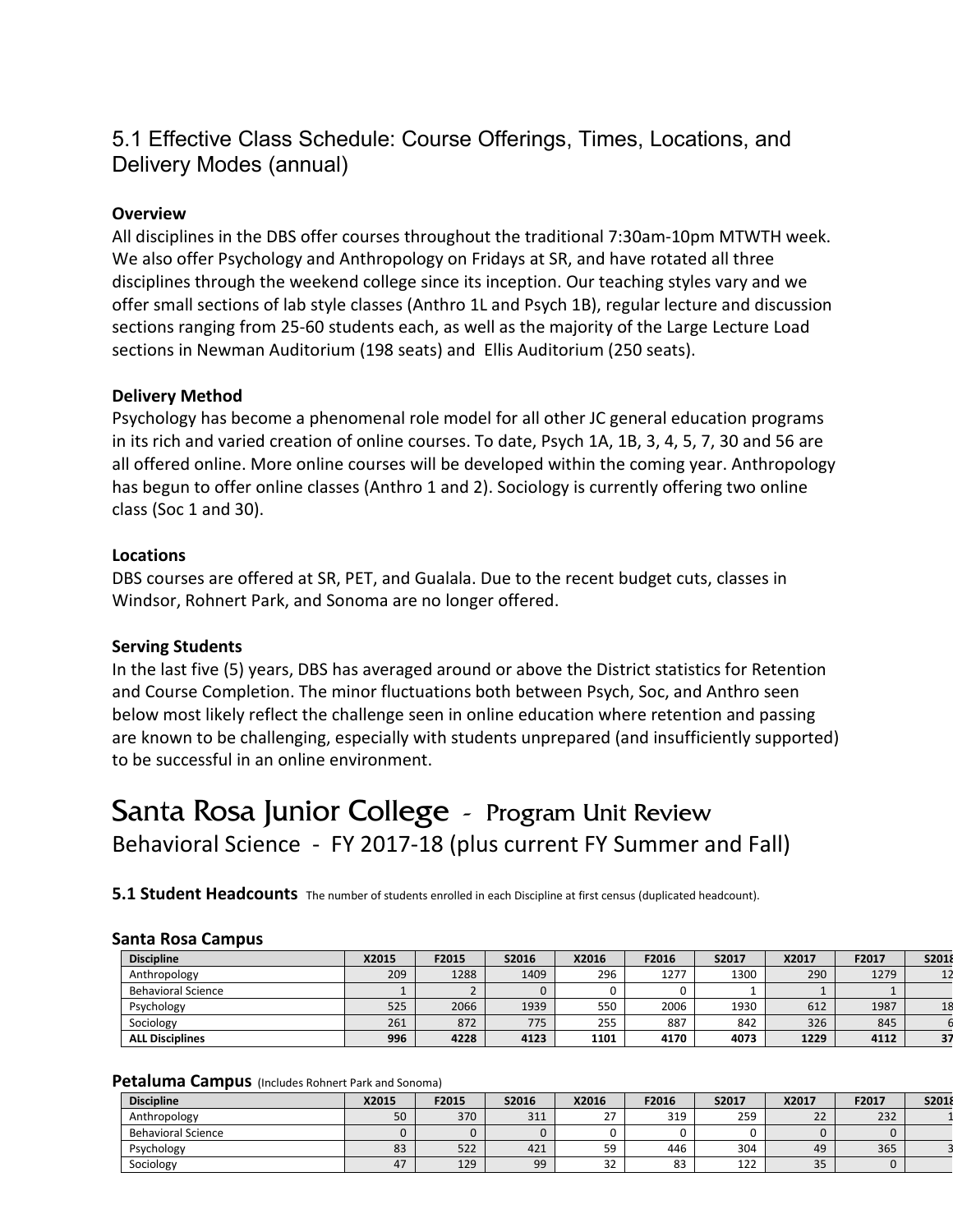## 5.1 Effective Class Schedule: Course Offerings, Times, Locations, and Delivery Modes (annual)

**Overview**

All disciplines in the DBS offer courses throughout the traditional 7:30am-10pm MTWTH week. We also offer Psychology and Anthropology on Fridays at SR, and have rotated all three disciplines through the weekend college since its inception. Our teaching styles vary and we offer small sections of lab style classes (Anthro 1L and Psych 1B), regular lecture and discussion sections ranging from 25-60 students each, as well as the majority of the Large Lecture Load sections in Newman Auditorium (198 seats) and Ellis Auditorium (250 seats).

**Delivery Method**

Psychology has become a phenomenal role model for all other JC general education programs in its rich and varied creation of online courses. To date, Psych 1A, 1B, 3, 4, 5, 7, 30 and 56 are all offered online. More online courses will be developed within the coming year. Anthropology has begun to offer online classes (Anthro 1 and 2). Sociology is currently offering two online class (Soc 1 and 30).

**Locations**

DBS courses are offered at SR, PET, and Gualala. Due to the recent budget cuts, classes in Windsor, Rohnert Park, and Sonoma are no longer offered.

**Serving Students**

In the last five (5) years, DBS has averaged around or above the District statistics for Retention and Course Completion. The minor fluctuations both between Psych, Soc, and Anthro seen below most likely reflect the challenge seen in online education where retention and passing are known to be challenging, especially with students unprepared (and insufficiently supported) to be successful in an online environment.

# Santa Rosa Junior College - Program Unit Review

Behavioral Science - FY 2017-18 (plus current FY Summer and Fall)

**5.1 Student Headcounts** The number of students enrolled in each Discipline at first census (duplicated headcount).

**Santa Rosa Campus**

| Discipline | X2015 | F2015 | S2016 | X2016 | F2016 | S2017 | X2017 | F2017 | S2018 |
|---|---|---|---|---|---|---|---|---|---|
| Anthropology | 209 | 1288 | 1409 | 296 | 1277 | 1300 | 290 | 1279 | 12 |
| Behavioral Science | 1 | 2 | 0 | 0 | 0 | 1 | 1 | 1 | |
| Psychology | 525 | 2066 | 1939 | 550 | 2006 | 1930 | 612 | 1987 | 18 |
| Sociology | 261 | 872 | 775 | 255 | 887 | 842 | 326 | 845 | 6 |
| **ALL Disciplines** | **996** | **4228** | **4123** | **1101** | **4170** | **4073** | **1229** | **4112** | **37** |

**Petaluma Campus** (Includes Rohnert Park and Sonoma)

| Discipline | X2015 | F2015 | S2016 | X2016 | F2016 | S2017 | X2017 | F2017 | S2018 |
|---|---|---|---|---|---|---|---|---|---|
| Anthropology | 50 | 370 | 311 | 27 | 319 | 259 | 22 | 232 | 1 |
| Behavioral Science | 0 | 0 | 0 | 0 | 0 | 0 | 0 | 0 | |
| Psychology | 83 | 522 | 421 | 59 | 446 | 304 | 49 | 365 | 3 |
| Sociology | 47 | 129 | 99 | 32 | 83 | 122 | 35 | 0 | |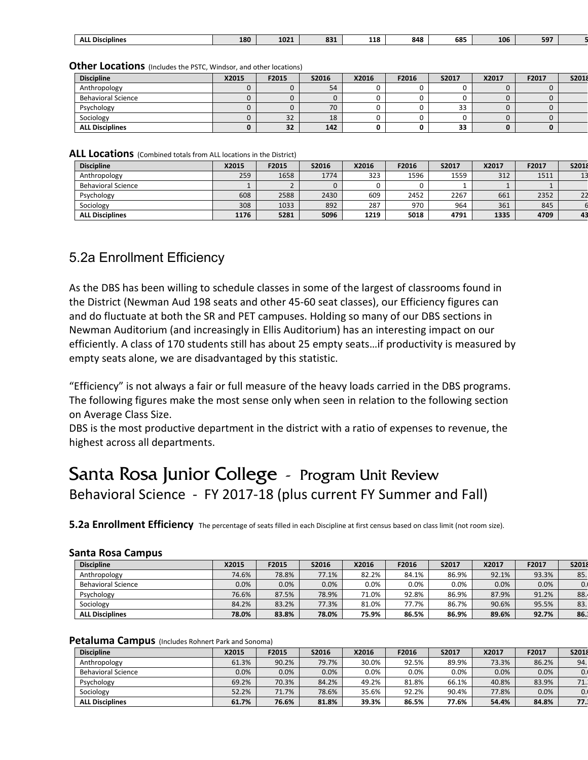| ALL Disciplines | 180 | 1021 | 831 | 118 | 848 | 685 | 106 | 597 | 5 |
|---|---|---|---|---|---|---|---|---|---|

**Other Locations** (Includes the PSTC, Windsor, and other locations)

| Discipline | X2015 | F2015 | S2016 | X2016 | F2016 | S2017 | X2017 | F2017 | S2018 |
|---|---|---|---|---|---|---|---|---|---|
| Anthropology | 0 | 0 | 54 | 0 | 0 | 0 | 0 | 0 | |
| Behavioral Science | 0 | 0 | 0 | 0 | 0 | 0 | 0 | 0 | |
| Psychology | 0 | 0 | 70 | 0 | 0 | 33 | 0 | 0 | |
| Sociology | 0 | 32 | 18 | 0 | 0 | 0 | 0 | 0 | |
| **ALL Disciplines** | **0** | **32** | **142** | **0** | **0** | **33** | **0** | **0** | |

**ALL Locations** (Combined totals from ALL locations in the District)

| Discipline | X2015 | F2015 | S2016 | X2016 | F2016 | S2017 | X2017 | F2017 | S2018 |
|---|---|---|---|---|---|---|---|---|---|
| Anthropology | 259 | 1658 | 1774 | 323 | 1596 | 1559 | 312 | 1511 | 13 |
| Behavioral Science | 1 | 2 | 0 | 0 | 0 | 1 | 1 | 1 | |
| Psychology | 608 | 2588 | 2430 | 609 | 2452 | 2267 | 661 | 2352 | 22 |
| Sociology | 308 | 1033 | 892 | 287 | 970 | 964 | 361 | 845 | 6 |
| **ALL Disciplines** | **1176** | **5281** | **5096** | **1219** | **5018** | **4791** | **1335** | **4709** | **43** |

## 5.2a Enrollment Efficiency

As the DBS has been willing to schedule classes in some of the largest of classrooms found in the District (Newman Aud 198 seats and other 45-60 seat classes), our Efficiency figures can and do fluctuate at both the SR and PET campuses. Holding so many of our DBS sections in Newman Auditorium (and increasingly in Ellis Auditorium) has an interesting impact on our efficiently. A class of 170 students still has about 25 empty seats…if productivity is measured by empty seats alone, we are disadvantaged by this statistic.

"Efficiency" is not always a fair or full measure of the heavy loads carried in the DBS programs. The following figures make the most sense only when seen in relation to the following section on Average Class Size.
DBS is the most productive department in the district with a ratio of expenses to revenue, the highest across all departments.

# Santa Rosa Junior College - Program Unit Review

Behavioral Science - FY 2017-18 (plus current FY Summer and Fall)

**5.2a Enrollment Efficiency** The percentage of seats filled in each Discipline at first census based on class limit (not room size).

**Santa Rosa Campus**

| Discipline | X2015 | F2015 | S2016 | X2016 | F2016 | S2017 | X2017 | F2017 | S2018 |
|---|---|---|---|---|---|---|---|---|---|
| Anthropology | 74.6% | 78.8% | 77.1% | 82.2% | 84.1% | 86.9% | 92.1% | 93.3% | 85. |
| Behavioral Science | 0.0% | 0.0% | 0.0% | 0.0% | 0.0% | 0.0% | 0.0% | 0.0% | |
| Psychology | 76.6% | 87.5% | 78.9% | 71.0% | 92.8% | 86.9% | 87.9% | 91.2% | 88. |
| Sociology | 84.2% | 83.2% | 77.3% | 81.0% | 77.7% | 86.7% | 90.6% | 95.5% | 83. |
| **ALL Disciplines** | **78.0%** | **83.8%** | **78.0%** | **75.9%** | **86.5%** | **86.9%** | **89.6%** | **92.7%** | **86.** |

**Petaluma Campus** (Includes Rohnert Park and Sonoma)

| Discipline | X2015 | F2015 | S2016 | X2016 | F2016 | S2017 | X2017 | F2017 | S2018 |
|---|---|---|---|---|---|---|---|---|---|
| Anthropology | 61.3% | 90.2% | 79.7% | 30.0% | 92.5% | 89.9% | 73.3% | 86.2% | 94. |
| Behavioral Science | 0.0% | 0.0% | 0.0% | 0.0% | 0.0% | 0.0% | 0.0% | 0.0% | 0. |
| Psychology | 69.2% | 70.3% | 84.2% | 49.2% | 81.8% | 66.1% | 40.8% | 83.9% | 71. |
| Sociology | 52.2% | 71.7% | 78.6% | 35.6% | 92.2% | 90.4% | 77.8% | 0.0% | 0. |
| **ALL Disciplines** | **61.7%** | **76.6%** | **81.8%** | **39.3%** | **86.5%** | **77.6%** | **54.4%** | **84.8%** | **77.** |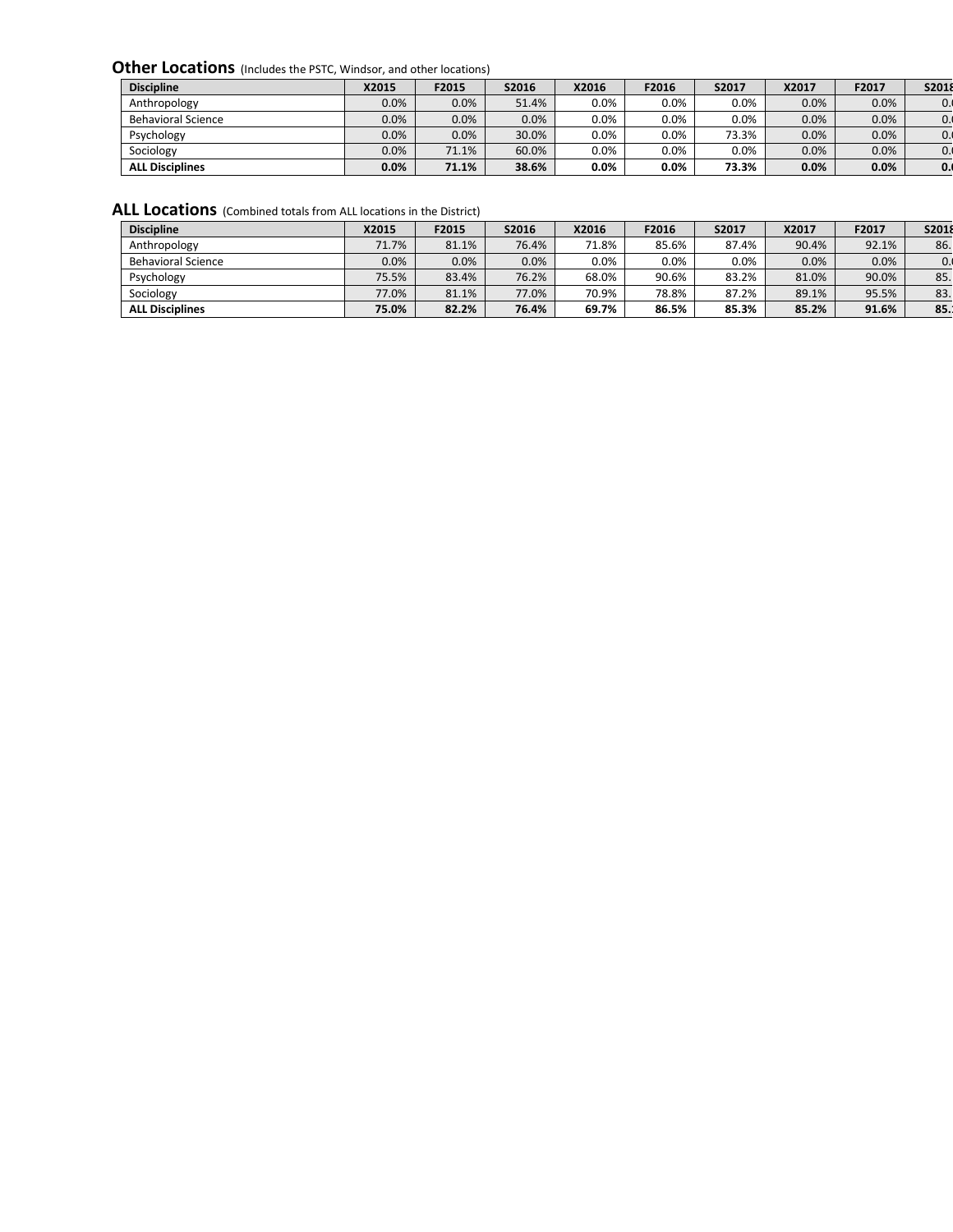## Other Locations (Includes the PSTC, Windsor, and other locations)

| Discipline | X2015 | F2015 | S2016 | X2016 | F2016 | S2017 | X2017 | F2017 | S2018 |
|---|---|---|---|---|---|---|---|---|---|
| Anthropology | 0.0% | 0.0% | 51.4% | 0.0% | 0.0% | 0.0% | 0.0% | 0.0% | 0. |
| Behavioral Science | 0.0% | 0.0% | 0.0% | 0.0% | 0.0% | 0.0% | 0.0% | 0.0% | 0. |
| Psychology | 0.0% | 0.0% | 30.0% | 0.0% | 0.0% | 73.3% | 0.0% | 0.0% | 0. |
| Sociology | 0.0% | 71.1% | 60.0% | 0.0% | 0.0% | 0.0% | 0.0% | 0.0% | 0. |
| **ALL Disciplines** | **0.0%** | **71.1%** | **38.6%** | **0.0%** | **0.0%** | **73.3%** | **0.0%** | **0.0%** | **0.** |

## ALL Locations (Combined totals from ALL locations in the District)

| Discipline | X2015 | F2015 | S2016 | X2016 | F2016 | S2017 | X2017 | F2017 | S2018 |
|---|---|---|---|---|---|---|---|---|---|
| Anthropology | 71.7% | 81.1% | 76.4% | 71.8% | 85.6% | 87.4% | 90.4% | 92.1% | 86. |
| Behavioral Science | 0.0% | 0.0% | 0.0% | 0.0% | 0.0% | 0.0% | 0.0% | 0.0% | 0. |
| Psychology | 75.5% | 83.4% | 76.2% | 68.0% | 90.6% | 83.2% | 81.0% | 90.0% | 85. |
| Sociology | 77.0% | 81.1% | 77.0% | 70.9% | 78.8% | 87.2% | 89.1% | 95.5% | 83. |
| **ALL Disciplines** | **75.0%** | **82.2%** | **76.4%** | **69.7%** | **86.5%** | **85.3%** | **85.2%** | **91.6%** | **85.** |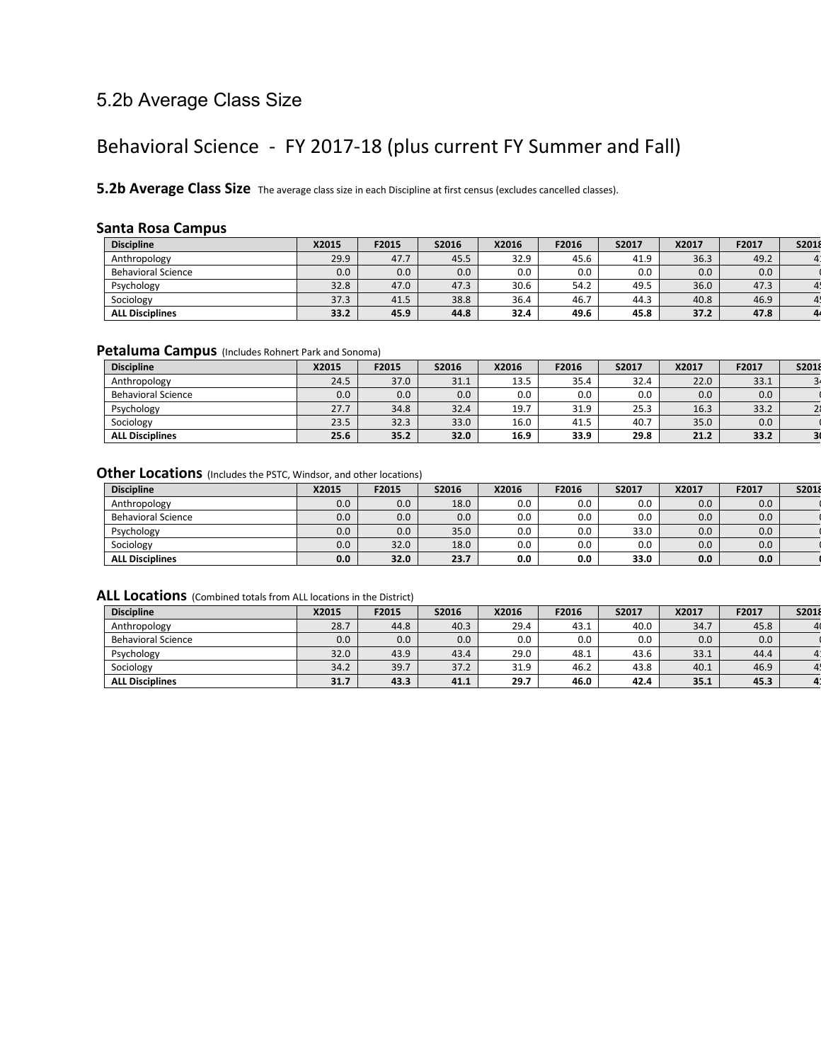## 5.2b Average Class Size

# Behavioral Science - FY 2017-18 (plus current FY Summer and Fall)

**5.2b Average Class Size** The average class size in each Discipline at first census (excludes cancelled classes).

### Santa Rosa Campus

| Discipline | X2015 | F2015 | S2016 | X2016 | F2016 | S2017 | X2017 | F2017 | S2018 |
|---|---|---|---|---|---|---|---|---|---|
| Anthropology | 29.9 | 47.7 | 45.5 | 32.9 | 45.6 | 41.9 | 36.3 | 49.2 | 4 |
| Behavioral Science | 0.0 | 0.0 | 0.0 | 0.0 | 0.0 | 0.0 | 0.0 | 0.0 | 0 |
| Psychology | 32.8 | 47.0 | 47.3 | 30.6 | 54.2 | 49.5 | 36.0 | 47.3 | 4 |
| Sociology | 37.3 | 41.5 | 38.8 | 36.4 | 46.7 | 44.3 | 40.8 | 46.9 | 4 |
| **ALL Disciplines** | **33.2** | **45.9** | **44.8** | **32.4** | **49.6** | **45.8** | **37.2** | **47.8** | **4** |

### Petaluma Campus (Includes Rohnert Park and Sonoma)

| Discipline | X2015 | F2015 | S2016 | X2016 | F2016 | S2017 | X2017 | F2017 | S2018 |
|---|---|---|---|---|---|---|---|---|---|
| Anthropology | 24.5 | 37.0 | 31.1 | 13.5 | 35.4 | 32.4 | 22.0 | 33.1 | 3 |
| Behavioral Science | 0.0 | 0.0 | 0.0 | 0.0 | 0.0 | 0.0 | 0.0 | 0.0 | 0 |
| Psychology | 27.7 | 34.8 | 32.4 | 19.7 | 31.9 | 25.3 | 16.3 | 33.2 | 2 |
| Sociology | 23.5 | 32.3 | 33.0 | 16.0 | 41.5 | 40.7 | 35.0 | 0.0 | 0 |
| **ALL Disciplines** | **25.6** | **35.2** | **32.0** | **16.9** | **33.9** | **29.8** | **21.2** | **33.2** | **3** |

### Other Locations (Includes the PSTC, Windsor, and other locations)

| Discipline | X2015 | F2015 | S2016 | X2016 | F2016 | S2017 | X2017 | F2017 | S2018 |
|---|---|---|---|---|---|---|---|---|---|
| Anthropology | 0.0 | 0.0 | 18.0 | 0.0 | 0.0 | 0.0 | 0.0 | 0.0 | 0 |
| Behavioral Science | 0.0 | 0.0 | 0.0 | 0.0 | 0.0 | 0.0 | 0.0 | 0.0 | 0 |
| Psychology | 0.0 | 0.0 | 35.0 | 0.0 | 0.0 | 33.0 | 0.0 | 0.0 | 0 |
| Sociology | 0.0 | 32.0 | 18.0 | 0.0 | 0.0 | 0.0 | 0.0 | 0.0 | 0 |
| **ALL Disciplines** | **0.0** | **32.0** | **23.7** | **0.0** | **0.0** | **33.0** | **0.0** | **0.0** | **0** |

### ALL Locations (Combined totals from ALL locations in the District)

| Discipline | X2015 | F2015 | S2016 | X2016 | F2016 | S2017 | X2017 | F2017 | S2018 |
|---|---|---|---|---|---|---|---|---|---|
| Anthropology | 28.7 | 44.8 | 40.3 | 29.4 | 43.1 | 40.0 | 34.7 | 45.8 | 4 |
| Behavioral Science | 0.0 | 0.0 | 0.0 | 0.0 | 0.0 | 0.0 | 0.0 | 0.0 | 0 |
| Psychology | 32.0 | 43.9 | 43.4 | 29.0 | 48.1 | 43.6 | 33.1 | 44.4 | 4 |
| Sociology | 34.2 | 39.7 | 37.2 | 31.9 | 46.2 | 43.8 | 40.1 | 46.9 | 4 |
| **ALL Disciplines** | **31.7** | **43.3** | **41.1** | **29.7** | **46.0** | **42.4** | **35.1** | **45.3** | **4** |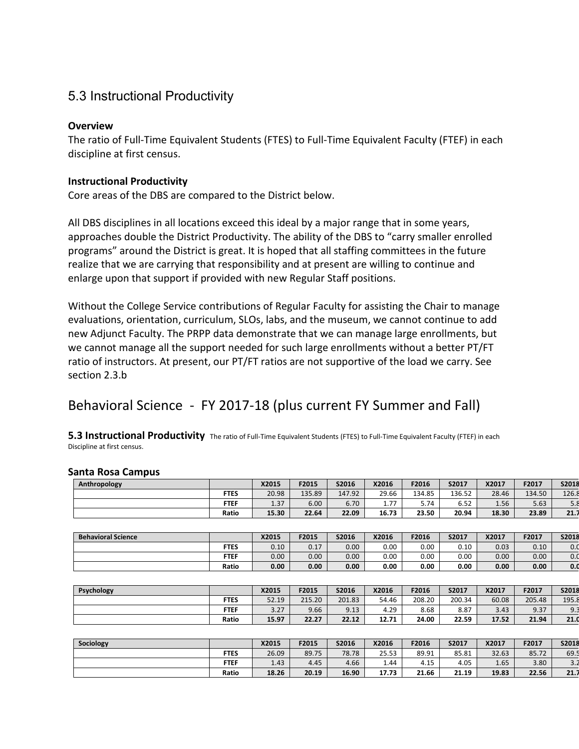## 5.3 Instructional Productivity

**Overview**
The ratio of Full-Time Equivalent Students (FTES) to Full-Time Equivalent Faculty (FTEF) in each discipline at first census.

**Instructional Productivity**
Core areas of the DBS are compared to the District below.

All DBS disciplines in all locations exceed this ideal by a major range that in some years, approaches double the District Productivity. The ability of the DBS to "carry smaller enrolled programs" around the District is great. It is hoped that all staffing committees in the future realize that we are carrying that responsibility and at present are willing to continue and enlarge upon that support if provided with new Regular Staff positions.

Without the College Service contributions of Regular Faculty for assisting the Chair to manage evaluations, orientation, curriculum, SLOs, labs, and the museum, we cannot continue to add new Adjunct Faculty. The PRPP data demonstrate that we can manage large enrollments, but we cannot manage all the support needed for such large enrollments without a better PT/FT ratio of instructors. At present, our PT/FT ratios are not supportive of the load we carry. See section 2.3.b

## Behavioral Science - FY 2017-18 (plus current FY Summer and Fall)

**5.3 Instructional Productivity** The ratio of Full-Time Equivalent Students (FTES) to Full-Time Equivalent Faculty (FTEF) in each Discipline at first census.

### Santa Rosa Campus

| Anthropology | | X2015 | F2015 | S2016 | X2016 | F2016 | S2017 | X2017 | F2017 | S2018 |
|---|---|---|---|---|---|---|---|---|---|---|
| | FTES | 20.98 | 135.89 | 147.92 | 29.66 | 134.85 | 136.52 | 28.46 | 134.50 | 126.8 |
| | FTEF | 1.37 | 6.00 | 6.70 | 1.77 | 5.74 | 6.52 | 1.56 | 5.63 | 5.8 |
| | **Ratio** | **15.30** | **22.64** | **22.09** | **16.73** | **23.50** | **20.94** | **18.30** | **23.89** | **21.7** |

| Behavioral Science | | X2015 | F2015 | S2016 | X2016 | F2016 | S2017 | X2017 | F2017 | S2018 |
|---|---|---|---|---|---|---|---|---|---|---|
| | FTES | 0.10 | 0.17 | 0.00 | 0.00 | 0.00 | 0.10 | 0.03 | 0.10 | 0.0 |
| | FTEF | 0.00 | 0.00 | 0.00 | 0.00 | 0.00 | 0.00 | 0.00 | 0.00 | 0.0 |
| | **Ratio** | **0.00** | **0.00** | **0.00** | **0.00** | **0.00** | **0.00** | **0.00** | **0.00** | **0.0** |

| Psychology | | X2015 | F2015 | S2016 | X2016 | F2016 | S2017 | X2017 | F2017 | S2018 |
|---|---|---|---|---|---|---|---|---|---|---|
| | FTES | 52.19 | 215.20 | 201.83 | 54.46 | 208.20 | 200.34 | 60.08 | 205.48 | 195.8 |
| | FTEF | 3.27 | 9.66 | 9.13 | 4.29 | 8.68 | 8.87 | 3.43 | 9.37 | 9.3 |
| | **Ratio** | **15.97** | **22.27** | **22.12** | **12.71** | **24.00** | **22.59** | **17.52** | **21.94** | **21.0** |

| Sociology | | X2015 | F2015 | S2016 | X2016 | F2016 | S2017 | X2017 | F2017 | S2018 |
|---|---|---|---|---|---|---|---|---|---|---|
| | FTES | 26.09 | 89.75 | 78.78 | 25.53 | 89.91 | 85.81 | 32.63 | 85.72 | 69.5 |
| | FTEF | 1.43 | 4.45 | 4.66 | 1.44 | 4.15 | 4.05 | 1.65 | 3.80 | 3.2 |
| | **Ratio** | **18.26** | **20.19** | **16.90** | **17.73** | **21.66** | **21.19** | **19.83** | **22.56** | **21.7** |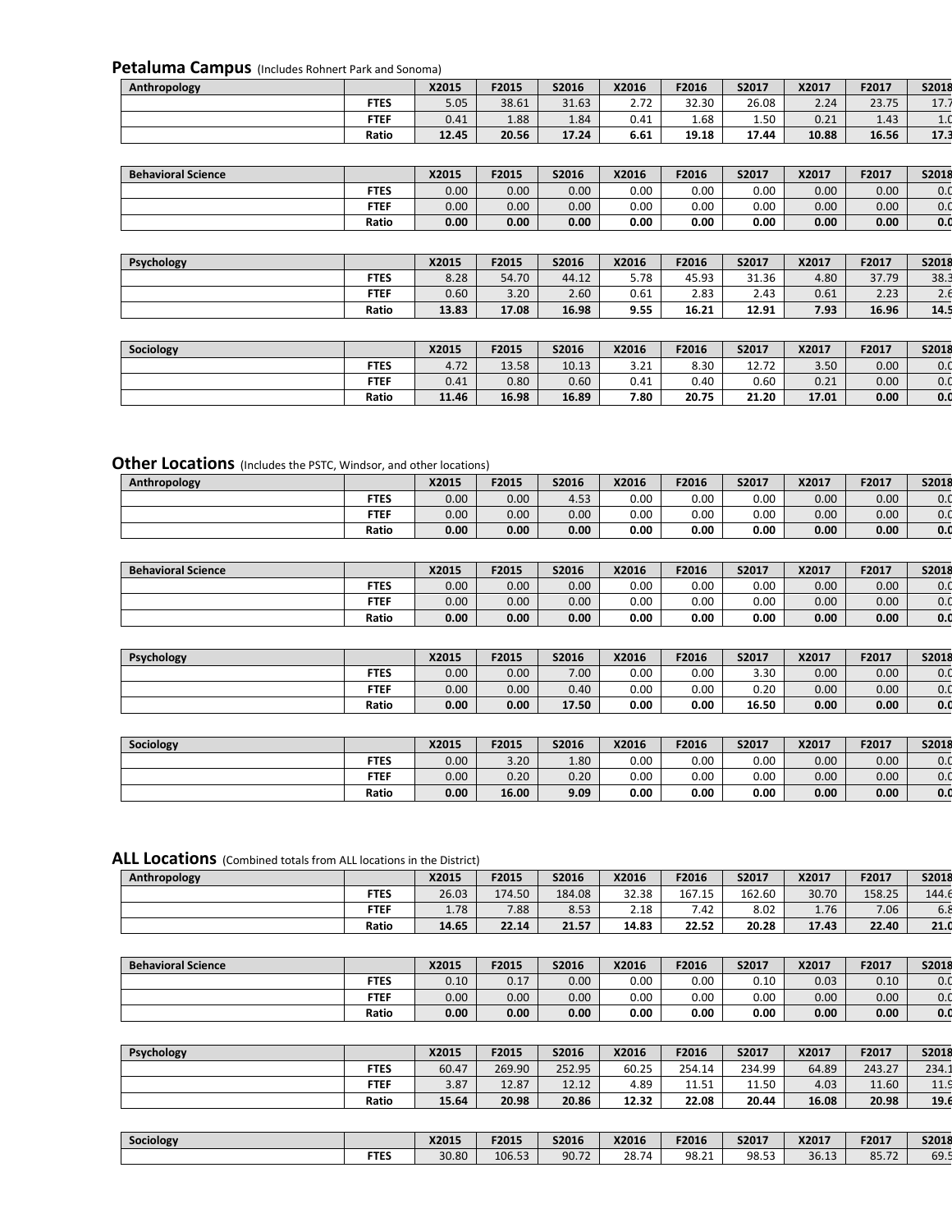## Petaluma Campus (Includes Rohnert Park and Sonoma)

| Anthropology | | X2015 | F2015 | S2016 | X2016 | F2016 | S2017 | X2017 | F2017 | S2018 |
|---|---|---|---|---|---|---|---|---|---|---|
| | FTES | 5.05 | 38.61 | 31.63 | 2.72 | 32.30 | 26.08 | 2.24 | 23.75 | 17.7 |
| | FTEF | 0.41 | 1.88 | 1.84 | 0.41 | 1.68 | 1.50 | 0.21 | 1.43 | 1.0 |
| | **Ratio** | **12.45** | **20.56** | **17.24** | **6.61** | **19.18** | **17.44** | **10.88** | **16.56** | **17.3** |

| Behavioral Science | | X2015 | F2015 | S2016 | X2016 | F2016 | S2017 | X2017 | F2017 | S2018 |
|---|---|---|---|---|---|---|---|---|---|---|
| | FTES | 0.00 | 0.00 | 0.00 | 0.00 | 0.00 | 0.00 | 0.00 | 0.00 | 0.0 |
| | FTEF | 0.00 | 0.00 | 0.00 | 0.00 | 0.00 | 0.00 | 0.00 | 0.00 | 0.0 |
| | **Ratio** | **0.00** | **0.00** | **0.00** | **0.00** | **0.00** | **0.00** | **0.00** | **0.00** | **0.0** |

| Psychology | | X2015 | F2015 | S2016 | X2016 | F2016 | S2017 | X2017 | F2017 | S2018 |
|---|---|---|---|---|---|---|---|---|---|---|
| | FTES | 8.28 | 54.70 | 44.12 | 5.78 | 45.93 | 31.36 | 4.80 | 37.79 | 38.3 |
| | FTEF | 0.60 | 3.20 | 2.60 | 0.61 | 2.83 | 2.43 | 0.61 | 2.23 | 2.6 |
| | **Ratio** | **13.83** | **17.08** | **16.98** | **9.55** | **16.21** | **12.91** | **7.93** | **16.96** | **14.5** |

| Sociology | | X2015 | F2015 | S2016 | X2016 | F2016 | S2017 | X2017 | F2017 | S2018 |
|---|---|---|---|---|---|---|---|---|---|---|
| | FTES | 4.72 | 13.58 | 10.13 | 3.21 | 8.30 | 12.72 | 3.50 | 0.00 | 0.0 |
| | FTEF | 0.41 | 0.80 | 0.60 | 0.41 | 0.40 | 0.60 | 0.21 | 0.00 | 0.0 |
| | **Ratio** | **11.46** | **16.98** | **16.89** | **7.80** | **20.75** | **21.20** | **17.01** | **0.00** | **0.0** |

## Other Locations (Includes the PSTC, Windsor, and other locations)

| Anthropology | | X2015 | F2015 | S2016 | X2016 | F2016 | S2017 | X2017 | F2017 | S2018 |
|---|---|---|---|---|---|---|---|---|---|---|
| | FTES | 0.00 | 0.00 | 4.53 | 0.00 | 0.00 | 0.00 | 0.00 | 0.00 | 0.0 |
| | FTEF | 0.00 | 0.00 | 0.00 | 0.00 | 0.00 | 0.00 | 0.00 | 0.00 | 0.0 |
| | **Ratio** | **0.00** | **0.00** | **0.00** | **0.00** | **0.00** | **0.00** | **0.00** | **0.00** | **0.0** |

| Behavioral Science | | X2015 | F2015 | S2016 | X2016 | F2016 | S2017 | X2017 | F2017 | S2018 |
|---|---|---|---|---|---|---|---|---|---|---|
| | FTES | 0.00 | 0.00 | 0.00 | 0.00 | 0.00 | 0.00 | 0.00 | 0.00 | 0.0 |
| | FTEF | 0.00 | 0.00 | 0.00 | 0.00 | 0.00 | 0.00 | 0.00 | 0.00 | 0.0 |
| | **Ratio** | **0.00** | **0.00** | **0.00** | **0.00** | **0.00** | **0.00** | **0.00** | **0.00** | **0.0** |

| Psychology | | X2015 | F2015 | S2016 | X2016 | F2016 | S2017 | X2017 | F2017 | S2018 |
|---|---|---|---|---|---|---|---|---|---|---|
| | FTES | 0.00 | 0.00 | 7.00 | 0.00 | 0.00 | 3.30 | 0.00 | 0.00 | 0.0 |
| | FTEF | 0.00 | 0.00 | 0.40 | 0.00 | 0.00 | 0.20 | 0.00 | 0.00 | 0.0 |
| | **Ratio** | **0.00** | **0.00** | **17.50** | **0.00** | **0.00** | **16.50** | **0.00** | **0.00** | **0.0** |

| Sociology | | X2015 | F2015 | S2016 | X2016 | F2016 | S2017 | X2017 | F2017 | S2018 |
|---|---|---|---|---|---|---|---|---|---|---|
| | FTES | 0.00 | 3.20 | 1.80 | 0.00 | 0.00 | 0.00 | 0.00 | 0.00 | 0.0 |
| | FTEF | 0.00 | 0.20 | 0.20 | 0.00 | 0.00 | 0.00 | 0.00 | 0.00 | 0.0 |
| | **Ratio** | **0.00** | **16.00** | **9.09** | **0.00** | **0.00** | **0.00** | **0.00** | **0.00** | **0.0** |

## ALL Locations (Combined totals from ALL locations in the District)

| Anthropology | | X2015 | F2015 | S2016 | X2016 | F2016 | S2017 | X2017 | F2017 | S2018 |
|---|---|---|---|---|---|---|---|---|---|---|
| | FTES | 26.03 | 174.50 | 184.08 | 32.38 | 167.15 | 162.60 | 30.70 | 158.25 | 144.6 |
| | FTEF | 1.78 | 7.88 | 8.53 | 2.18 | 7.42 | 8.02 | 1.76 | 7.06 | 6.8 |
| | **Ratio** | **14.65** | **22.14** | **21.57** | **14.83** | **22.52** | **20.28** | **17.43** | **22.40** | **21.0** |

| Behavioral Science | | X2015 | F2015 | S2016 | X2016 | F2016 | S2017 | X2017 | F2017 | S2018 |
|---|---|---|---|---|---|---|---|---|---|---|
| | FTES | 0.10 | 0.17 | 0.00 | 0.00 | 0.00 | 0.10 | 0.03 | 0.10 | 0.0 |
| | FTEF | 0.00 | 0.00 | 0.00 | 0.00 | 0.00 | 0.00 | 0.00 | 0.00 | 0.0 |
| | **Ratio** | **0.00** | **0.00** | **0.00** | **0.00** | **0.00** | **0.00** | **0.00** | **0.00** | **0.0** |

| Psychology | | X2015 | F2015 | S2016 | X2016 | F2016 | S2017 | X2017 | F2017 | S2018 |
|---|---|---|---|---|---|---|---|---|---|---|
| | FTES | 60.47 | 269.90 | 252.95 | 60.25 | 254.14 | 234.99 | 64.89 | 243.27 | 234.1 |
| | FTEF | 3.87 | 12.87 | 12.12 | 4.89 | 11.51 | 11.50 | 4.03 | 11.60 | 11.9 |
| | **Ratio** | **15.64** | **20.98** | **20.86** | **12.32** | **22.08** | **20.44** | **16.08** | **20.98** | **19.6** |

| Sociology | | X2015 | F2015 | S2016 | X2016 | F2016 | S2017 | X2017 | F2017 | S2018 |
|---|---|---|---|---|---|---|---|---|---|---|
| | FTES | 30.80 | 106.53 | 90.72 | 28.74 | 98.21 | 98.53 | 36.13 | 85.72 | 69.5 |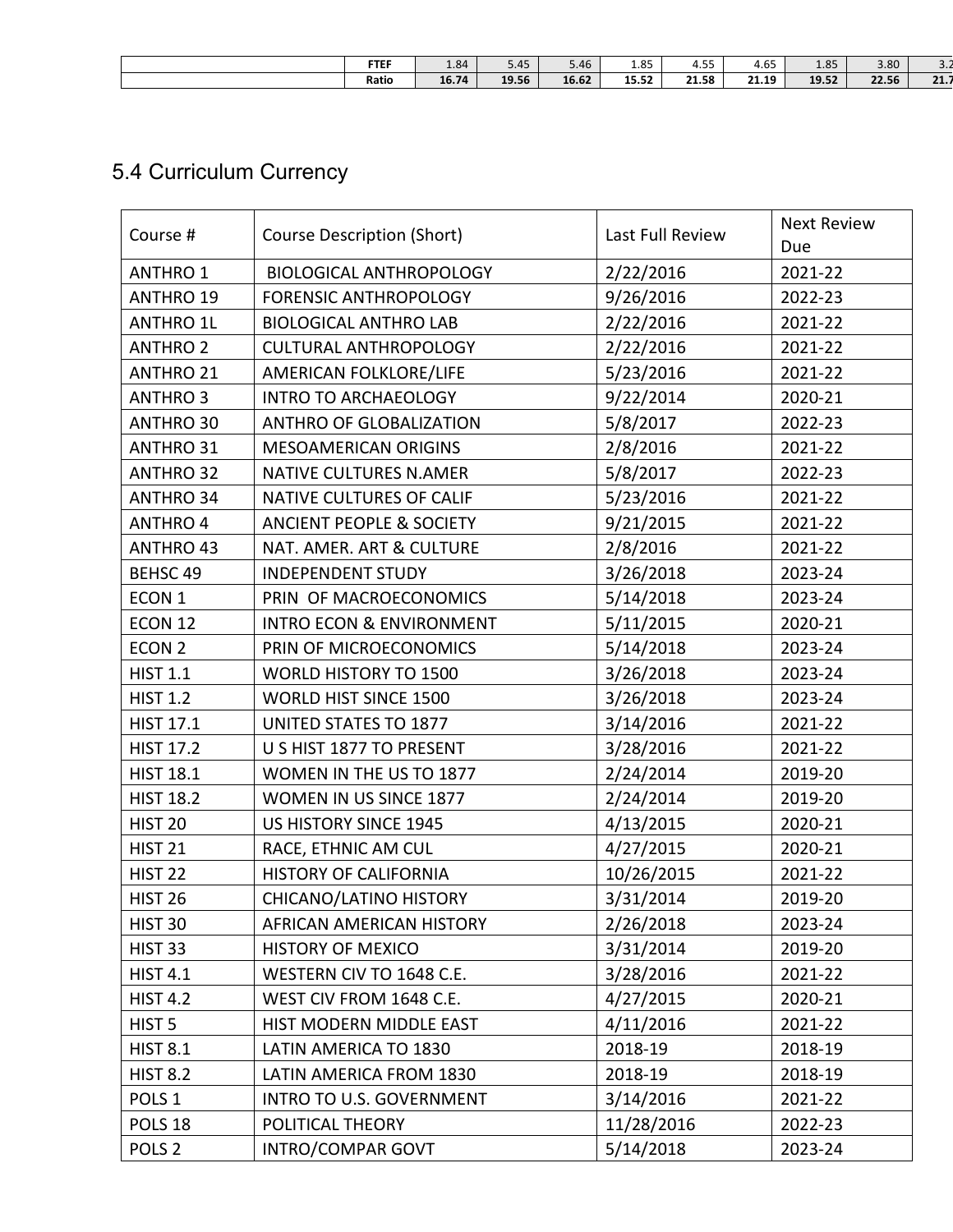| | FTEF | 1.84 | 5.45 | 5.46 | 1.85 | 4.55 | 4.65 | 1.85 | 3.80 | 3.2 |
|---|---|---|---|---|---|---|---|---|---|---|
| | **Ratio** | **16.74** | **19.56** | **16.62** | **15.52** | **21.58** | **21.19** | **19.52** | **22.56** | **21.7** |

## 5.4 Curriculum Currency

| Course # | Course Description (Short) | Last Full Review | Next Review Due |
|---|---|---|---|
| ANTHRO 1 | BIOLOGICAL ANTHROPOLOGY | 2/22/2016 | 2021-22 |
| ANTHRO 19 | FORENSIC ANTHROPOLOGY | 9/26/2016 | 2022-23 |
| ANTHRO 1L | BIOLOGICAL ANTHRO LAB | 2/22/2016 | 2021-22 |
| ANTHRO 2 | CULTURAL ANTHROPOLOGY | 2/22/2016 | 2021-22 |
| ANTHRO 21 | AMERICAN FOLKLORE/LIFE | 5/23/2016 | 2021-22 |
| ANTHRO 3 | INTRO TO ARCHAEOLOGY | 9/22/2014 | 2020-21 |
| ANTHRO 30 | ANTHRO OF GLOBALIZATION | 5/8/2017 | 2022-23 |
| ANTHRO 31 | MESOAMERICAN ORIGINS | 2/8/2016 | 2021-22 |
| ANTHRO 32 | NATIVE CULTURES N.AMER | 5/8/2017 | 2022-23 |
| ANTHRO 34 | NATIVE CULTURES OF CALIF | 5/23/2016 | 2021-22 |
| ANTHRO 4 | ANCIENT PEOPLE & SOCIETY | 9/21/2015 | 2021-22 |
| ANTHRO 43 | NAT. AMER. ART & CULTURE | 2/8/2016 | 2021-22 |
| BEHSC 49 | INDEPENDENT STUDY | 3/26/2018 | 2023-24 |
| ECON 1 | PRIN OF MACROECONOMICS | 5/14/2018 | 2023-24 |
| ECON 12 | INTRO ECON & ENVIRONMENT | 5/11/2015 | 2020-21 |
| ECON 2 | PRIN OF MICROECONOMICS | 5/14/2018 | 2023-24 |
| HIST 1.1 | WORLD HISTORY TO 1500 | 3/26/2018 | 2023-24 |
| HIST 1.2 | WORLD HIST SINCE 1500 | 3/26/2018 | 2023-24 |
| HIST 17.1 | UNITED STATES TO 1877 | 3/14/2016 | 2021-22 |
| HIST 17.2 | U S HIST 1877 TO PRESENT | 3/28/2016 | 2021-22 |
| HIST 18.1 | WOMEN IN THE US TO 1877 | 2/24/2014 | 2019-20 |
| HIST 18.2 | WOMEN IN US SINCE 1877 | 2/24/2014 | 2019-20 |
| HIST 20 | US HISTORY SINCE 1945 | 4/13/2015 | 2020-21 |
| HIST 21 | RACE, ETHNIC AM CUL | 4/27/2015 | 2020-21 |
| HIST 22 | HISTORY OF CALIFORNIA | 10/26/2015 | 2021-22 |
| HIST 26 | CHICANO/LATINO HISTORY | 3/31/2014 | 2019-20 |
| HIST 30 | AFRICAN AMERICAN HISTORY | 2/26/2018 | 2023-24 |
| HIST 33 | HISTORY OF MEXICO | 3/31/2014 | 2019-20 |
| HIST 4.1 | WESTERN CIV TO 1648 C.E. | 3/28/2016 | 2021-22 |
| HIST 4.2 | WEST CIV FROM 1648 C.E. | 4/27/2015 | 2020-21 |
| HIST 5 | HIST MODERN MIDDLE EAST | 4/11/2016 | 2021-22 |
| HIST 8.1 | LATIN AMERICA TO 1830 | 2018-19 | 2018-19 |
| HIST 8.2 | LATIN AMERICA FROM 1830 | 2018-19 | 2018-19 |
| POLS 1 | INTRO TO U.S. GOVERNMENT | 3/14/2016 | 2021-22 |
| POLS 18 | POLITICAL THEORY | 11/28/2016 | 2022-23 |
| POLS 2 | INTRO/COMPAR GOVT | 5/14/2018 | 2023-24 |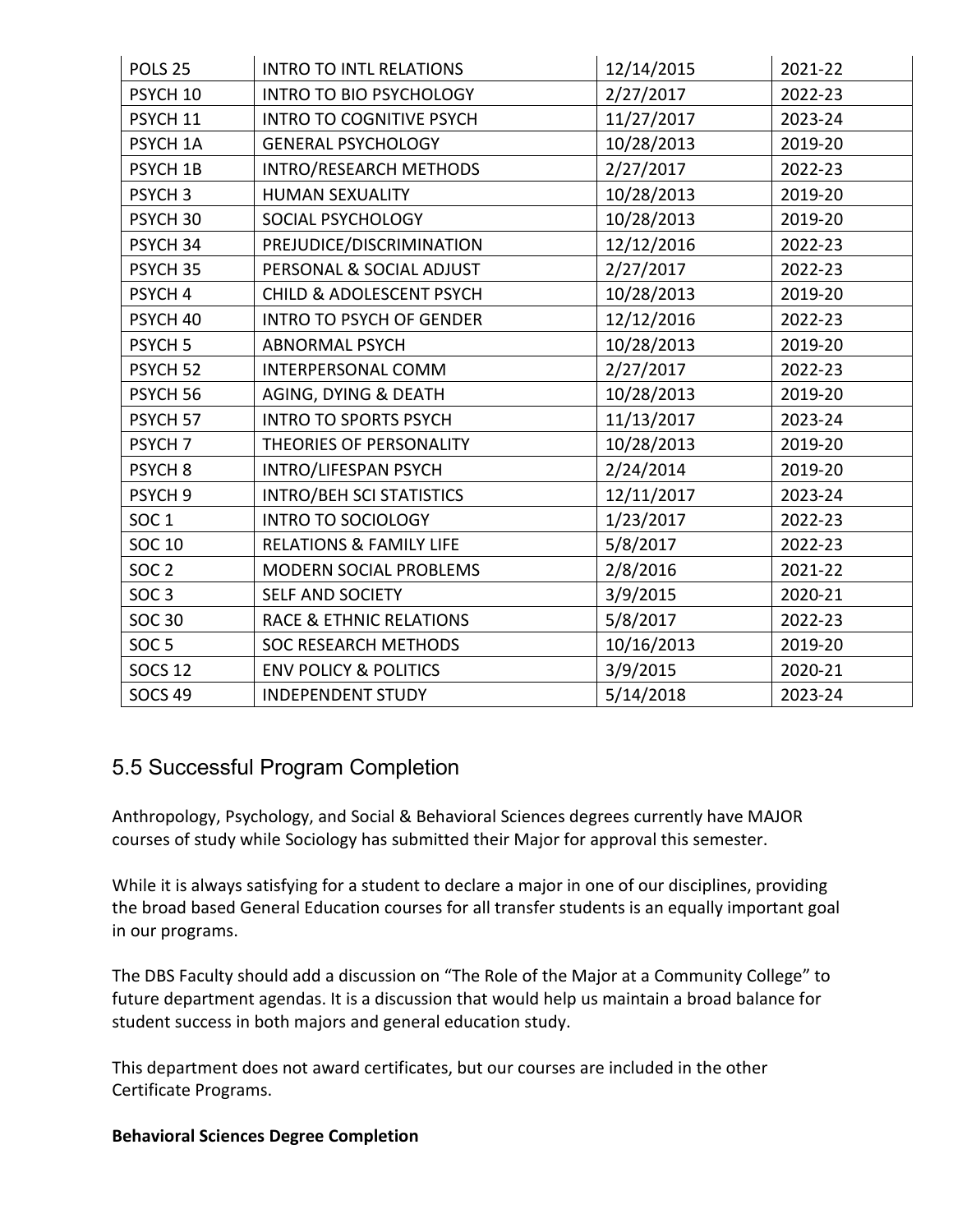| | | | |
|---|---|---|---|
| POLS 25 | INTRO TO INTL RELATIONS | 12/14/2015 | 2021-22 |
| PSYCH 10 | INTRO TO BIO PSYCHOLOGY | 2/27/2017 | 2022-23 |
| PSYCH 11 | INTRO TO COGNITIVE PSYCH | 11/27/2017 | 2023-24 |
| PSYCH 1A | GENERAL PSYCHOLOGY | 10/28/2013 | 2019-20 |
| PSYCH 1B | INTRO/RESEARCH METHODS | 2/27/2017 | 2022-23 |
| PSYCH 3 | HUMAN SEXUALITY | 10/28/2013 | 2019-20 |
| PSYCH 30 | SOCIAL PSYCHOLOGY | 10/28/2013 | 2019-20 |
| PSYCH 34 | PREJUDICE/DISCRIMINATION | 12/12/2016 | 2022-23 |
| PSYCH 35 | PERSONAL & SOCIAL ADJUST | 2/27/2017 | 2022-23 |
| PSYCH 4 | CHILD & ADOLESCENT PSYCH | 10/28/2013 | 2019-20 |
| PSYCH 40 | INTRO TO PSYCH OF GENDER | 12/12/2016 | 2022-23 |
| PSYCH 5 | ABNORMAL PSYCH | 10/28/2013 | 2019-20 |
| PSYCH 52 | INTERPERSONAL COMM | 2/27/2017 | 2022-23 |
| PSYCH 56 | AGING, DYING & DEATH | 10/28/2013 | 2019-20 |
| PSYCH 57 | INTRO TO SPORTS PSYCH | 11/13/2017 | 2023-24 |
| PSYCH 7 | THEORIES OF PERSONALITY | 10/28/2013 | 2019-20 |
| PSYCH 8 | INTRO/LIFESPAN PSYCH | 2/24/2014 | 2019-20 |
| PSYCH 9 | INTRO/BEH SCI STATISTICS | 12/11/2017 | 2023-24 |
| SOC 1 | INTRO TO SOCIOLOGY | 1/23/2017 | 2022-23 |
| SOC 10 | RELATIONS & FAMILY LIFE | 5/8/2017 | 2022-23 |
| SOC 2 | MODERN SOCIAL PROBLEMS | 2/8/2016 | 2021-22 |
| SOC 3 | SELF AND SOCIETY | 3/9/2015 | 2020-21 |
| SOC 30 | RACE & ETHNIC RELATIONS | 5/8/2017 | 2022-23 |
| SOC 5 | SOC RESEARCH METHODS | 10/16/2013 | 2019-20 |
| SOCS 12 | ENV POLICY & POLITICS | 3/9/2015 | 2020-21 |
| SOCS 49 | INDEPENDENT STUDY | 5/14/2018 | 2023-24 |

## 5.5 Successful Program Completion

Anthropology, Psychology, and Social & Behavioral Sciences degrees currently have MAJOR courses of study while Sociology has submitted their Major for approval this semester.

While it is always satisfying for a student to declare a major in one of our disciplines, providing the broad based General Education courses for all transfer students is an equally important goal in our programs.

The DBS Faculty should add a discussion on "The Role of the Major at a Community College" to future department agendas. It is a discussion that would help us maintain a broad balance for student success in both majors and general education study.

This department does not award certificates, but our courses are included in the other Certificate Programs.

**Behavioral Sciences Degree Completion**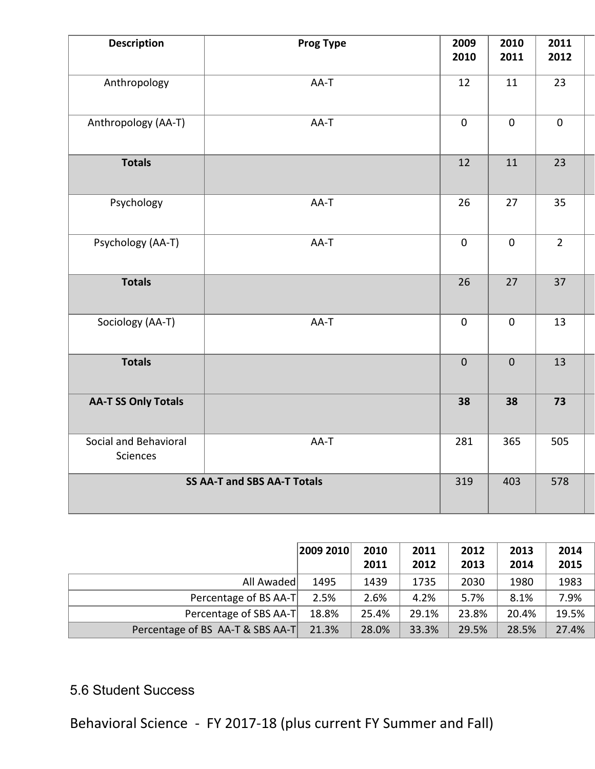| Description | Prog Type | 2009 2010 | 2010 2011 | 2011 2012 |
|---|---|---|---|---|
| Anthropology | AA-T | 12 | 11 | 23 |
| Anthropology (AA-T) | AA-T | 0 | 0 | 0 |
| **Totals** | | 12 | 11 | 23 |
| Psychology | AA-T | 26 | 27 | 35 |
| Psychology (AA-T) | AA-T | 0 | 0 | 2 |
| **Totals** | | 26 | 27 | 37 |
| Sociology (AA-T) | AA-T | 0 | 0 | 13 |
| **Totals** | | 0 | 0 | 13 |
| **AA-T SS Only Totals** | | **38** | **38** | **73** |
| Social and Behavioral Sciences | AA-T | 281 | 365 | 505 |
| **SS AA-T and SBS AA-T Totals** | | 319 | 403 | 578 |

| | 2009 2010 | 2010 2011 | 2011 2012 | 2012 2013 | 2013 2014 | 2014 2015 |
|---|---|---|---|---|---|---|
| All Awaded | 1495 | 1439 | 1735 | 2030 | 1980 | 1983 |
| Percentage of BS AA-T | 2.5% | 2.6% | 4.2% | 5.7% | 8.1% | 7.9% |
| Percentage of SBS AA-T | 18.8% | 25.4% | 29.1% | 23.8% | 20.4% | 19.5% |
| Percentage of BS AA-T & SBS AA-T | 21.3% | 28.0% | 33.3% | 29.5% | 28.5% | 27.4% |

## 5.6 Student Success

Behavioral Science - FY 2017-18 (plus current FY Summer and Fall)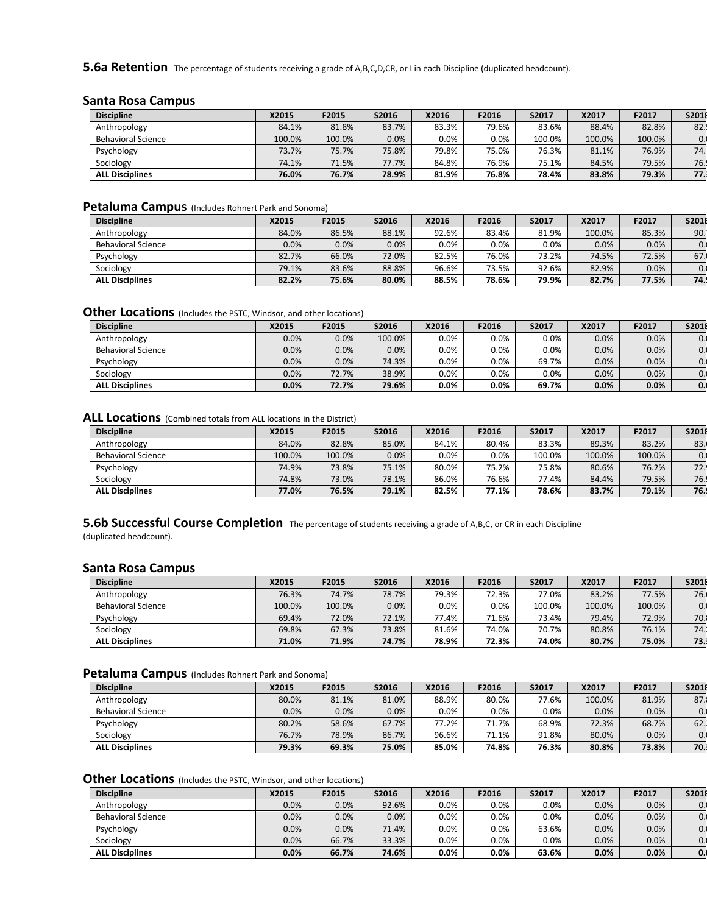## 5.6a Retention

The percentage of students receiving a grade of A,B,C,D,CR, or I in each Discipline (duplicated headcount).

### Santa Rosa Campus

| Discipline | X2015 | F2015 | S2016 | X2016 | F2016 | S2017 | X2017 | F2017 | S2018 |
|---|---|---|---|---|---|---|---|---|---|
| Anthropology | 84.1% | 81.8% | 83.7% | 83.3% | 79.6% | 83.6% | 88.4% | 82.8% | 82. |
| Behavioral Science | 100.0% | 100.0% | 0.0% | 0.0% | 0.0% | 100.0% | 100.0% | 100.0% | 0. |
| Psychology | 73.7% | 75.7% | 75.8% | 79.8% | 75.0% | 76.3% | 81.1% | 76.9% | 74. |
| Sociology | 74.1% | 71.5% | 77.7% | 84.8% | 76.9% | 75.1% | 84.5% | 79.5% | 76. |
| **ALL Disciplines** | **76.0%** | **76.7%** | **78.9%** | **81.9%** | **76.8%** | **78.4%** | **83.8%** | **79.3%** | **77.** |

### Petaluma Campus (Includes Rohnert Park and Sonoma)

| Discipline | X2015 | F2015 | S2016 | X2016 | F2016 | S2017 | X2017 | F2017 | S2018 |
|---|---|---|---|---|---|---|---|---|---|
| Anthropology | 84.0% | 86.5% | 88.1% | 92.6% | 83.4% | 81.9% | 100.0% | 85.3% | 90. |
| Behavioral Science | 0.0% | 0.0% | 0.0% | 0.0% | 0.0% | 0.0% | 0.0% | 0.0% | 0. |
| Psychology | 82.7% | 66.0% | 72.0% | 82.5% | 76.0% | 73.2% | 74.5% | 72.5% | 67. |
| Sociology | 79.1% | 83.6% | 88.8% | 96.6% | 73.5% | 92.6% | 82.9% | 0.0% | 0. |
| **ALL Disciplines** | **82.2%** | **75.6%** | **80.0%** | **88.5%** | **78.6%** | **79.9%** | **82.7%** | **77.5%** | **74.** |

### Other Locations (Includes the PSTC, Windsor, and other locations)

| Discipline | X2015 | F2015 | S2016 | X2016 | F2016 | S2017 | X2017 | F2017 | S2018 |
|---|---|---|---|---|---|---|---|---|---|
| Anthropology | 0.0% | 0.0% | 100.0% | 0.0% | 0.0% | 0.0% | 0.0% | 0.0% | 0. |
| Behavioral Science | 0.0% | 0.0% | 0.0% | 0.0% | 0.0% | 0.0% | 0.0% | 0.0% | 0. |
| Psychology | 0.0% | 0.0% | 74.3% | 0.0% | 0.0% | 69.7% | 0.0% | 0.0% | 0. |
| Sociology | 0.0% | 72.7% | 38.9% | 0.0% | 0.0% | 0.0% | 0.0% | 0.0% | 0. |
| **ALL Disciplines** | **0.0%** | **72.7%** | **79.6%** | **0.0%** | **0.0%** | **69.7%** | **0.0%** | **0.0%** | **0.** |

### ALL Locations (Combined totals from ALL locations in the District)

| Discipline | X2015 | F2015 | S2016 | X2016 | F2016 | S2017 | X2017 | F2017 | S2018 |
|---|---|---|---|---|---|---|---|---|---|
| Anthropology | 84.0% | 82.8% | 85.0% | 84.1% | 80.4% | 83.3% | 89.3% | 83.2% | 83. |
| Behavioral Science | 100.0% | 100.0% | 0.0% | 0.0% | 0.0% | 100.0% | 100.0% | 100.0% | 0. |
| Psychology | 74.9% | 73.8% | 75.1% | 80.0% | 75.2% | 75.8% | 80.6% | 76.2% | 72. |
| Sociology | 74.8% | 73.0% | 78.1% | 86.0% | 76.6% | 77.4% | 84.4% | 79.5% | 76. |
| **ALL Disciplines** | **77.0%** | **76.5%** | **79.1%** | **82.5%** | **77.1%** | **78.6%** | **83.7%** | **79.1%** | **76.** |

## 5.6b Successful Course Completion

The percentage of students receiving a grade of A,B,C, or CR in each Discipline (duplicated headcount).

### Santa Rosa Campus

| Discipline | X2015 | F2015 | S2016 | X2016 | F2016 | S2017 | X2017 | F2017 | S2018 |
|---|---|---|---|---|---|---|---|---|---|
| Anthropology | 76.3% | 74.7% | 78.7% | 79.3% | 72.3% | 77.0% | 83.2% | 77.5% | 76. |
| Behavioral Science | 100.0% | 100.0% | 0.0% | 0.0% | 0.0% | 100.0% | 100.0% | 100.0% | 0. |
| Psychology | 69.4% | 72.0% | 72.1% | 77.4% | 71.6% | 73.4% | 79.4% | 72.9% | 70. |
| Sociology | 69.8% | 67.3% | 73.8% | 81.6% | 74.0% | 70.7% | 80.8% | 76.1% | 74. |
| **ALL Disciplines** | **71.0%** | **71.9%** | **74.7%** | **78.9%** | **72.3%** | **74.0%** | **80.7%** | **75.0%** | **73.** |

### Petaluma Campus (Includes Rohnert Park and Sonoma)

| Discipline | X2015 | F2015 | S2016 | X2016 | F2016 | S2017 | X2017 | F2017 | S2018 |
|---|---|---|---|---|---|---|---|---|---|
| Anthropology | 80.0% | 81.1% | 81.0% | 88.9% | 80.0% | 77.6% | 100.0% | 81.9% | 87. |
| Behavioral Science | 0.0% | 0.0% | 0.0% | 0.0% | 0.0% | 0.0% | 0.0% | 0.0% | 0. |
| Psychology | 80.2% | 58.6% | 67.7% | 77.2% | 71.7% | 68.9% | 72.3% | 68.7% | 62. |
| Sociology | 76.7% | 78.9% | 86.7% | 96.6% | 71.1% | 91.8% | 80.0% | 0.0% | 0. |
| **ALL Disciplines** | **79.3%** | **69.3%** | **75.0%** | **85.0%** | **74.8%** | **76.3%** | **80.8%** | **73.8%** | **70.** |

### Other Locations (Includes the PSTC, Windsor, and other locations)

| Discipline | X2015 | F2015 | S2016 | X2016 | F2016 | S2017 | X2017 | F2017 | S2018 |
|---|---|---|---|---|---|---|---|---|---|
| Anthropology | 0.0% | 0.0% | 92.6% | 0.0% | 0.0% | 0.0% | 0.0% | 0.0% | 0. |
| Behavioral Science | 0.0% | 0.0% | 0.0% | 0.0% | 0.0% | 0.0% | 0.0% | 0.0% | 0. |
| Psychology | 0.0% | 0.0% | 71.4% | 0.0% | 0.0% | 63.6% | 0.0% | 0.0% | 0. |
| Sociology | 0.0% | 66.7% | 33.3% | 0.0% | 0.0% | 0.0% | 0.0% | 0.0% | 0. |
| **ALL Disciplines** | **0.0%** | **66.7%** | **74.6%** | **0.0%** | **0.0%** | **63.6%** | **0.0%** | **0.0%** | **0.** |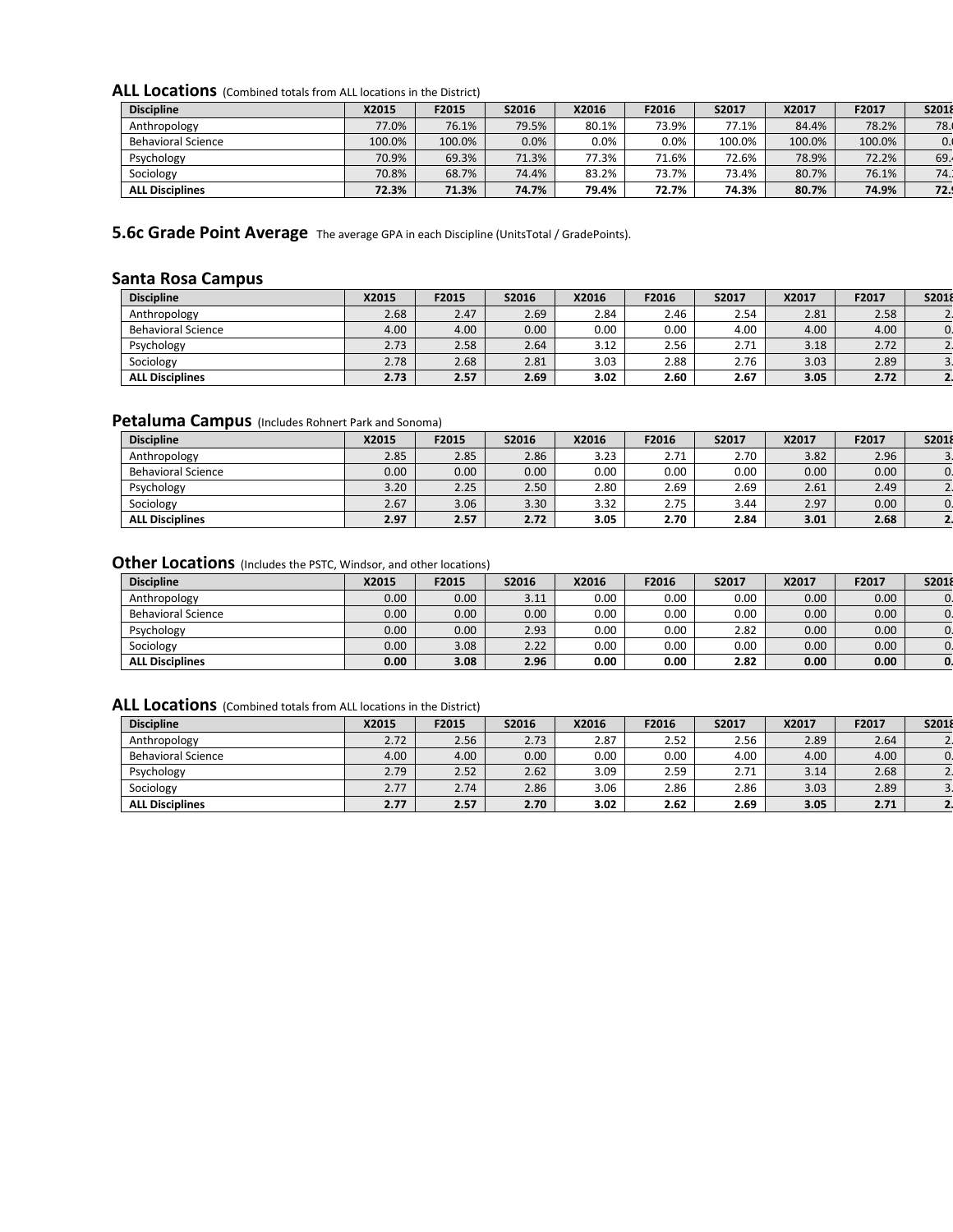## ALL Locations (Combined totals from ALL locations in the District)

| Discipline | X2015 | F2015 | S2016 | X2016 | F2016 | S2017 | X2017 | F2017 | S2018 |
|---|---|---|---|---|---|---|---|---|---|
| Anthropology | 77.0% | 76.1% | 79.5% | 80.1% | 73.9% | 77.1% | 84.4% | 78.2% | 78. |
| Behavioral Science | 100.0% | 100.0% | 0.0% | 0.0% | 0.0% | 100.0% | 100.0% | 100.0% | 0. |
| Psychology | 70.9% | 69.3% | 71.3% | 77.3% | 71.6% | 72.6% | 78.9% | 72.2% | 69. |
| Sociology | 70.8% | 68.7% | 74.4% | 83.2% | 73.7% | 73.4% | 80.7% | 76.1% | 74. |
| **ALL Disciplines** | **72.3%** | **71.3%** | **74.7%** | **79.4%** | **72.7%** | **74.3%** | **80.7%** | **74.9%** | **72.** |

## 5.6c Grade Point Average

The average GPA in each Discipline (UnitsTotal / GradePoints).

### Santa Rosa Campus

| Discipline | X2015 | F2015 | S2016 | X2016 | F2016 | S2017 | X2017 | F2017 | S2018 |
|---|---|---|---|---|---|---|---|---|---|
| Anthropology | 2.68 | 2.47 | 2.69 | 2.84 | 2.46 | 2.54 | 2.81 | 2.58 | 2. |
| Behavioral Science | 4.00 | 4.00 | 0.00 | 0.00 | 0.00 | 4.00 | 4.00 | 4.00 | 0. |
| Psychology | 2.73 | 2.58 | 2.64 | 3.12 | 2.56 | 2.71 | 3.18 | 2.72 | 2. |
| Sociology | 2.78 | 2.68 | 2.81 | 3.03 | 2.88 | 2.76 | 3.03 | 2.89 | 3. |
| **ALL Disciplines** | **2.73** | **2.57** | **2.69** | **3.02** | **2.60** | **2.67** | **3.05** | **2.72** | **2.** |

### Petaluma Campus (Includes Rohnert Park and Sonoma)

| Discipline | X2015 | F2015 | S2016 | X2016 | F2016 | S2017 | X2017 | F2017 | S2018 |
|---|---|---|---|---|---|---|---|---|---|
| Anthropology | 2.85 | 2.85 | 2.86 | 3.23 | 2.71 | 2.70 | 3.82 | 2.96 | 3. |
| Behavioral Science | 0.00 | 0.00 | 0.00 | 0.00 | 0.00 | 0.00 | 0.00 | 0.00 | 0. |
| Psychology | 3.20 | 2.25 | 2.50 | 2.80 | 2.69 | 2.69 | 2.61 | 2.49 | 2. |
| Sociology | 2.67 | 3.06 | 3.30 | 3.32 | 2.75 | 3.44 | 2.97 | 0.00 | 0. |
| **ALL Disciplines** | **2.97** | **2.57** | **2.72** | **3.05** | **2.70** | **2.84** | **3.01** | **2.68** | **2.** |

### Other Locations (Includes the PSTC, Windsor, and other locations)

| Discipline | X2015 | F2015 | S2016 | X2016 | F2016 | S2017 | X2017 | F2017 | S2018 |
|---|---|---|---|---|---|---|---|---|---|
| Anthropology | 0.00 | 0.00 | 3.11 | 0.00 | 0.00 | 0.00 | 0.00 | 0.00 | 0. |
| Behavioral Science | 0.00 | 0.00 | 0.00 | 0.00 | 0.00 | 0.00 | 0.00 | 0.00 | 0. |
| Psychology | 0.00 | 0.00 | 2.93 | 0.00 | 0.00 | 2.82 | 0.00 | 0.00 | 0. |
| Sociology | 0.00 | 3.08 | 2.22 | 0.00 | 0.00 | 0.00 | 0.00 | 0.00 | 0. |
| **ALL Disciplines** | **0.00** | **3.08** | **2.96** | **0.00** | **0.00** | **2.82** | **0.00** | **0.00** | **0.** |

### ALL Locations (Combined totals from ALL locations in the District)

| Discipline | X2015 | F2015 | S2016 | X2016 | F2016 | S2017 | X2017 | F2017 | S2018 |
|---|---|---|---|---|---|---|---|---|---|
| Anthropology | 2.72 | 2.56 | 2.73 | 2.87 | 2.52 | 2.56 | 2.89 | 2.64 | 2. |
| Behavioral Science | 4.00 | 4.00 | 0.00 | 0.00 | 0.00 | 4.00 | 4.00 | 4.00 | 0. |
| Psychology | 2.79 | 2.52 | 2.62 | 3.09 | 2.59 | 2.71 | 3.14 | 2.68 | 2. |
| Sociology | 2.77 | 2.74 | 2.86 | 3.06 | 2.86 | 2.86 | 3.03 | 2.89 | 3. |
| **ALL Disciplines** | **2.77** | **2.57** | **2.70** | **3.02** | **2.62** | **2.69** | **3.05** | **2.71** | **2.** |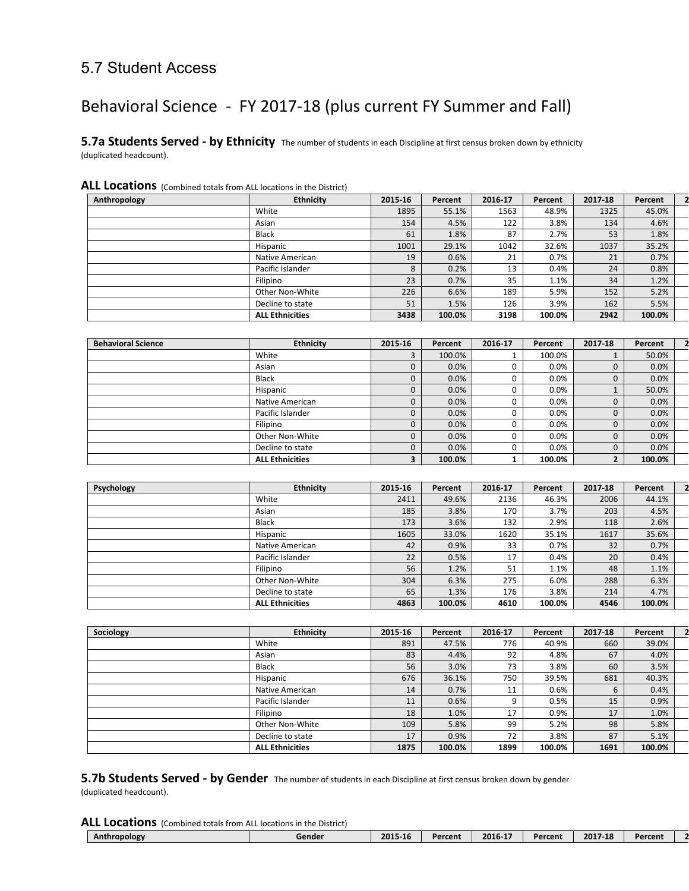# 5.7 Student Access

## Behavioral Science - FY 2017-18 (plus current FY Summer and Fall)

### 5.7a Students Served - by Ethnicity

The number of students in each Discipline at first census broken down by ethnicity (duplicated headcount).

**ALL Locations** (Combined totals from ALL locations in the District)

| Anthropology | Ethnicity | 2015-16 | Percent | 2016-17 | Percent | 2017-18 | Percent |
|---|---|---|---|---|---|---|---|
| | White | 1895 | 55.1% | 1563 | 48.9% | 1325 | 45.0% |
| | Asian | 154 | 4.5% | 122 | 3.8% | 134 | 4.6% |
| | Black | 61 | 1.8% | 87 | 2.7% | 53 | 1.8% |
| | Hispanic | 1001 | 29.1% | 1042 | 32.6% | 1037 | 35.2% |
| | Native American | 19 | 0.6% | 21 | 0.7% | 21 | 0.7% |
| | Pacific Islander | 8 | 0.2% | 13 | 0.4% | 24 | 0.8% |
| | Filipino | 23 | 0.7% | 35 | 1.1% | 34 | 1.2% |
| | Other Non-White | 226 | 6.6% | 189 | 5.9% | 152 | 5.2% |
| | Decline to state | 51 | 1.5% | 126 | 3.9% | 162 | 5.5% |
| | **ALL Ethnicities** | **3438** | **100.0%** | **3198** | **100.0%** | **2942** | **100.0%** |

| Behavioral Science | Ethnicity | 2015-16 | Percent | 2016-17 | Percent | 2017-18 | Percent |
|---|---|---|---|---|---|---|---|
| | White | 3 | 100.0% | 1 | 100.0% | 1 | 50.0% |
| | Asian | 0 | 0.0% | 0 | 0.0% | 0 | 0.0% |
| | Black | 0 | 0.0% | 0 | 0.0% | 0 | 0.0% |
| | Hispanic | 0 | 0.0% | 0 | 0.0% | 1 | 50.0% |
| | Native American | 0 | 0.0% | 0 | 0.0% | 0 | 0.0% |
| | Pacific Islander | 0 | 0.0% | 0 | 0.0% | 0 | 0.0% |
| | Filipino | 0 | 0.0% | 0 | 0.0% | 0 | 0.0% |
| | Other Non-White | 0 | 0.0% | 0 | 0.0% | 0 | 0.0% |
| | Decline to state | 0 | 0.0% | 0 | 0.0% | 0 | 0.0% |
| | **ALL Ethnicities** | **3** | **100.0%** | **1** | **100.0%** | **2** | **100.0%** |

| Psychology | Ethnicity | 2015-16 | Percent | 2016-17 | Percent | 2017-18 | Percent |
|---|---|---|---|---|---|---|---|
| | White | 2411 | 49.6% | 2136 | 46.3% | 2006 | 44.1% |
| | Asian | 185 | 3.8% | 170 | 3.7% | 203 | 4.5% |
| | Black | 173 | 3.6% | 132 | 2.9% | 118 | 2.6% |
| | Hispanic | 1605 | 33.0% | 1620 | 35.1% | 1617 | 35.6% |
| | Native American | 42 | 0.9% | 33 | 0.7% | 32 | 0.7% |
| | Pacific Islander | 22 | 0.5% | 17 | 0.4% | 20 | 0.4% |
| | Filipino | 56 | 1.2% | 51 | 1.1% | 48 | 1.1% |
| | Other Non-White | 304 | 6.3% | 275 | 6.0% | 288 | 6.3% |
| | Decline to state | 65 | 1.3% | 176 | 3.8% | 214 | 4.7% |
| | **ALL Ethnicities** | **4863** | **100.0%** | **4610** | **100.0%** | **4546** | **100.0%** |

| Sociology | Ethnicity | 2015-16 | Percent | 2016-17 | Percent | 2017-18 | Percent |
|---|---|---|---|---|---|---|---|
| | White | 891 | 47.5% | 776 | 40.9% | 660 | 39.0% |
| | Asian | 83 | 4.4% | 92 | 4.8% | 67 | 4.0% |
| | Black | 56 | 3.0% | 73 | 3.8% | 60 | 3.5% |
| | Hispanic | 676 | 36.1% | 750 | 39.5% | 681 | 40.3% |
| | Native American | 14 | 0.7% | 11 | 0.6% | 6 | 0.4% |
| | Pacific Islander | 11 | 0.6% | 9 | 0.5% | 15 | 0.9% |
| | Filipino | 18 | 1.0% | 17 | 0.9% | 17 | 1.0% |
| | Other Non-White | 109 | 5.8% | 99 | 5.2% | 98 | 5.8% |
| | Decline to state | 17 | 0.9% | 72 | 3.8% | 87 | 5.1% |
| | **ALL Ethnicities** | **1875** | **100.0%** | **1899** | **100.0%** | **1691** | **100.0%** |

### 5.7b Students Served - by Gender

The number of students in each Discipline at first census broken down by gender (duplicated headcount).

**ALL Locations** (Combined totals from ALL locations in the District)

| Anthropology | Gender | 2015-16 | Percent | 2016-17 | Percent | 2017-18 | Percent |
|---|---|---|---|---|---|---|---|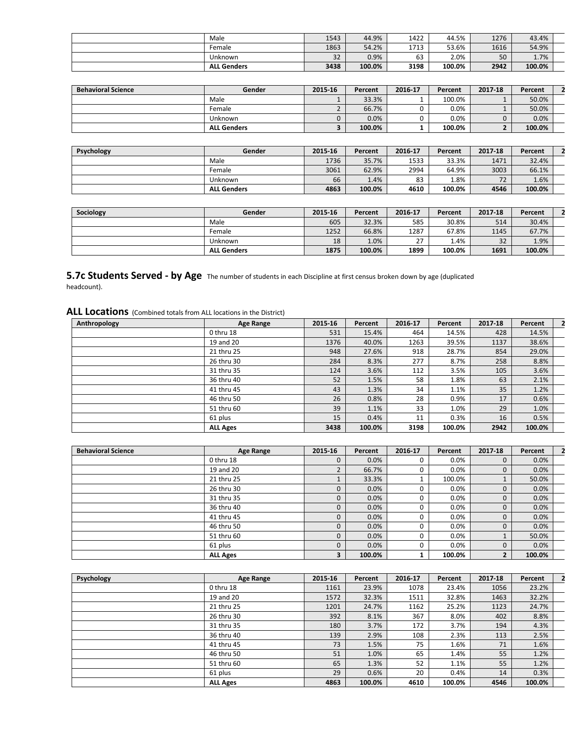| | | | | | | | | |
|---|---|---|---|---|---|---|---|---|
| | Male | 1543 | 44.9% | 1422 | 44.5% | 1276 | 43.4% | |
| | Female | 1863 | 54.2% | 1713 | 53.6% | 1616 | 54.9% | |
| | Unknown | 32 | 0.9% | 63 | 2.0% | 50 | 1.7% | |
| | **ALL Genders** | **3438** | **100.0%** | **3198** | **100.0%** | **2942** | **100.0%** | |

| Behavioral Science | Gender | 2015-16 | Percent | 2016-17 | Percent | 2017-18 | Percent | 2 |
|---|---|---|---|---|---|---|---|---|
| | Male | 1 | 33.3% | 1 | 100.0% | 1 | 50.0% | |
| | Female | 2 | 66.7% | 0 | 0.0% | 1 | 50.0% | |
| | Unknown | 0 | 0.0% | 0 | 0.0% | 0 | 0.0% | |
| | **ALL Genders** | **3** | **100.0%** | **1** | **100.0%** | **2** | **100.0%** | |

| Psychology | Gender | 2015-16 | Percent | 2016-17 | Percent | 2017-18 | Percent | 2 |
|---|---|---|---|---|---|---|---|---|
| | Male | 1736 | 35.7% | 1533 | 33.3% | 1471 | 32.4% | |
| | Female | 3061 | 62.9% | 2994 | 64.9% | 3003 | 66.1% | |
| | Unknown | 66 | 1.4% | 83 | 1.8% | 72 | 1.6% | |
| | **ALL Genders** | **4863** | **100.0%** | **4610** | **100.0%** | **4546** | **100.0%** | |

| Sociology | Gender | 2015-16 | Percent | 2016-17 | Percent | 2017-18 | Percent | 2 |
|---|---|---|---|---|---|---|---|---|
| | Male | 605 | 32.3% | 585 | 30.8% | 514 | 30.4% | |
| | Female | 1252 | 66.8% | 1287 | 67.8% | 1145 | 67.7% | |
| | Unknown | 18 | 1.0% | 27 | 1.4% | 32 | 1.9% | |
| | **ALL Genders** | **1875** | **100.0%** | **1899** | **100.0%** | **1691** | **100.0%** | |

## 5.7c Students Served - by Age

The number of students in each Discipline at first census broken down by age (duplicated headcount).

### ALL Locations

(Combined totals from ALL locations in the District)

| Anthropology | Age Range | 2015-16 | Percent | 2016-17 | Percent | 2017-18 | Percent | 2 |
|---|---|---|---|---|---|---|---|---|
| | 0 thru 18 | 531 | 15.4% | 464 | 14.5% | 428 | 14.5% | |
| | 19 and 20 | 1376 | 40.0% | 1263 | 39.5% | 1137 | 38.6% | |
| | 21 thru 25 | 948 | 27.6% | 918 | 28.7% | 854 | 29.0% | |
| | 26 thru 30 | 284 | 8.3% | 277 | 8.7% | 258 | 8.8% | |
| | 31 thru 35 | 124 | 3.6% | 112 | 3.5% | 105 | 3.6% | |
| | 36 thru 40 | 52 | 1.5% | 58 | 1.8% | 63 | 2.1% | |
| | 41 thru 45 | 43 | 1.3% | 34 | 1.1% | 35 | 1.2% | |
| | 46 thru 50 | 26 | 0.8% | 28 | 0.9% | 17 | 0.6% | |
| | 51 thru 60 | 39 | 1.1% | 33 | 1.0% | 29 | 1.0% | |
| | 61 plus | 15 | 0.4% | 11 | 0.3% | 16 | 0.5% | |
| | **ALL Ages** | **3438** | **100.0%** | **3198** | **100.0%** | **2942** | **100.0%** | |

| Behavioral Science | Age Range | 2015-16 | Percent | 2016-17 | Percent | 2017-18 | Percent | 2 |
|---|---|---|---|---|---|---|---|---|
| | 0 thru 18 | 0 | 0.0% | 0 | 0.0% | 0 | 0.0% | |
| | 19 and 20 | 2 | 66.7% | 0 | 0.0% | 0 | 0.0% | |
| | 21 thru 25 | 1 | 33.3% | 1 | 100.0% | 1 | 50.0% | |
| | 26 thru 30 | 0 | 0.0% | 0 | 0.0% | 0 | 0.0% | |
| | 31 thru 35 | 0 | 0.0% | 0 | 0.0% | 0 | 0.0% | |
| | 36 thru 40 | 0 | 0.0% | 0 | 0.0% | 0 | 0.0% | |
| | 41 thru 45 | 0 | 0.0% | 0 | 0.0% | 0 | 0.0% | |
| | 46 thru 50 | 0 | 0.0% | 0 | 0.0% | 0 | 0.0% | |
| | 51 thru 60 | 0 | 0.0% | 0 | 0.0% | 1 | 50.0% | |
| | 61 plus | 0 | 0.0% | 0 | 0.0% | 0 | 0.0% | |
| | **ALL Ages** | **3** | **100.0%** | **1** | **100.0%** | **2** | **100.0%** | |

| Psychology | Age Range | 2015-16 | Percent | 2016-17 | Percent | 2017-18 | Percent | 2 |
|---|---|---|---|---|---|---|---|---|
| | 0 thru 18 | 1161 | 23.9% | 1078 | 23.4% | 1056 | 23.2% | |
| | 19 and 20 | 1572 | 32.3% | 1511 | 32.8% | 1463 | 32.2% | |
| | 21 thru 25 | 1201 | 24.7% | 1162 | 25.2% | 1123 | 24.7% | |
| | 26 thru 30 | 392 | 8.1% | 367 | 8.0% | 402 | 8.8% | |
| | 31 thru 35 | 180 | 3.7% | 172 | 3.7% | 194 | 4.3% | |
| | 36 thru 40 | 139 | 2.9% | 108 | 2.3% | 113 | 2.5% | |
| | 41 thru 45 | 73 | 1.5% | 75 | 1.6% | 71 | 1.6% | |
| | 46 thru 50 | 51 | 1.0% | 65 | 1.4% | 55 | 1.2% | |
| | 51 thru 60 | 65 | 1.3% | 52 | 1.1% | 55 | 1.2% | |
| | 61 plus | 29 | 0.6% | 20 | 0.4% | 14 | 0.3% | |
| | **ALL Ages** | **4863** | **100.0%** | **4610** | **100.0%** | **4546** | **100.0%** | |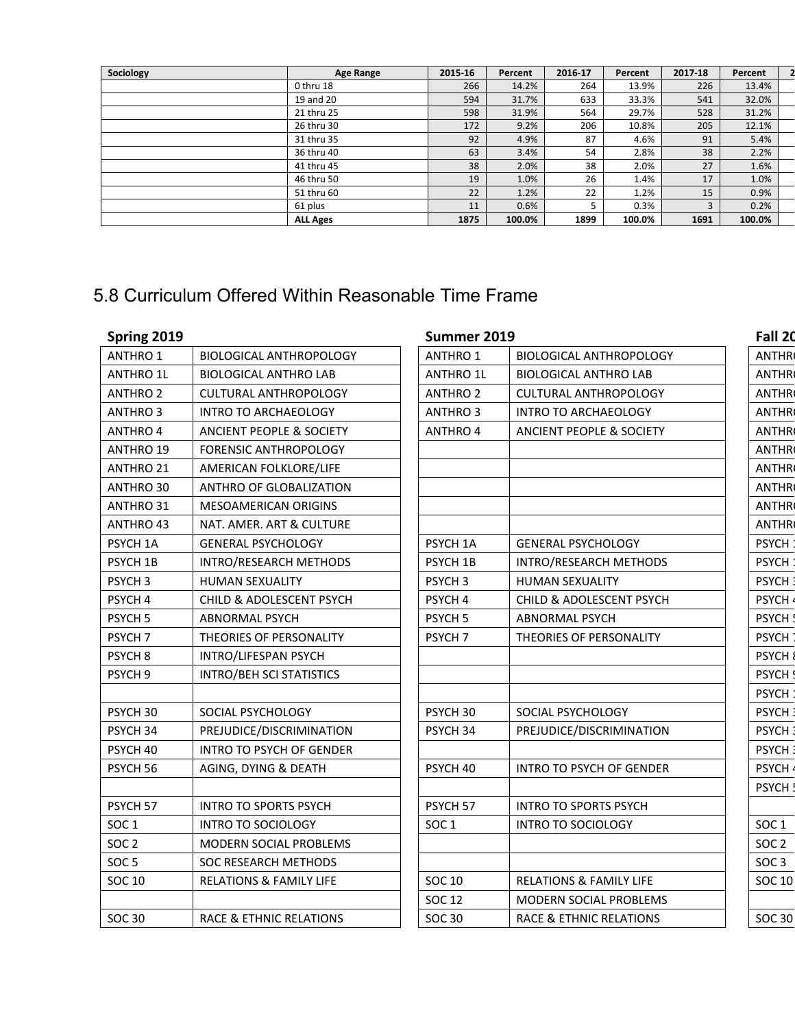| Sociology | Age Range | 2015-16 | Percent | 2016-17 | Percent | 2017-18 | Percent | 2 |
|---|---|---|---|---|---|---|---|---|
| | 0 thru 18 | 266 | 14.2% | 264 | 13.9% | 226 | 13.4% | |
| | 19 and 20 | 594 | 31.7% | 633 | 33.3% | 541 | 32.0% | |
| | 21 thru 25 | 598 | 31.9% | 564 | 29.7% | 528 | 31.2% | |
| | 26 thru 30 | 172 | 9.2% | 206 | 10.8% | 205 | 12.1% | |
| | 31 thru 35 | 92 | 4.9% | 87 | 4.6% | 91 | 5.4% | |
| | 36 thru 40 | 63 | 3.4% | 54 | 2.8% | 38 | 2.2% | |
| | 41 thru 45 | 38 | 2.0% | 38 | 2.0% | 27 | 1.6% | |
| | 46 thru 50 | 19 | 1.0% | 26 | 1.4% | 17 | 1.0% | |
| | 51 thru 60 | 22 | 1.2% | 22 | 1.2% | 15 | 0.9% | |
| | 61 plus | 11 | 0.6% | 5 | 0.3% | 3 | 0.2% | |
| | **ALL Ages** | **1875** | **100.0%** | **1899** | **100.0%** | **1691** | **100.0%** | |

# 5.8 Curriculum Offered Within Reasonable Time Frame

| Spring 2019 | | Summer 2019 | | Fall 20 |
|---|---|---|---|---|
| ANTHRO 1 | BIOLOGICAL ANTHROPOLOGY | ANTHRO 1 | BIOLOGICAL ANTHROPOLOGY | ANTHR |
| ANTHRO 1L | BIOLOGICAL ANTHRO LAB | ANTHRO 1L | BIOLOGICAL ANTHRO LAB | ANTHR |
| ANTHRO 2 | CULTURAL ANTHROPOLOGY | ANTHRO 2 | CULTURAL ANTHROPOLOGY | ANTHR |
| ANTHRO 3 | INTRO TO ARCHAEOLOGY | ANTHRO 3 | INTRO TO ARCHAEOLOGY | ANTHR |
| ANTHRO 4 | ANCIENT PEOPLE & SOCIETY | ANTHRO 4 | ANCIENT PEOPLE & SOCIETY | ANTHR |
| ANTHRO 19 | FORENSIC ANTHROPOLOGY | | | ANTHR |
| ANTHRO 21 | AMERICAN FOLKLORE/LIFE | | | ANTHR |
| ANTHRO 30 | ANTHRO OF GLOBALIZATION | | | ANTHR |
| ANTHRO 31 | MESOAMERICAN ORIGINS | | | ANTHR |
| ANTHRO 43 | NAT. AMER. ART & CULTURE | | | ANTHR |
| PSYCH 1A | GENERAL PSYCHOLOGY | PSYCH 1A | GENERAL PSYCHOLOGY | PSYCH 1 |
| PSYCH 1B | INTRO/RESEARCH METHODS | PSYCH 1B | INTRO/RESEARCH METHODS | PSYCH 1 |
| PSYCH 3 | HUMAN SEXUALITY | PSYCH 3 | HUMAN SEXUALITY | PSYCH 3 |
| PSYCH 4 | CHILD & ADOLESCENT PSYCH | PSYCH 4 | CHILD & ADOLESCENT PSYCH | PSYCH 4 |
| PSYCH 5 | ABNORMAL PSYCH | PSYCH 5 | ABNORMAL PSYCH | PSYCH 5 |
| PSYCH 7 | THEORIES OF PERSONALITY | PSYCH 7 | THEORIES OF PERSONALITY | PSYCH 7 |
| PSYCH 8 | INTRO/LIFESPAN PSYCH | | | PSYCH 8 |
| PSYCH 9 | INTRO/BEH SCI STATISTICS | | | PSYCH 9 |
| | | | | PSYCH 1 |
| PSYCH 30 | SOCIAL PSYCHOLOGY | PSYCH 30 | SOCIAL PSYCHOLOGY | PSYCH 3 |
| PSYCH 34 | PREJUDICE/DISCRIMINATION | PSYCH 34 | PREJUDICE/DISCRIMINATION | PSYCH 3 |
| PSYCH 40 | INTRO TO PSYCH OF GENDER | | | PSYCH 3 |
| PSYCH 56 | AGING, DYING & DEATH | PSYCH 40 | INTRO TO PSYCH OF GENDER | PSYCH 4 |
| | | | | PSYCH 5 |
| PSYCH 57 | INTRO TO SPORTS PSYCH | PSYCH 57 | INTRO TO SPORTS PSYCH | |
| SOC 1 | INTRO TO SOCIOLOGY | SOC 1 | INTRO TO SOCIOLOGY | SOC 1 |
| SOC 2 | MODERN SOCIAL PROBLEMS | | | SOC 2 |
| SOC 5 | SOC RESEARCH METHODS | | | SOC 3 |
| SOC 10 | RELATIONS & FAMILY LIFE | SOC 10 | RELATIONS & FAMILY LIFE | SOC 10 |
| | | SOC 12 | MODERN SOCIAL PROBLEMS | |
| SOC 30 | RACE & ETHNIC RELATIONS | SOC 30 | RACE & ETHNIC RELATIONS | SOC 30 |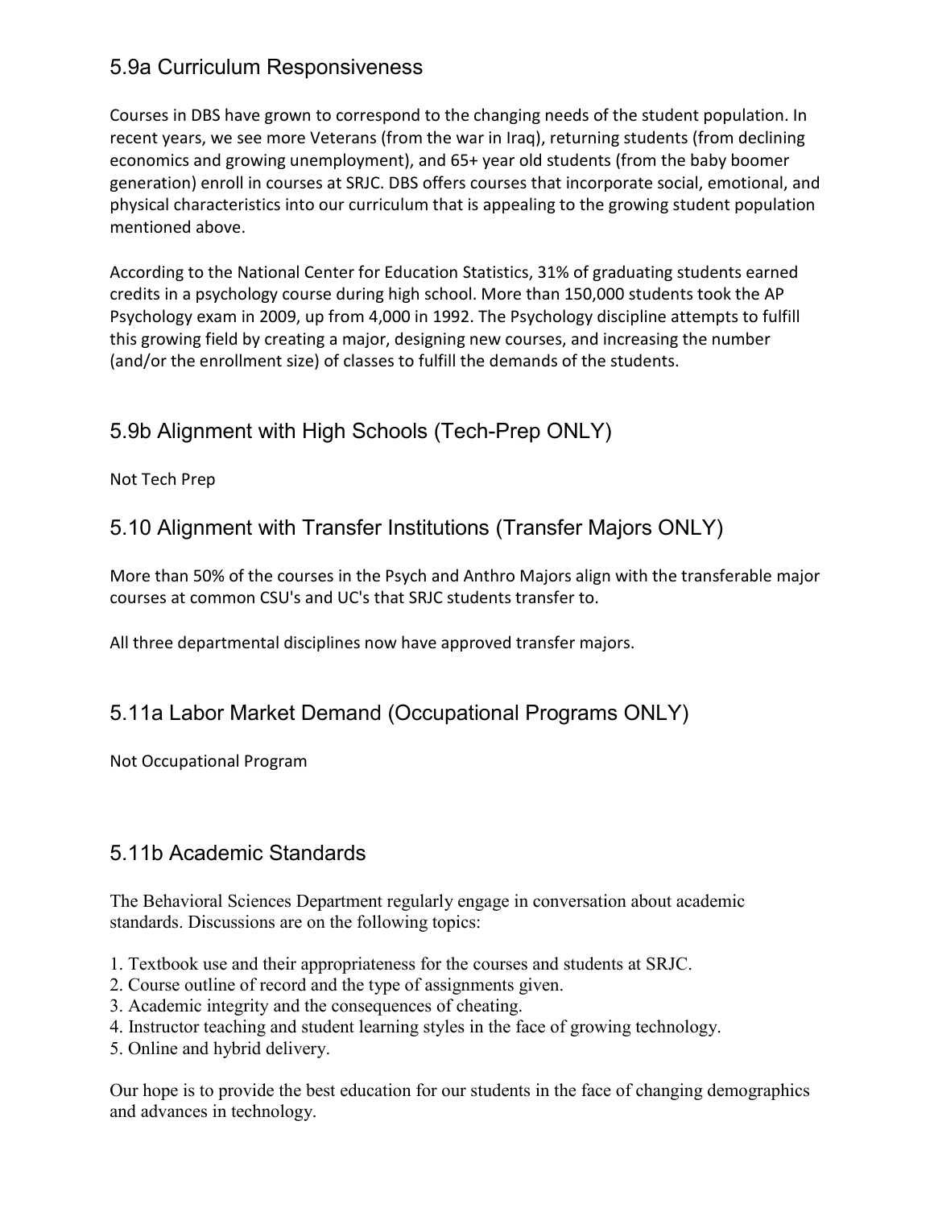## 5.9a Curriculum Responsiveness

Courses in DBS have grown to correspond to the changing needs of the student population. In recent years, we see more Veterans (from the war in Iraq), returning students (from declining economics and growing unemployment), and 65+ year old students (from the baby boomer generation) enroll in courses at SRJC. DBS offers courses that incorporate social, emotional, and physical characteristics into our curriculum that is appealing to the growing student population mentioned above.

According to the National Center for Education Statistics, 31% of graduating students earned credits in a psychology course during high school. More than 150,000 students took the AP Psychology exam in 2009, up from 4,000 in 1992. The Psychology discipline attempts to fulfill this growing field by creating a major, designing new courses, and increasing the number (and/or the enrollment size) of classes to fulfill the demands of the students.

## 5.9b Alignment with High Schools (Tech-Prep ONLY)

Not Tech Prep

## 5.10 Alignment with Transfer Institutions (Transfer Majors ONLY)

More than 50% of the courses in the Psych and Anthro Majors align with the transferable major courses at common CSU's and UC's that SRJC students transfer to.

All three departmental disciplines now have approved transfer majors.

## 5.11a Labor Market Demand (Occupational Programs ONLY)

Not Occupational Program

## 5.11b Academic Standards

The Behavioral Sciences Department regularly engage in conversation about academic standards. Discussions are on the following topics:

1. Textbook use and their appropriateness for the courses and students at SRJC.
2. Course outline of record and the type of assignments given.
3. Academic integrity and the consequences of cheating.
4. Instructor teaching and student learning styles in the face of growing technology.
5. Online and hybrid delivery.

Our hope is to provide the best education for our students in the face of changing demographics and advances in technology.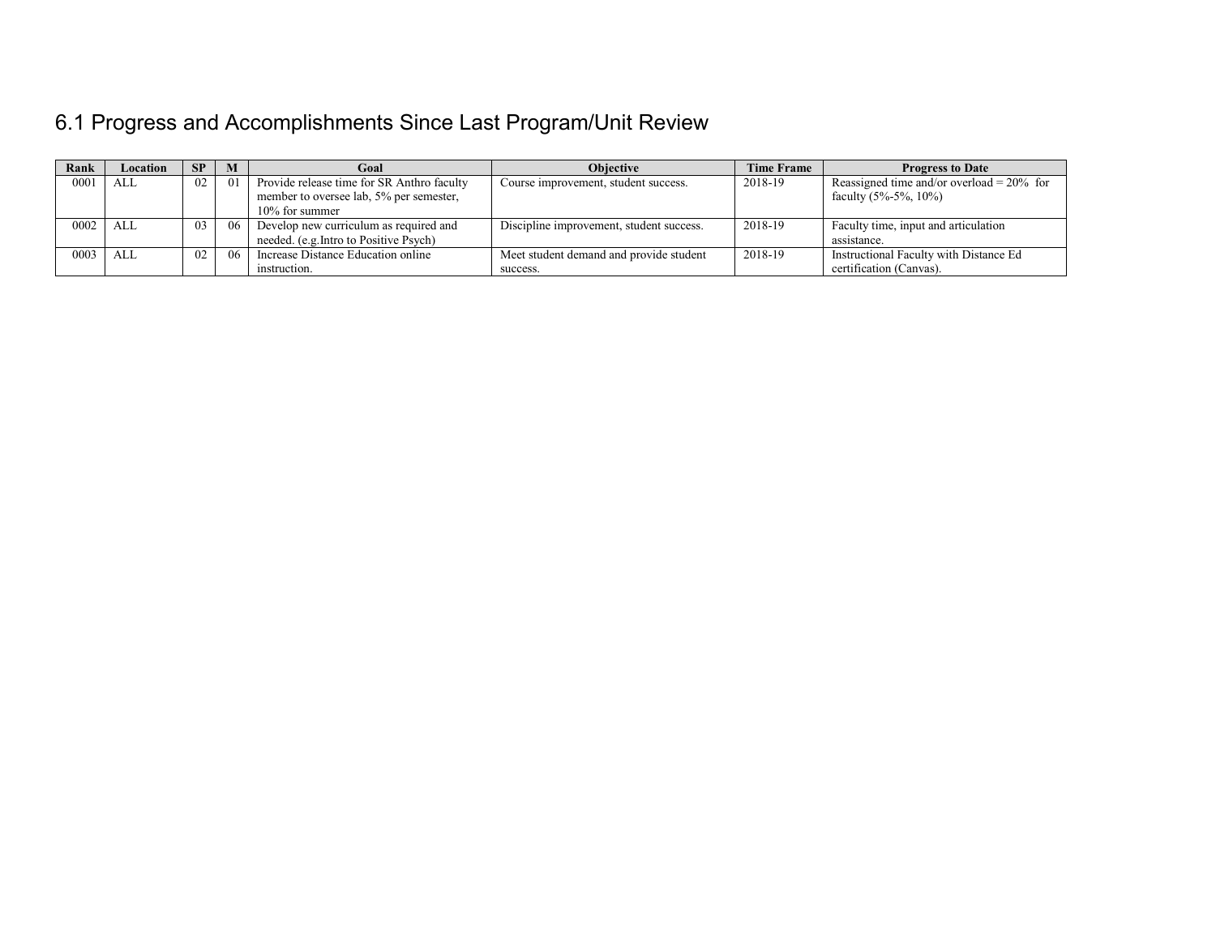## 6.1 Progress and Accomplishments Since Last Program/Unit Review

| Rank | Location | SP | M | Goal | Objective | Time Frame | Progress to Date |
|---|---|---|---|---|---|---|---|
| 0001 | ALL | 02 | 01 | Provide release time for SR Anthro faculty member to oversee lab, 5% per semester, 10% for summer | Course improvement, student success. | 2018-19 | Reassigned time and/or overload = 20% for faculty (5%-5%, 10%) |
| 0002 | ALL | 03 | 06 | Develop new curriculum as required and needed. (e.g.Intro to Positive Psych) | Discipline improvement, student success. | 2018-19 | Faculty time, input and articulation assistance. |
| 0003 | ALL | 02 | 06 | Increase Distance Education online instruction. | Meet student demand and provide student success. | 2018-19 | Instructional Faculty with Distance Ed certification (Canvas). |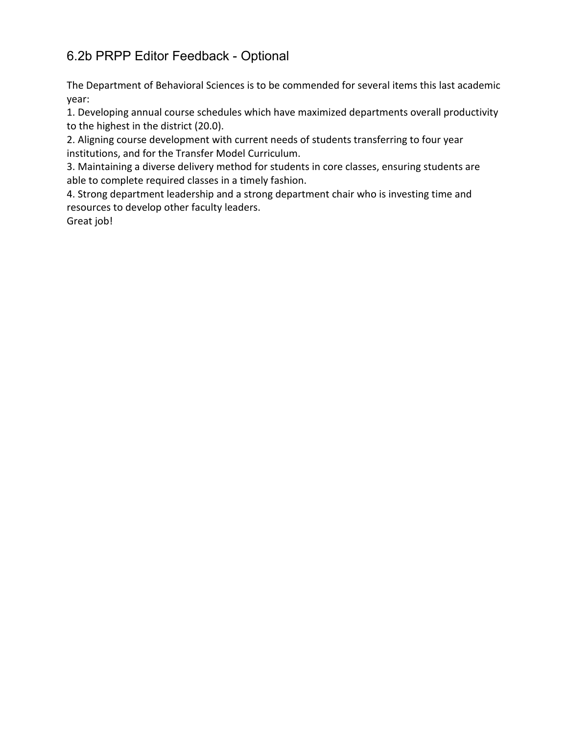## 6.2b PRPP Editor Feedback - Optional

The Department of Behavioral Sciences is to be commended for several items this last academic year:

1. Developing annual course schedules which have maximized departments overall productivity to the highest in the district (20.0).
2. Aligning course development with current needs of students transferring to four year institutions, and for the Transfer Model Curriculum.
3. Maintaining a diverse delivery method for students in core classes, ensuring students are able to complete required classes in a timely fashion.
4. Strong department leadership and a strong department chair who is investing time and resources to develop other faculty leaders.

Great job!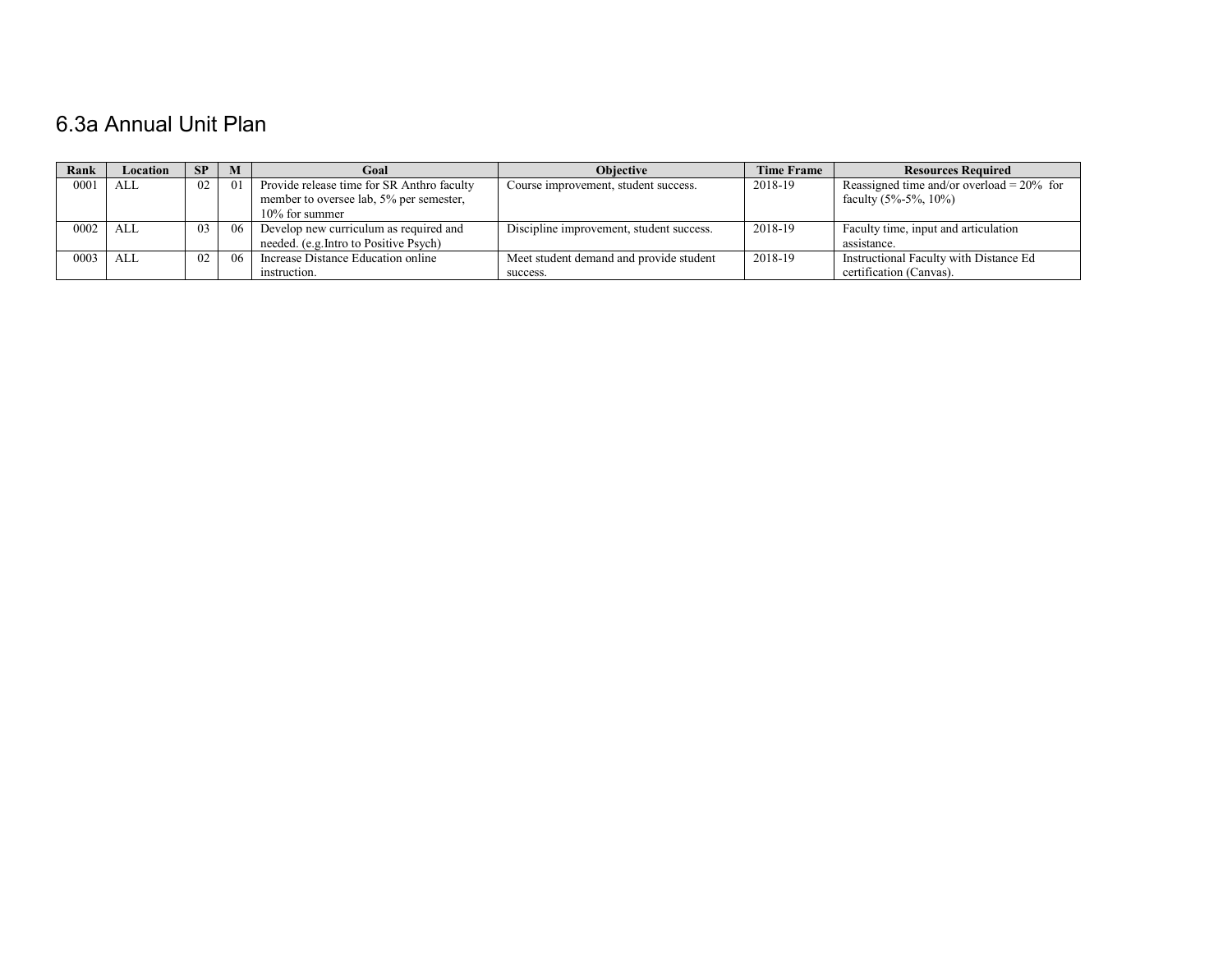# 6.3a Annual Unit Plan

| Rank | Location | SP | M | Goal | Objective | Time Frame | Resources Required |
|---|---|---|---|---|---|---|---|
| 0001 | ALL | 02 | 01 | Provide release time for SR Anthro faculty member to oversee lab, 5% per semester, 10% for summer | Course improvement, student success. | 2018-19 | Reassigned time and/or overload = 20% for faculty (5%-5%, 10%) |
| 0002 | ALL | 03 | 06 | Develop new curriculum as required and needed. (e.g.Intro to Positive Psych) | Discipline improvement, student success. | 2018-19 | Faculty time, input and articulation assistance. |
| 0003 | ALL | 02 | 06 | Increase Distance Education online instruction. | Meet student demand and provide student success. | 2018-19 | Instructional Faculty with Distance Ed certification (Canvas). |